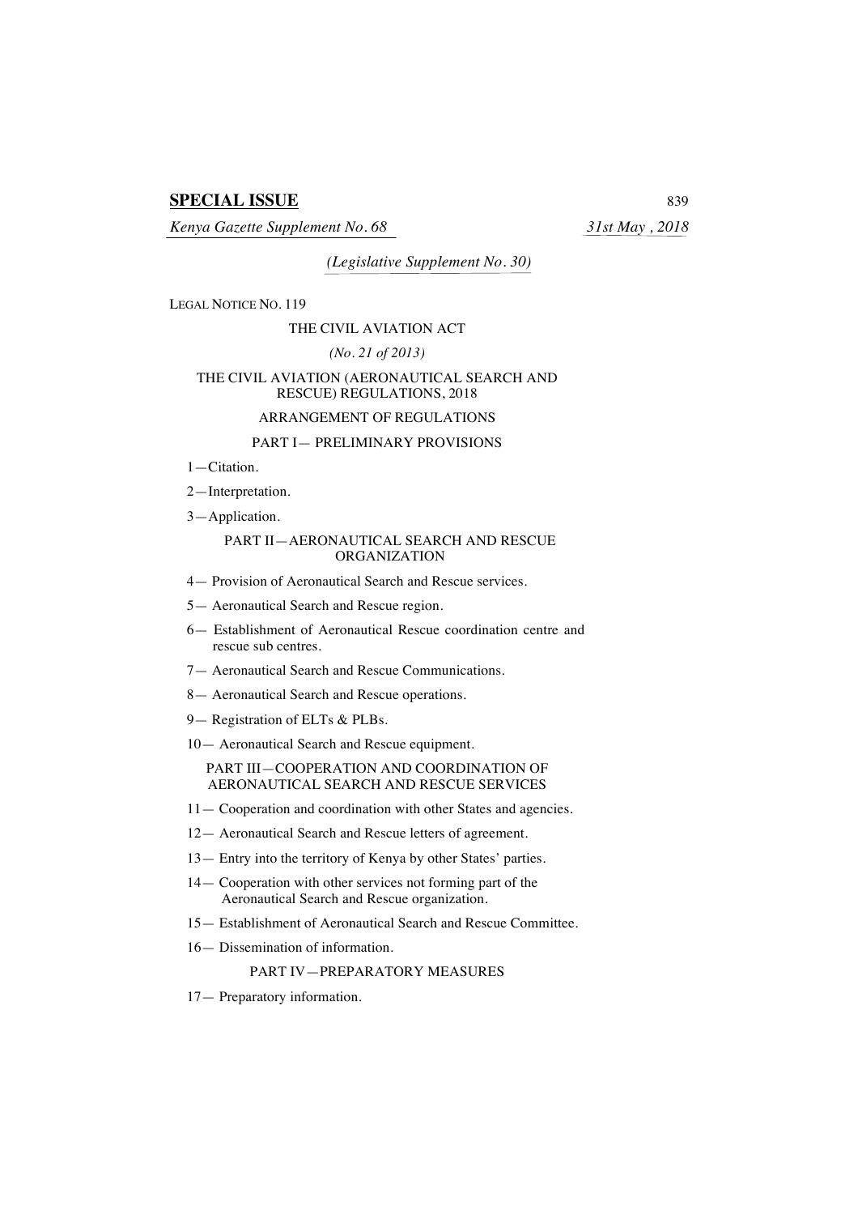**SPECIAL ISSUE**

*Kenya Gazette Supplement No. 68* *31st May , 2018*

*(Legislative Supplement No. 30)*

LEGAL NOTICE NO. 119

THE CIVIL AVIATION ACT

*(No. 21 of 2013)*

THE CIVIL AVIATION (AERONAUTICAL SEARCH AND RESCUE) REGULATIONS, 2018

ARRANGEMENT OF REGULATIONS

PART I— PRELIMINARY PROVISIONS

1—Citation.

2—Interpretation.

3—Application.

PART II—AERONAUTICAL SEARCH AND RESCUE ORGANIZATION

4— Provision of Aeronautical Search and Rescue services.

5— Aeronautical Search and Rescue region.

6— Establishment of Aeronautical Rescue coordination centre and rescue sub centres.

7— Aeronautical Search and Rescue Communications.

8— Aeronautical Search and Rescue operations.

9— Registration of ELTs & PLBs.

10— Aeronautical Search and Rescue equipment.

PART III—COOPERATION AND COORDINATION OF AERONAUTICAL SEARCH AND RESCUE SERVICES

11— Cooperation and coordination with other States and agencies.

12— Aeronautical Search and Rescue letters of agreement.

13— Entry into the territory of Kenya by other States' parties.

14— Cooperation with other services not forming part of the Aeronautical Search and Rescue organization.

15— Establishment of Aeronautical Search and Rescue Committee.

16— Dissemination of information.

PART IV—PREPARATORY MEASURES

17— Preparatory information.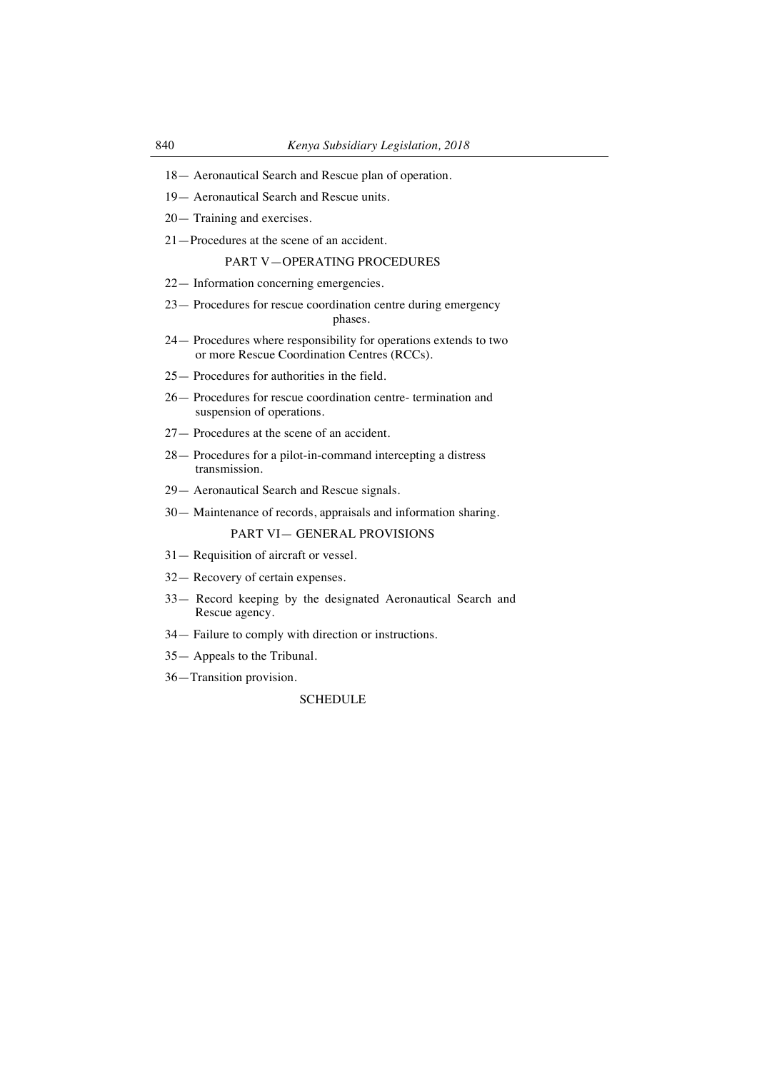18— Aeronautical Search and Rescue plan of operation.

19— Aeronautical Search and Rescue units.

20— Training and exercises.

21—Procedures at the scene of an accident.

PART V—OPERATING PROCEDURES

22— Information concerning emergencies.

23— Procedures for rescue coordination centre during emergency phases.

24— Procedures where responsibility for operations extends to two or more Rescue Coordination Centres (RCCs).

25— Procedures for authorities in the field.

26— Procedures for rescue coordination centre- termination and suspension of operations.

27— Procedures at the scene of an accident.

28— Procedures for a pilot-in-command intercepting a distress transmission.

29— Aeronautical Search and Rescue signals.

30— Maintenance of records, appraisals and information sharing.

PART VI— GENERAL PROVISIONS

31— Requisition of aircraft or vessel.

32— Recovery of certain expenses.

33— Record keeping by the designated Aeronautical Search and Rescue agency.

34— Failure to comply with direction or instructions.

35— Appeals to the Tribunal.

36—Transition provision.

SCHEDULE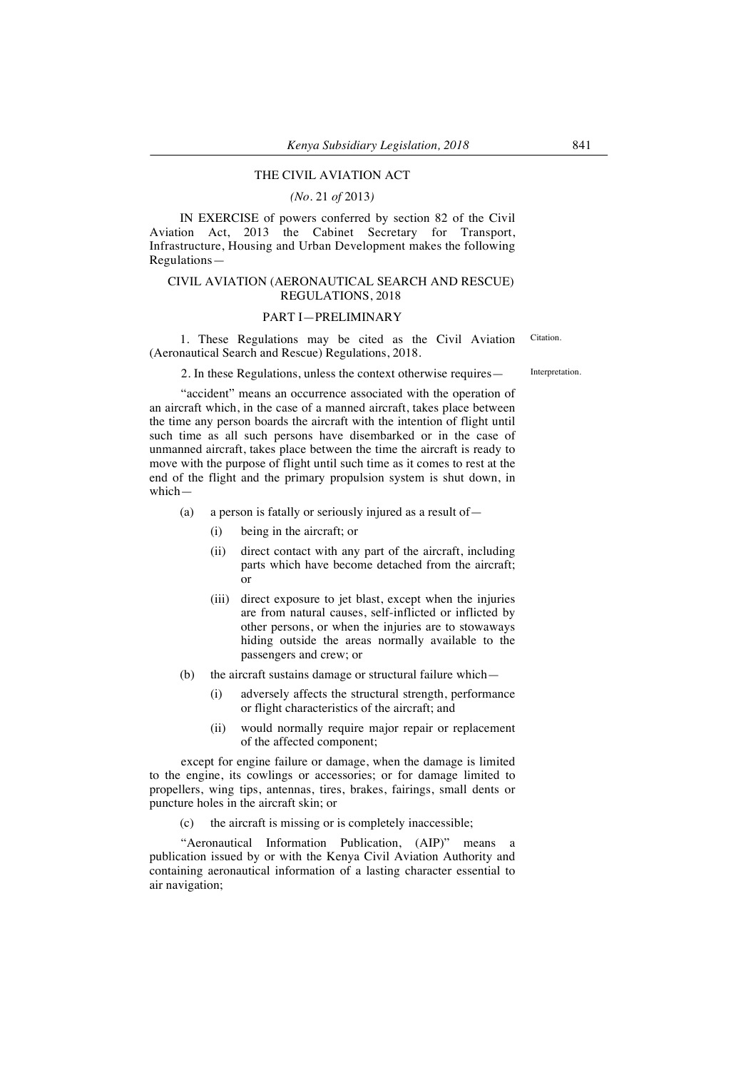## THE CIVIL AVIATION ACT

*(No.* 21 *of* 2013*)*

IN EXERCISE of powers conferred by section 82 of the Civil Aviation Act, 2013 the Cabinet Secretary for Transport, Infrastructure, Housing and Urban Development makes the following Regulations—

## CIVIL AVIATION (AERONAUTICAL SEARCH AND RESCUE) REGULATIONS, 2018

### PART I—PRELIMINARY

Citation.

1. These Regulations may be cited as the Civil Aviation (Aeronautical Search and Rescue) Regulations, 2018.

Interpretation.

2. In these Regulations, unless the context otherwise requires—

"accident" means an occurrence associated with the operation of an aircraft which, in the case of a manned aircraft, takes place between the time any person boards the aircraft with the intention of flight until such time as all such persons have disembarked or in the case of unmanned aircraft, takes place between the time the aircraft is ready to move with the purpose of flight until such time as it comes to rest at the end of the flight and the primary propulsion system is shut down, in which—

- (a) a person is fatally or seriously injured as a result of—
  - (i) being in the aircraft; or
  - (ii) direct contact with any part of the aircraft, including parts which have become detached from the aircraft; or
  - (iii) direct exposure to jet blast, except when the injuries are from natural causes, self-inflicted or inflicted by other persons, or when the injuries are to stowaways hiding outside the areas normally available to the passengers and crew; or
- (b) the aircraft sustains damage or structural failure which—
  - (i) adversely affects the structural strength, performance or flight characteristics of the aircraft; and
  - (ii) would normally require major repair or replacement of the affected component;

except for engine failure or damage, when the damage is limited to the engine, its cowlings or accessories; or for damage limited to propellers, wing tips, antennas, tires, brakes, fairings, small dents or puncture holes in the aircraft skin; or

- (c) the aircraft is missing or is completely inaccessible;

"Aeronautical Information Publication, (AIP)" means a publication issued by or with the Kenya Civil Aviation Authority and containing aeronautical information of a lasting character essential to air navigation;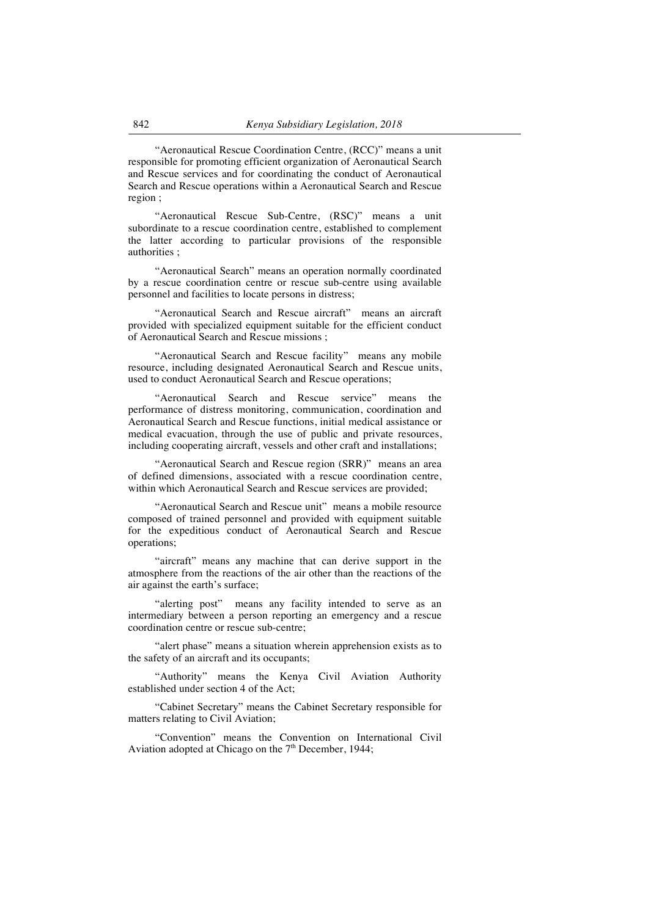"Aeronautical Rescue Coordination Centre, (RCC)" means a unit responsible for promoting efficient organization of Aeronautical Search and Rescue services and for coordinating the conduct of Aeronautical Search and Rescue operations within a Aeronautical Search and Rescue region ;

"Aeronautical Rescue Sub-Centre, (RSC)" means a unit subordinate to a rescue coordination centre, established to complement the latter according to particular provisions of the responsible authorities ;

"Aeronautical Search" means an operation normally coordinated by a rescue coordination centre or rescue sub-centre using available personnel and facilities to locate persons in distress;

"Aeronautical Search and Rescue aircraft" means an aircraft provided with specialized equipment suitable for the efficient conduct of Aeronautical Search and Rescue missions ;

"Aeronautical Search and Rescue facility" means any mobile resource, including designated Aeronautical Search and Rescue units, used to conduct Aeronautical Search and Rescue operations;

"Aeronautical Search and Rescue service" means the performance of distress monitoring, communication, coordination and Aeronautical Search and Rescue functions, initial medical assistance or medical evacuation, through the use of public and private resources, including cooperating aircraft, vessels and other craft and installations;

"Aeronautical Search and Rescue region (SRR)" means an area of defined dimensions, associated with a rescue coordination centre, within which Aeronautical Search and Rescue services are provided;

"Aeronautical Search and Rescue unit" means a mobile resource composed of trained personnel and provided with equipment suitable for the expeditious conduct of Aeronautical Search and Rescue operations;

"aircraft" means any machine that can derive support in the atmosphere from the reactions of the air other than the reactions of the air against the earth's surface;

"alerting post" means any facility intended to serve as an intermediary between a person reporting an emergency and a rescue coordination centre or rescue sub-centre;

"alert phase" means a situation wherein apprehension exists as to the safety of an aircraft and its occupants;

"Authority" means the Kenya Civil Aviation Authority established under section 4 of the Act;

"Cabinet Secretary" means the Cabinet Secretary responsible for matters relating to Civil Aviation;

"Convention" means the Convention on International Civil Aviation adopted at Chicago on the 7th December, 1944;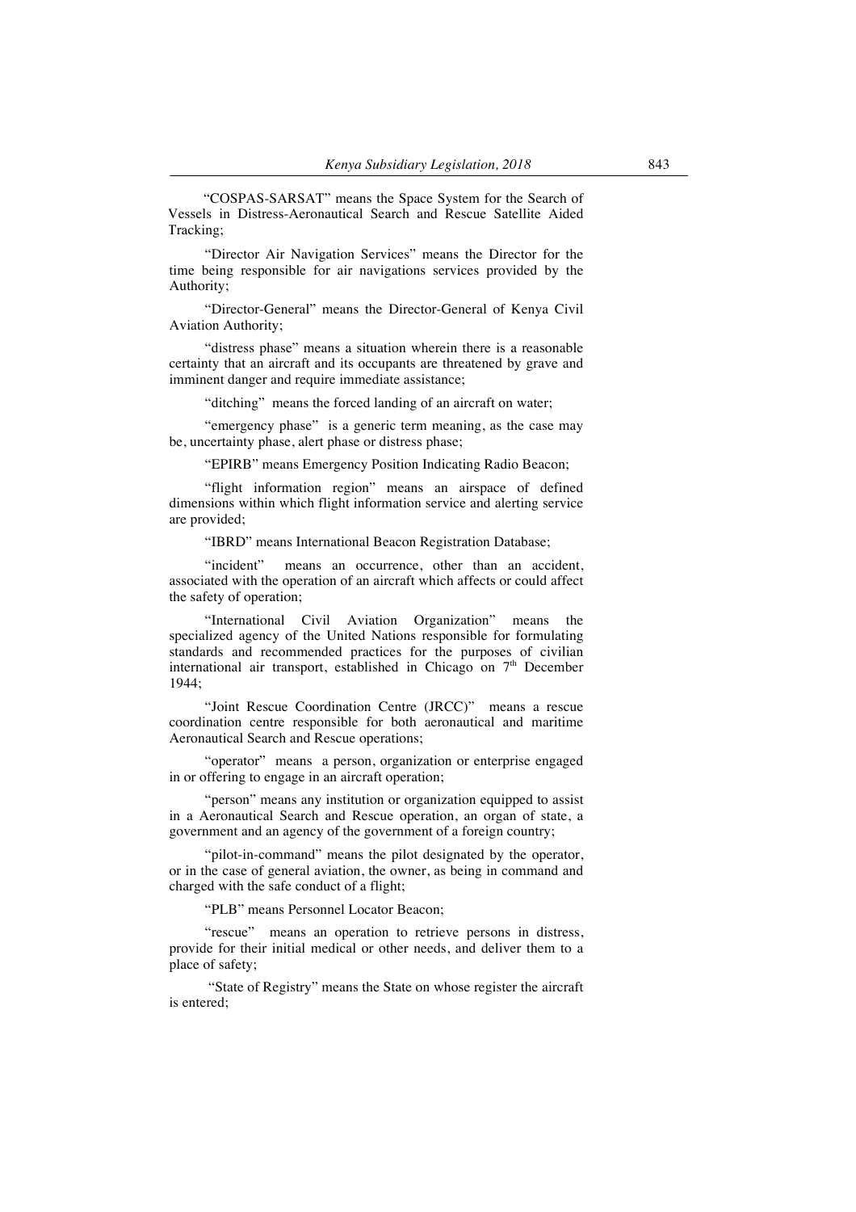"COSPAS-SARSAT" means the Space System for the Search of Vessels in Distress-Aeronautical Search and Rescue Satellite Aided Tracking;

"Director Air Navigation Services" means the Director for the time being responsible for air navigations services provided by the Authority;

"Director-General" means the Director-General of Kenya Civil Aviation Authority;

"distress phase" means a situation wherein there is a reasonable certainty that an aircraft and its occupants are threatened by grave and imminent danger and require immediate assistance;

"ditching" means the forced landing of an aircraft on water;

"emergency phase" is a generic term meaning, as the case may be, uncertainty phase, alert phase or distress phase;

"EPIRB" means Emergency Position Indicating Radio Beacon;

"flight information region" means an airspace of defined dimensions within which flight information service and alerting service are provided;

"IBRD" means International Beacon Registration Database;

"incident" means an occurrence, other than an accident, associated with the operation of an aircraft which affects or could affect the safety of operation;

"International Civil Aviation Organization" means the specialized agency of the United Nations responsible for formulating standards and recommended practices for the purposes of civilian international air transport, established in Chicago on 7th December 1944;

"Joint Rescue Coordination Centre (JRCC)" means a rescue coordination centre responsible for both aeronautical and maritime Aeronautical Search and Rescue operations;

"operator" means a person, organization or enterprise engaged in or offering to engage in an aircraft operation;

"person" means any institution or organization equipped to assist in a Aeronautical Search and Rescue operation, an organ of state, a government and an agency of the government of a foreign country;

"pilot-in-command" means the pilot designated by the operator, or in the case of general aviation, the owner, as being in command and charged with the safe conduct of a flight;

"PLB" means Personnel Locator Beacon;

"rescue" means an operation to retrieve persons in distress, provide for their initial medical or other needs, and deliver them to a place of safety;

"State of Registry" means the State on whose register the aircraft is entered;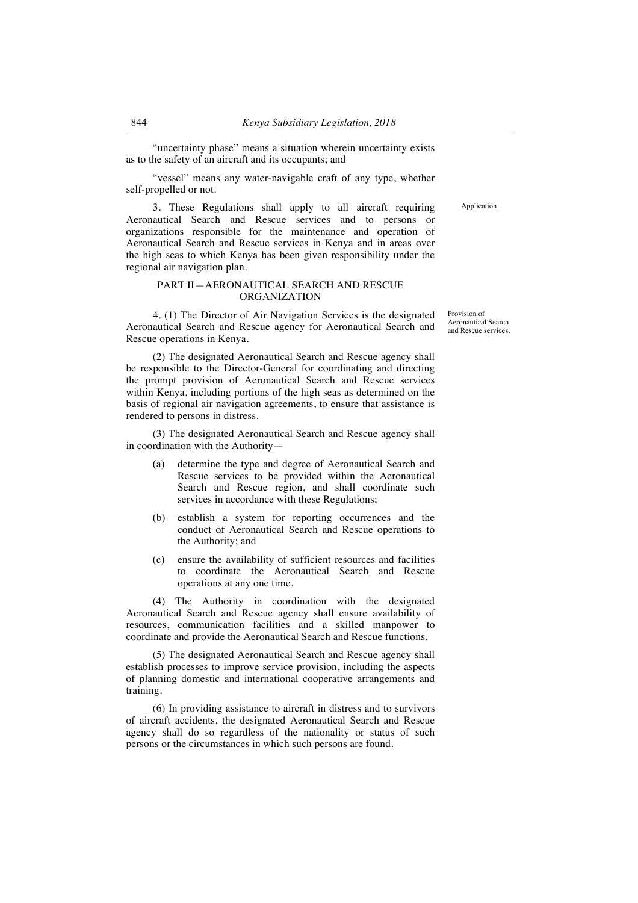"uncertainty phase" means a situation wherein uncertainty exists as to the safety of an aircraft and its occupants; and

"vessel" means any water-navigable craft of any type, whether self-propelled or not.

Application.

3. These Regulations shall apply to all aircraft requiring Aeronautical Search and Rescue services and to persons or organizations responsible for the maintenance and operation of Aeronautical Search and Rescue services in Kenya and in areas over the high seas to which Kenya has been given responsibility under the regional air navigation plan.

## PART II—AERONAUTICAL SEARCH AND RESCUE ORGANIZATION

Provision of Aeronautical Search and Rescue services.

4. (1) The Director of Air Navigation Services is the designated Aeronautical Search and Rescue agency for Aeronautical Search and Rescue operations in Kenya.

(2) The designated Aeronautical Search and Rescue agency shall be responsible to the Director-General for coordinating and directing the prompt provision of Aeronautical Search and Rescue services within Kenya, including portions of the high seas as determined on the basis of regional air navigation agreements, to ensure that assistance is rendered to persons in distress.

(3) The designated Aeronautical Search and Rescue agency shall in coordination with the Authority—

- (a) determine the type and degree of Aeronautical Search and Rescue services to be provided within the Aeronautical Search and Rescue region, and shall coordinate such services in accordance with these Regulations;
- (b) establish a system for reporting occurrences and the conduct of Aeronautical Search and Rescue operations to the Authority; and
- (c) ensure the availability of sufficient resources and facilities to coordinate the Aeronautical Search and Rescue operations at any one time.

(4) The Authority in coordination with the designated Aeronautical Search and Rescue agency shall ensure availability of resources, communication facilities and a skilled manpower to coordinate and provide the Aeronautical Search and Rescue functions.

(5) The designated Aeronautical Search and Rescue agency shall establish processes to improve service provision, including the aspects of planning domestic and international cooperative arrangements and training.

(6) In providing assistance to aircraft in distress and to survivors of aircraft accidents, the designated Aeronautical Search and Rescue agency shall do so regardless of the nationality or status of such persons or the circumstances in which such persons are found.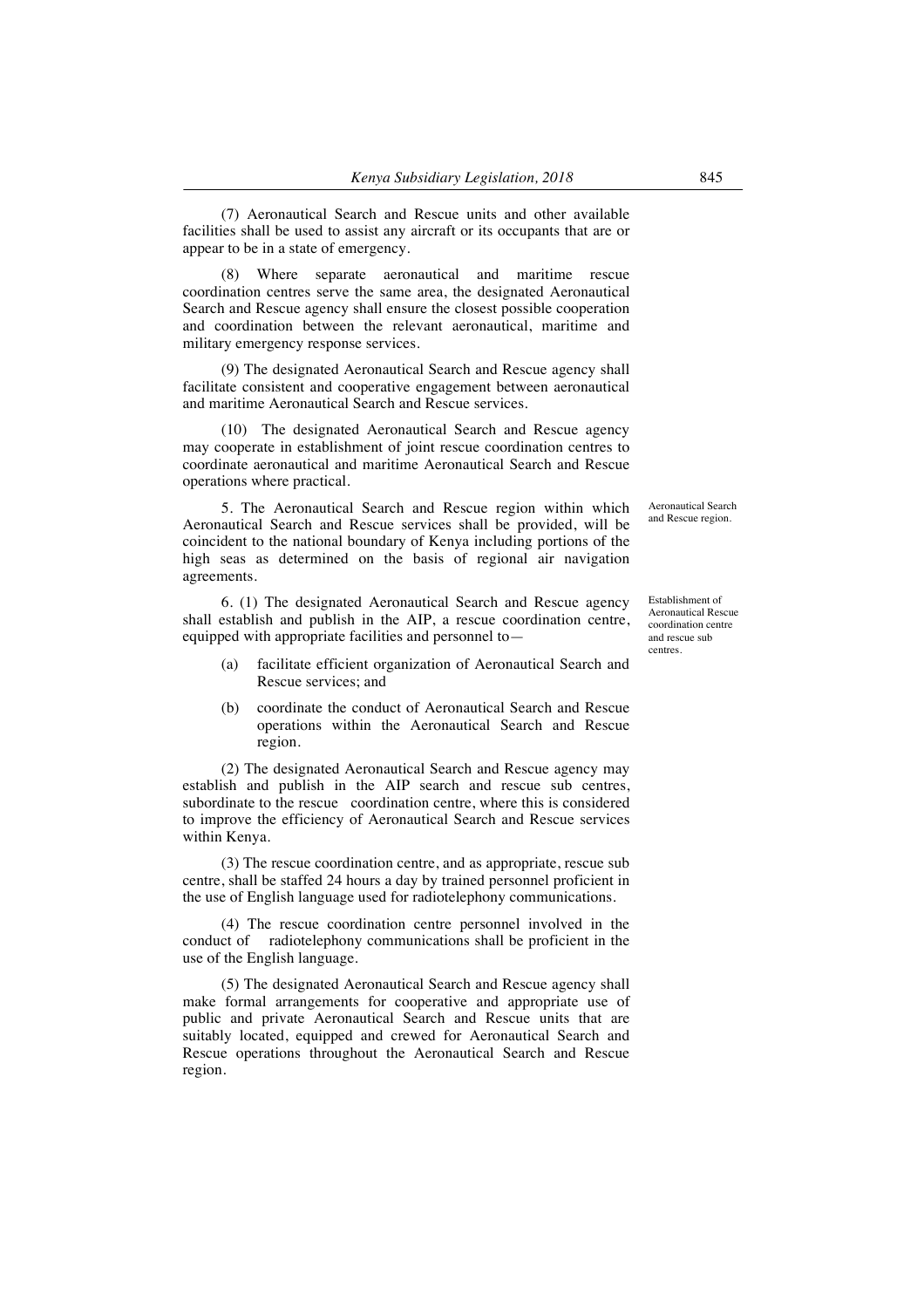(7) Aeronautical Search and Rescue units and other available facilities shall be used to assist any aircraft or its occupants that are or appear to be in a state of emergency.

(8) Where separate aeronautical and maritime rescue coordination centres serve the same area, the designated Aeronautical Search and Rescue agency shall ensure the closest possible cooperation and coordination between the relevant aeronautical, maritime and military emergency response services.

(9) The designated Aeronautical Search and Rescue agency shall facilitate consistent and cooperative engagement between aeronautical and maritime Aeronautical Search and Rescue services.

(10) The designated Aeronautical Search and Rescue agency may cooperate in establishment of joint rescue coordination centres to coordinate aeronautical and maritime Aeronautical Search and Rescue operations where practical.

*Aeronautical Search and Rescue region.*

5. The Aeronautical Search and Rescue region within which Aeronautical Search and Rescue services shall be provided, will be coincident to the national boundary of Kenya including portions of the high seas as determined on the basis of regional air navigation agreements.

*Establishment of Aeronautical Rescue coordination centre and rescue sub centres.*

6. (1) The designated Aeronautical Search and Rescue agency shall establish and publish in the AIP, a rescue coordination centre, equipped with appropriate facilities and personnel to—

(a) facilitate efficient organization of Aeronautical Search and Rescue services; and

(b) coordinate the conduct of Aeronautical Search and Rescue operations within the Aeronautical Search and Rescue region.

(2) The designated Aeronautical Search and Rescue agency may establish and publish in the AIP search and rescue sub centres, subordinate to the rescue coordination centre, where this is considered to improve the efficiency of Aeronautical Search and Rescue services within Kenya.

(3) The rescue coordination centre, and as appropriate, rescue sub centre, shall be staffed 24 hours a day by trained personnel proficient in the use of English language used for radiotelephony communications.

(4) The rescue coordination centre personnel involved in the conduct of radiotelephony communications shall be proficient in the use of the English language.

(5) The designated Aeronautical Search and Rescue agency shall make formal arrangements for cooperative and appropriate use of public and private Aeronautical Search and Rescue units that are suitably located, equipped and crewed for Aeronautical Search and Rescue operations throughout the Aeronautical Search and Rescue region.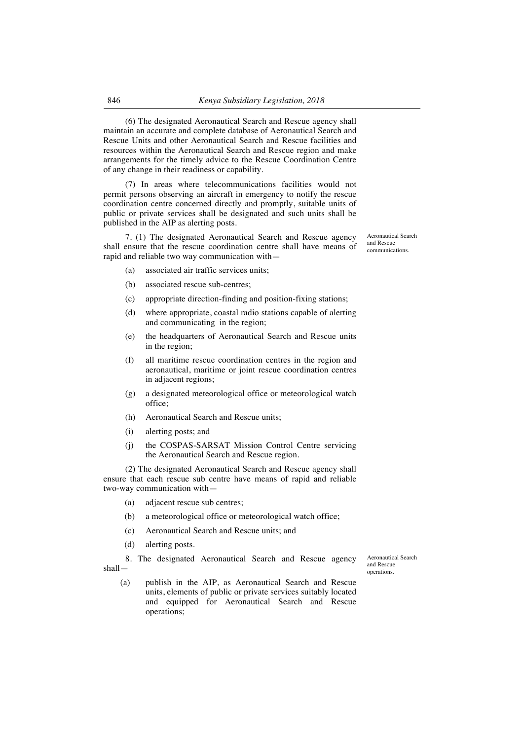(6) The designated Aeronautical Search and Rescue agency shall maintain an accurate and complete database of Aeronautical Search and Rescue Units and other Aeronautical Search and Rescue facilities and resources within the Aeronautical Search and Rescue region and make arrangements for the timely advice to the Rescue Coordination Centre of any change in their readiness or capability.

(7) In areas where telecommunications facilities would not permit persons observing an aircraft in emergency to notify the rescue coordination centre concerned directly and promptly, suitable units of public or private services shall be designated and such units shall be published in the AIP as alerting posts.

*Aeronautical Search and Rescue communications.*

7. (1) The designated Aeronautical Search and Rescue agency shall ensure that the rescue coordination centre shall have means of rapid and reliable two way communication with—

(a) associated air traffic services units;

(b) associated rescue sub-centres;

(c) appropriate direction-finding and position-fixing stations;

(d) where appropriate, coastal radio stations capable of alerting and communicating in the region;

(e) the headquarters of Aeronautical Search and Rescue units in the region;

(f) all maritime rescue coordination centres in the region and aeronautical, maritime or joint rescue coordination centres in adjacent regions;

(g) a designated meteorological office or meteorological watch office;

(h) Aeronautical Search and Rescue units;

(i) alerting posts; and

(j) the COSPAS-SARSAT Mission Control Centre servicing the Aeronautical Search and Rescue region.

(2) The designated Aeronautical Search and Rescue agency shall ensure that each rescue sub centre have means of rapid and reliable two-way communication with—

(a) adjacent rescue sub centres;

(b) a meteorological office or meteorological watch office;

(c) Aeronautical Search and Rescue units; and

(d) alerting posts.

*Aeronautical Search and Rescue operations.*

8. The designated Aeronautical Search and Rescue agency shall—

(a) publish in the AIP, as Aeronautical Search and Rescue units, elements of public or private services suitably located and equipped for Aeronautical Search and Rescue operations;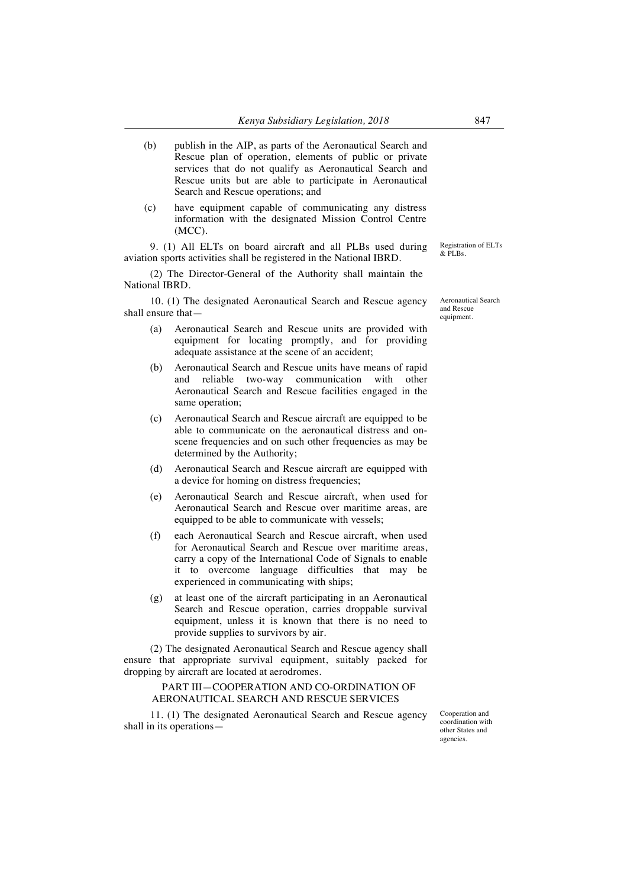(b) publish in the AIP, as parts of the Aeronautical Search and Rescue plan of operation, elements of public or private services that do not qualify as Aeronautical Search and Rescue units but are able to participate in Aeronautical Search and Rescue operations; and

(c) have equipment capable of communicating any distress information with the designated Mission Control Centre (MCC).

*Registration of ELTs & PLBs.*

9. (1) All ELTs on board aircraft and all PLBs used during aviation sports activities shall be registered in the National IBRD.

(2) The Director-General of the Authority shall maintain the National IBRD.

*Aeronautical Search and Rescue equipment.*

10. (1) The designated Aeronautical Search and Rescue agency shall ensure that—

(a) Aeronautical Search and Rescue units are provided with equipment for locating promptly, and for providing adequate assistance at the scene of an accident;

(b) Aeronautical Search and Rescue units have means of rapid and reliable two-way communication with other Aeronautical Search and Rescue facilities engaged in the same operation;

(c) Aeronautical Search and Rescue aircraft are equipped to be able to communicate on the aeronautical distress and on-scene frequencies and on such other frequencies as may be determined by the Authority;

(d) Aeronautical Search and Rescue aircraft are equipped with a device for homing on distress frequencies;

(e) Aeronautical Search and Rescue aircraft, when used for Aeronautical Search and Rescue over maritime areas, are equipped to be able to communicate with vessels;

(f) each Aeronautical Search and Rescue aircraft, when used for Aeronautical Search and Rescue over maritime areas, carry a copy of the International Code of Signals to enable it to overcome language difficulties that may be experienced in communicating with ships;

(g) at least one of the aircraft participating in an Aeronautical Search and Rescue operation, carries droppable survival equipment, unless it is known that there is no need to provide supplies to survivors by air.

(2) The designated Aeronautical Search and Rescue agency shall ensure that appropriate survival equipment, suitably packed for dropping by aircraft are located at aerodromes.

## PART III—COOPERATION AND CO-ORDINATION OF AERONAUTICAL SEARCH AND RESCUE SERVICES

*Cooperation and coordination with other States and agencies.*

11. (1) The designated Aeronautical Search and Rescue agency shall in its operations—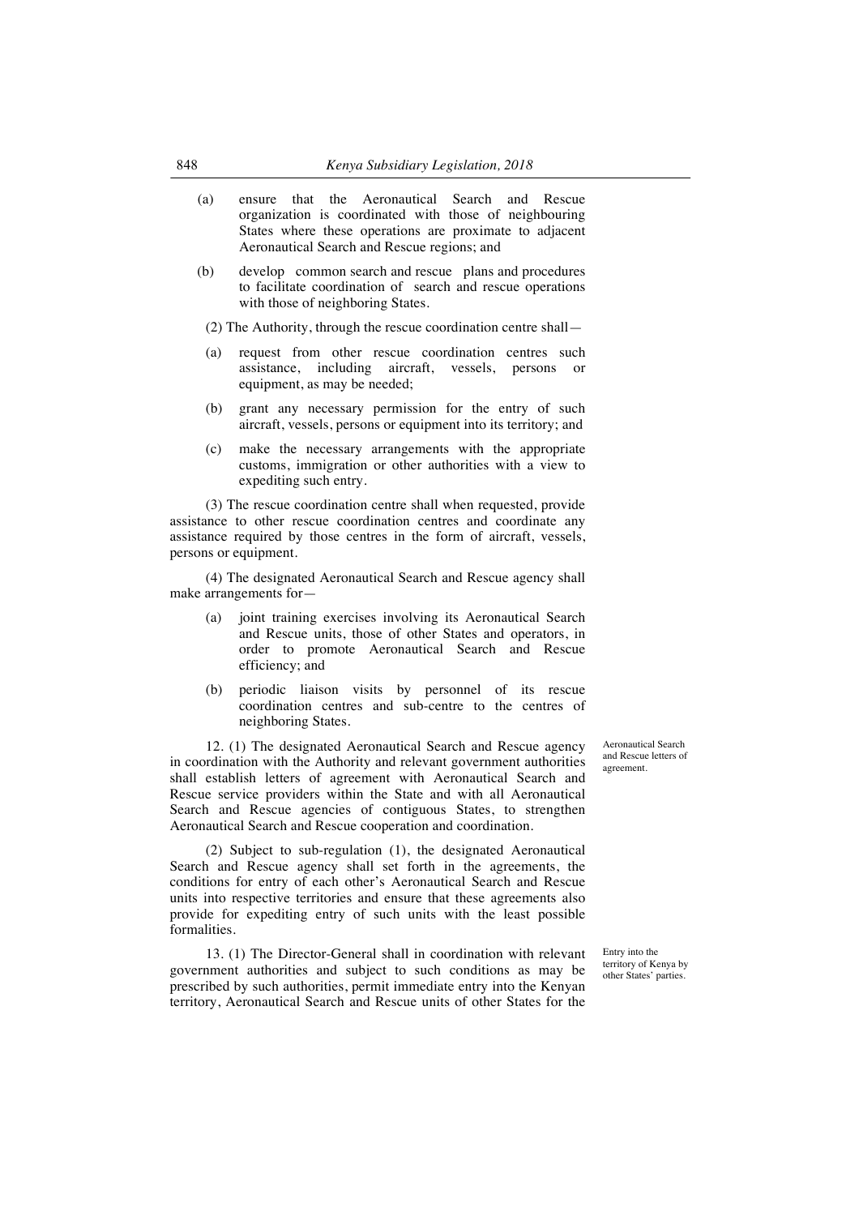(a) ensure that the Aeronautical Search and Rescue organization is coordinated with those of neighbouring States where these operations are proximate to adjacent Aeronautical Search and Rescue regions; and

(b) develop common search and rescue plans and procedures to facilitate coordination of search and rescue operations with those of neighboring States.

(2) The Authority, through the rescue coordination centre shall—

(a) request from other rescue coordination centres such assistance, including aircraft, vessels, persons or equipment, as may be needed;

(b) grant any necessary permission for the entry of such aircraft, vessels, persons or equipment into its territory; and

(c) make the necessary arrangements with the appropriate customs, immigration or other authorities with a view to expediting such entry.

(3) The rescue coordination centre shall when requested, provide assistance to other rescue coordination centres and coordinate any assistance required by those centres in the form of aircraft, vessels, persons or equipment.

(4) The designated Aeronautical Search and Rescue agency shall make arrangements for—

(a) joint training exercises involving its Aeronautical Search and Rescue units, those of other States and operators, in order to promote Aeronautical Search and Rescue efficiency; and

(b) periodic liaison visits by personnel of its rescue coordination centres and sub-centre to the centres of neighboring States.

*Aeronautical Search and Rescue letters of agreement.*

12. (1) The designated Aeronautical Search and Rescue agency in coordination with the Authority and relevant government authorities shall establish letters of agreement with Aeronautical Search and Rescue service providers within the State and with all Aeronautical Search and Rescue agencies of contiguous States, to strengthen Aeronautical Search and Rescue cooperation and coordination.

(2) Subject to sub-regulation (1), the designated Aeronautical Search and Rescue agency shall set forth in the agreements, the conditions for entry of each other's Aeronautical Search and Rescue units into respective territories and ensure that these agreements also provide for expediting entry of such units with the least possible formalities.

*Entry into the territory of Kenya by other States' parties.*

13. (1) The Director-General shall in coordination with relevant government authorities and subject to such conditions as may be prescribed by such authorities, permit immediate entry into the Kenyan territory, Aeronautical Search and Rescue units of other States for the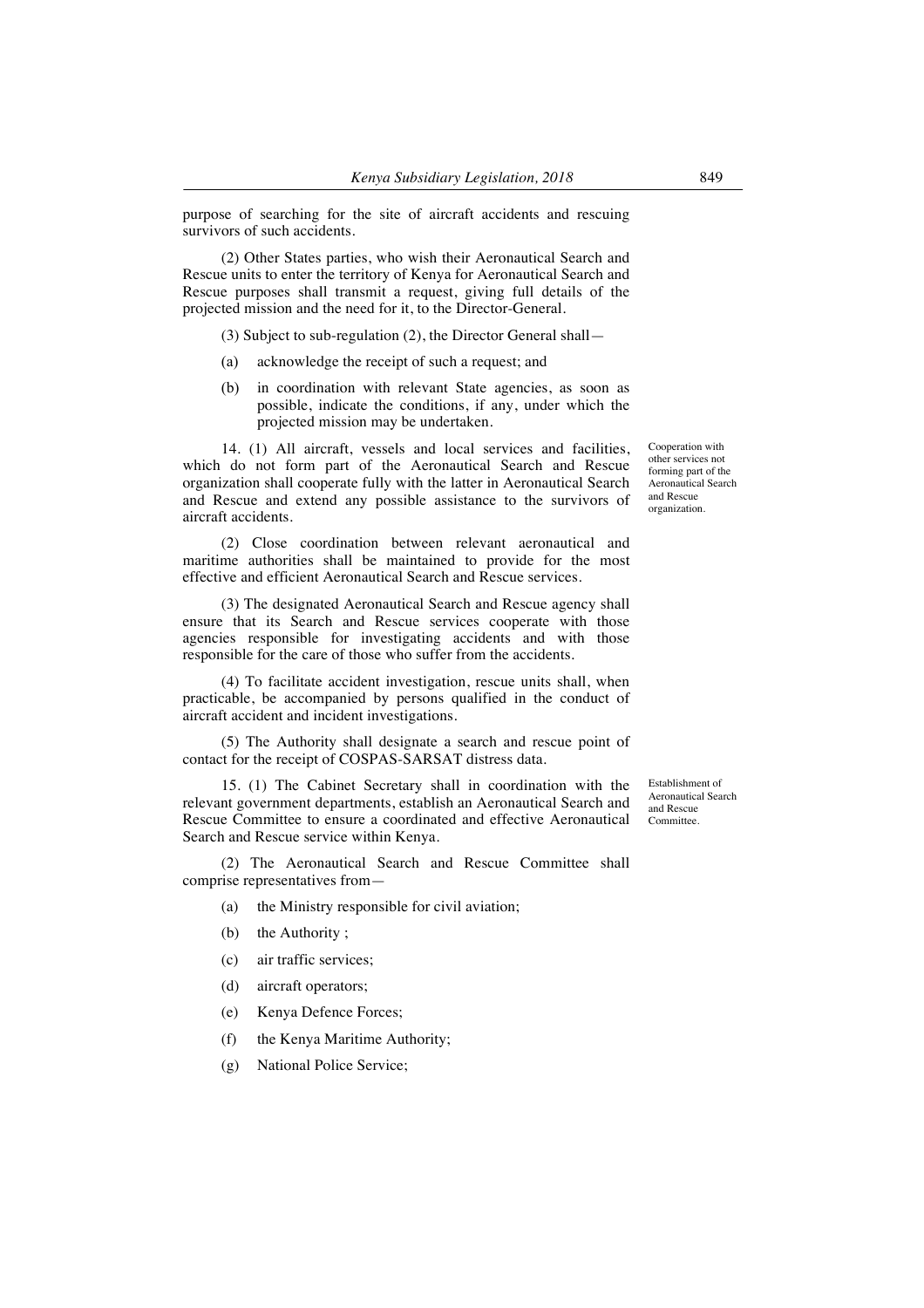purpose of searching for the site of aircraft accidents and rescuing survivors of such accidents.

(2) Other States parties, who wish their Aeronautical Search and Rescue units to enter the territory of Kenya for Aeronautical Search and Rescue purposes shall transmit a request, giving full details of the projected mission and the need for it, to the Director-General.

(3) Subject to sub-regulation (2), the Director General shall—

(a) acknowledge the receipt of such a request; and

(b) in coordination with relevant State agencies, as soon as possible, indicate the conditions, if any, under which the projected mission may be undertaken.

*Cooperation with other services not forming part of the Aeronautical Search and Rescue organization.*

14. (1) All aircraft, vessels and local services and facilities, which do not form part of the Aeronautical Search and Rescue organization shall cooperate fully with the latter in Aeronautical Search and Rescue and extend any possible assistance to the survivors of aircraft accidents.

(2) Close coordination between relevant aeronautical and maritime authorities shall be maintained to provide for the most effective and efficient Aeronautical Search and Rescue services.

(3) The designated Aeronautical Search and Rescue agency shall ensure that its Search and Rescue services cooperate with those agencies responsible for investigating accidents and with those responsible for the care of those who suffer from the accidents.

(4) To facilitate accident investigation, rescue units shall, when practicable, be accompanied by persons qualified in the conduct of aircraft accident and incident investigations.

(5) The Authority shall designate a search and rescue point of contact for the receipt of COSPAS-SARSAT distress data.

*Establishment of Aeronautical Search and Rescue Committee.*

15. (1) The Cabinet Secretary shall in coordination with the relevant government departments, establish an Aeronautical Search and Rescue Committee to ensure a coordinated and effective Aeronautical Search and Rescue service within Kenya.

(2) The Aeronautical Search and Rescue Committee shall comprise representatives from—

(a) the Ministry responsible for civil aviation;

(b) the Authority ;

(c) air traffic services;

(d) aircraft operators;

(e) Kenya Defence Forces;

(f) the Kenya Maritime Authority;

(g) National Police Service;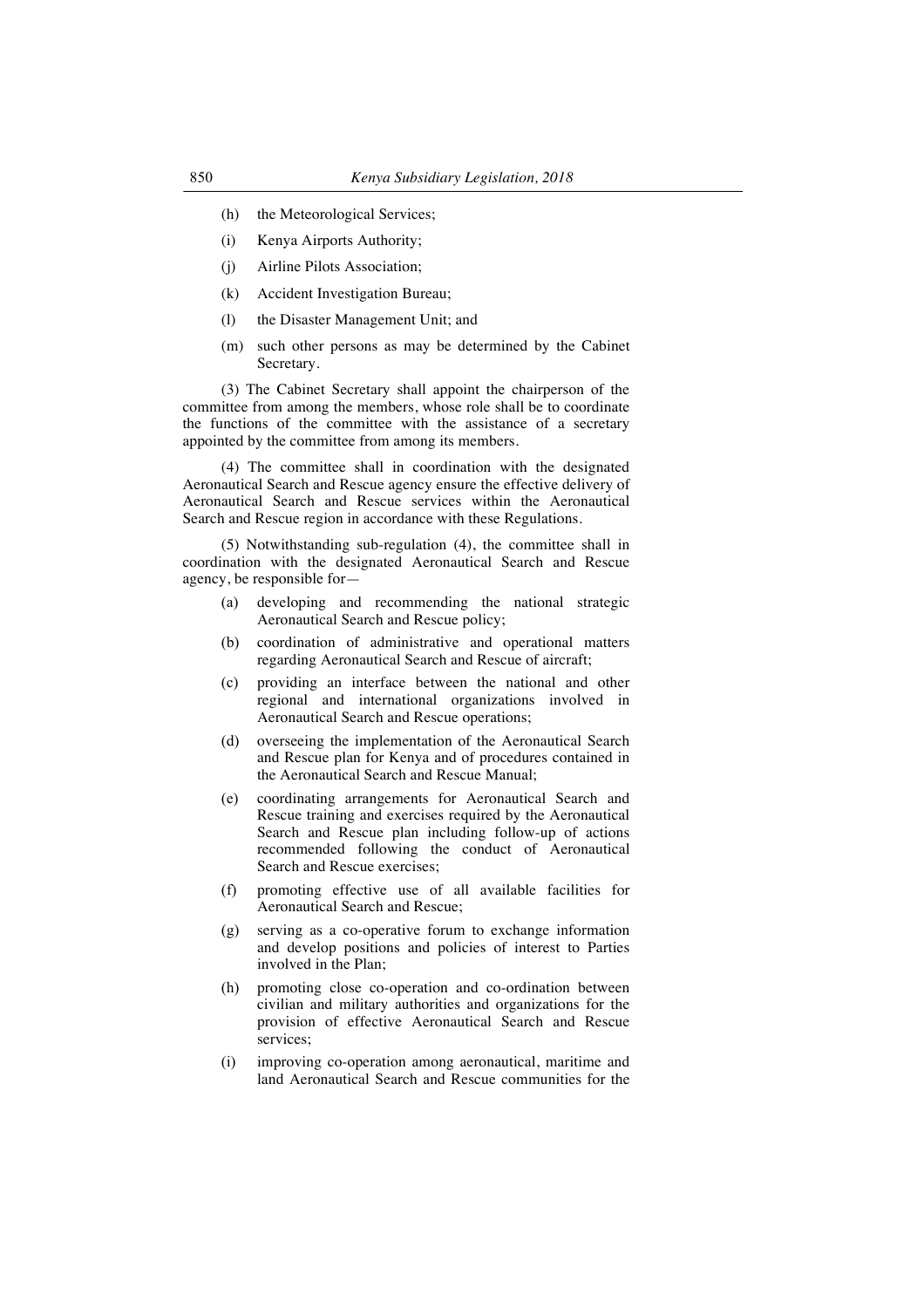(h) the Meteorological Services;

(i) Kenya Airports Authority;

(j) Airline Pilots Association;

(k) Accident Investigation Bureau;

(l) the Disaster Management Unit; and

(m) such other persons as may be determined by the Cabinet Secretary.

(3) The Cabinet Secretary shall appoint the chairperson of the committee from among the members, whose role shall be to coordinate the functions of the committee with the assistance of a secretary appointed by the committee from among its members.

(4) The committee shall in coordination with the designated Aeronautical Search and Rescue agency ensure the effective delivery of Aeronautical Search and Rescue services within the Aeronautical Search and Rescue region in accordance with these Regulations.

(5) Notwithstanding sub-regulation (4), the committee shall in coordination with the designated Aeronautical Search and Rescue agency, be responsible for—

(a) developing and recommending the national strategic Aeronautical Search and Rescue policy;

(b) coordination of administrative and operational matters regarding Aeronautical Search and Rescue of aircraft;

(c) providing an interface between the national and other regional and international organizations involved in Aeronautical Search and Rescue operations;

(d) overseeing the implementation of the Aeronautical Search and Rescue plan for Kenya and of procedures contained in the Aeronautical Search and Rescue Manual;

(e) coordinating arrangements for Aeronautical Search and Rescue training and exercises required by the Aeronautical Search and Rescue plan including follow-up of actions recommended following the conduct of Aeronautical Search and Rescue exercises;

(f) promoting effective use of all available facilities for Aeronautical Search and Rescue;

(g) serving as a co-operative forum to exchange information and develop positions and policies of interest to Parties involved in the Plan;

(h) promoting close co-operation and co-ordination between civilian and military authorities and organizations for the provision of effective Aeronautical Search and Rescue services;

(i) improving co-operation among aeronautical, maritime and land Aeronautical Search and Rescue communities for the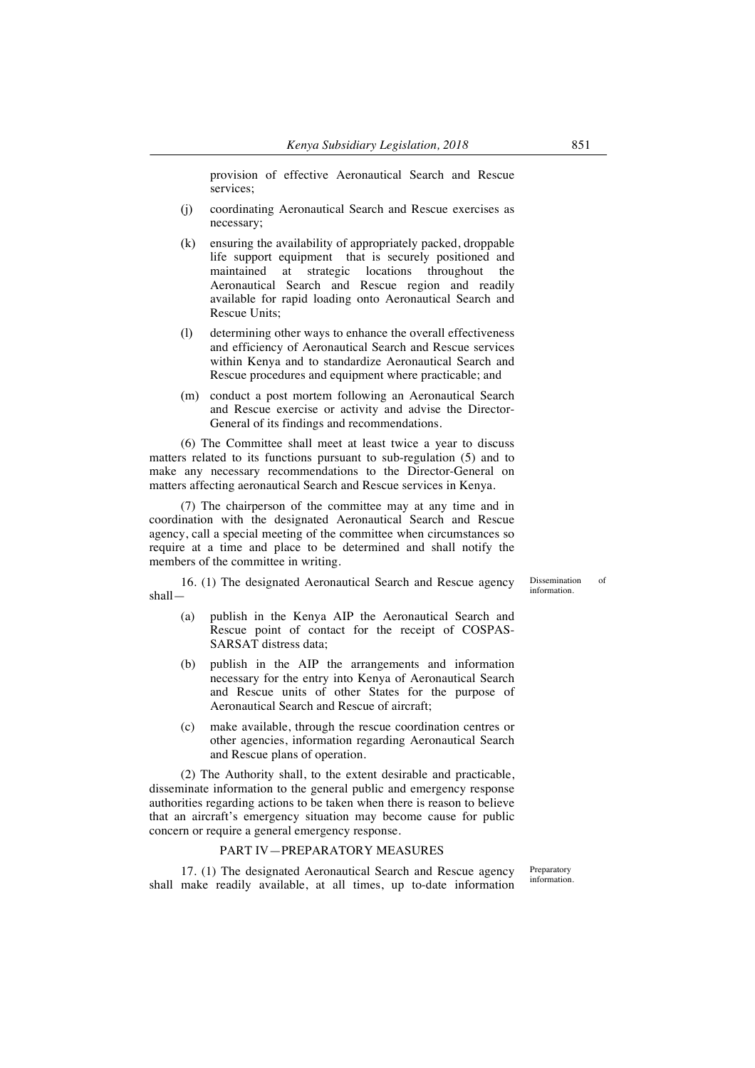provision of effective Aeronautical Search and Rescue services;

(j) coordinating Aeronautical Search and Rescue exercises as necessary;

(k) ensuring the availability of appropriately packed, droppable life support equipment that is securely positioned and maintained at strategic locations throughout the Aeronautical Search and Rescue region and readily available for rapid loading onto Aeronautical Search and Rescue Units;

(l) determining other ways to enhance the overall effectiveness and efficiency of Aeronautical Search and Rescue services within Kenya and to standardize Aeronautical Search and Rescue procedures and equipment where practicable; and

(m) conduct a post mortem following an Aeronautical Search and Rescue exercise or activity and advise the Director-General of its findings and recommendations.

(6) The Committee shall meet at least twice a year to discuss matters related to its functions pursuant to sub-regulation (5) and to make any necessary recommendations to the Director-General on matters affecting aeronautical Search and Rescue services in Kenya.

(7) The chairperson of the committee may at any time and in coordination with the designated Aeronautical Search and Rescue agency, call a special meeting of the committee when circumstances so require at a time and place to be determined and shall notify the members of the committee in writing.

Dissemination of information.

16. (1) The designated Aeronautical Search and Rescue agency shall—

(a) publish in the Kenya AIP the Aeronautical Search and Rescue point of contact for the receipt of COSPAS-SARSAT distress data;

(b) publish in the AIP the arrangements and information necessary for the entry into Kenya of Aeronautical Search and Rescue units of other States for the purpose of Aeronautical Search and Rescue of aircraft;

(c) make available, through the rescue coordination centres or other agencies, information regarding Aeronautical Search and Rescue plans of operation.

(2) The Authority shall, to the extent desirable and practicable, disseminate information to the general public and emergency response authorities regarding actions to be taken when there is reason to believe that an aircraft's emergency situation may become cause for public concern or require a general emergency response.

## PART IV—PREPARATORY MEASURES

Preparatory information.

17. (1) The designated Aeronautical Search and Rescue agency shall make readily available, at all times, up to-date information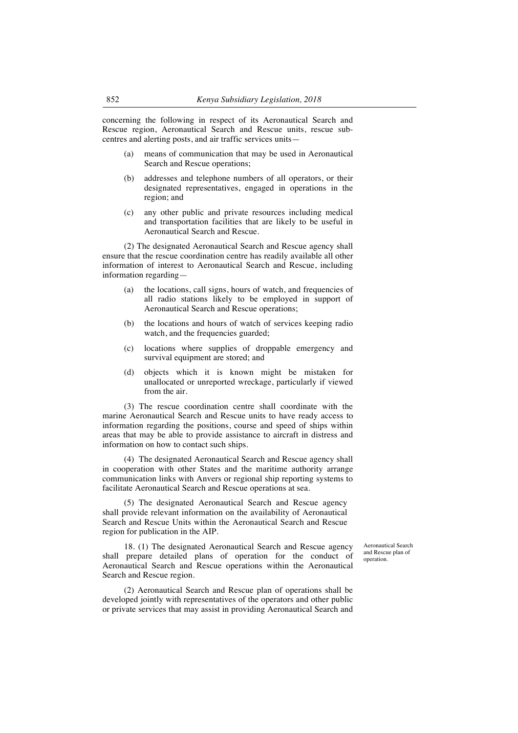concerning the following in respect of its Aeronautical Search and Rescue region, Aeronautical Search and Rescue units, rescue sub-centres and alerting posts, and air traffic services units—

(a) means of communication that may be used in Aeronautical Search and Rescue operations;

(b) addresses and telephone numbers of all operators, or their designated representatives, engaged in operations in the region; and

(c) any other public and private resources including medical and transportation facilities that are likely to be useful in Aeronautical Search and Rescue.

(2) The designated Aeronautical Search and Rescue agency shall ensure that the rescue coordination centre has readily available all other information of interest to Aeronautical Search and Rescue, including information regarding—

(a) the locations, call signs, hours of watch, and frequencies of all radio stations likely to be employed in support of Aeronautical Search and Rescue operations;

(b) the locations and hours of watch of services keeping radio watch, and the frequencies guarded;

(c) locations where supplies of droppable emergency and survival equipment are stored; and

(d) objects which it is known might be mistaken for unallocated or unreported wreckage, particularly if viewed from the air.

(3) The rescue coordination centre shall coordinate with the marine Aeronautical Search and Rescue units to have ready access to information regarding the positions, course and speed of ships within areas that may be able to provide assistance to aircraft in distress and information on how to contact such ships.

(4) The designated Aeronautical Search and Rescue agency shall in cooperation with other States and the maritime authority arrange communication links with Anvers or regional ship reporting systems to facilitate Aeronautical Search and Rescue operations at sea.

(5) The designated Aeronautical Search and Rescue agency shall provide relevant information on the availability of Aeronautical Search and Rescue Units within the Aeronautical Search and Rescue region for publication in the AIP.

*Aeronautical Search and Rescue plan of operation.*

18. (1) The designated Aeronautical Search and Rescue agency shall prepare detailed plans of operation for the conduct of Aeronautical Search and Rescue operations within the Aeronautical Search and Rescue region.

(2) Aeronautical Search and Rescue plan of operations shall be developed jointly with representatives of the operators and other public or private services that may assist in providing Aeronautical Search and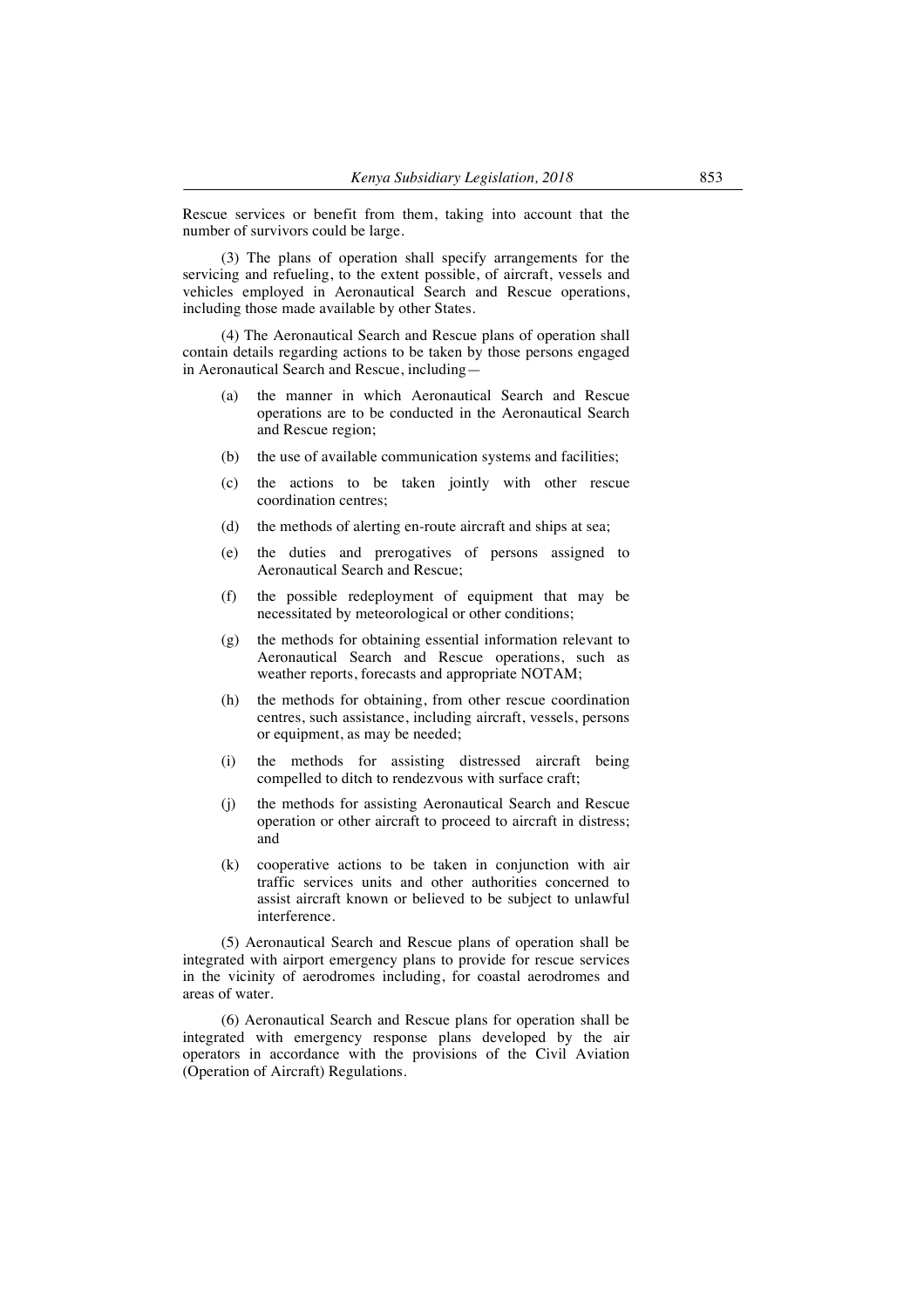Rescue services or benefit from them, taking into account that the number of survivors could be large.

(3) The plans of operation shall specify arrangements for the servicing and refueling, to the extent possible, of aircraft, vessels and vehicles employed in Aeronautical Search and Rescue operations, including those made available by other States.

(4) The Aeronautical Search and Rescue plans of operation shall contain details regarding actions to be taken by those persons engaged in Aeronautical Search and Rescue, including—

(a) the manner in which Aeronautical Search and Rescue operations are to be conducted in the Aeronautical Search and Rescue region;

(b) the use of available communication systems and facilities;

(c) the actions to be taken jointly with other rescue coordination centres;

(d) the methods of alerting en-route aircraft and ships at sea;

(e) the duties and prerogatives of persons assigned to Aeronautical Search and Rescue;

(f) the possible redeployment of equipment that may be necessitated by meteorological or other conditions;

(g) the methods for obtaining essential information relevant to Aeronautical Search and Rescue operations, such as weather reports, forecasts and appropriate NOTAM;

(h) the methods for obtaining, from other rescue coordination centres, such assistance, including aircraft, vessels, persons or equipment, as may be needed;

(i) the methods for assisting distressed aircraft being compelled to ditch to rendezvous with surface craft;

(j) the methods for assisting Aeronautical Search and Rescue operation or other aircraft to proceed to aircraft in distress; and

(k) cooperative actions to be taken in conjunction with air traffic services units and other authorities concerned to assist aircraft known or believed to be subject to unlawful interference.

(5) Aeronautical Search and Rescue plans of operation shall be integrated with airport emergency plans to provide for rescue services in the vicinity of aerodromes including, for coastal aerodromes and areas of water.

(6) Aeronautical Search and Rescue plans for operation shall be integrated with emergency response plans developed by the air operators in accordance with the provisions of the Civil Aviation (Operation of Aircraft) Regulations.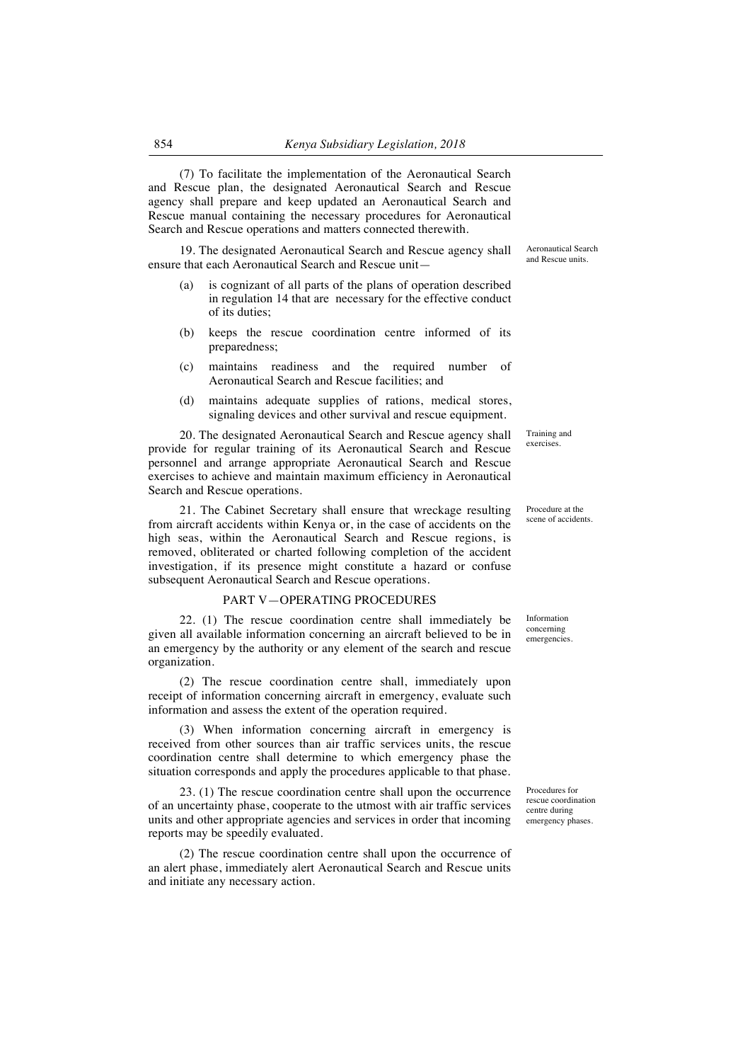(7) To facilitate the implementation of the Aeronautical Search and Rescue plan, the designated Aeronautical Search and Rescue agency shall prepare and keep updated an Aeronautical Search and Rescue manual containing the necessary procedures for Aeronautical Search and Rescue operations and matters connected therewith.

*Aeronautical Search and Rescue units.*

19. The designated Aeronautical Search and Rescue agency shall ensure that each Aeronautical Search and Rescue unit—

(a) is cognizant of all parts of the plans of operation described in regulation 14 that are necessary for the effective conduct of its duties;

(b) keeps the rescue coordination centre informed of its preparedness;

(c) maintains readiness and the required number of Aeronautical Search and Rescue facilities; and

(d) maintains adequate supplies of rations, medical stores, signaling devices and other survival and rescue equipment.

*Training and exercises.*

20. The designated Aeronautical Search and Rescue agency shall provide for regular training of its Aeronautical Search and Rescue personnel and arrange appropriate Aeronautical Search and Rescue exercises to achieve and maintain maximum efficiency in Aeronautical Search and Rescue operations.

*Procedure at the scene of accidents.*

21. The Cabinet Secretary shall ensure that wreckage resulting from aircraft accidents within Kenya or, in the case of accidents on the high seas, within the Aeronautical Search and Rescue regions, is removed, obliterated or charted following completion of the accident investigation, if its presence might constitute a hazard or confuse subsequent Aeronautical Search and Rescue operations.

## PART V—OPERATING PROCEDURES

*Information concerning emergencies.*

22. (1) The rescue coordination centre shall immediately be given all available information concerning an aircraft believed to be in an emergency by the authority or any element of the search and rescue organization.

(2) The rescue coordination centre shall, immediately upon receipt of information concerning aircraft in emergency, evaluate such information and assess the extent of the operation required.

(3) When information concerning aircraft in emergency is received from other sources than air traffic services units, the rescue coordination centre shall determine to which emergency phase the situation corresponds and apply the procedures applicable to that phase.

*Procedures for rescue coordination centre during emergency phases.*

23. (1) The rescue coordination centre shall upon the occurrence of an uncertainty phase, cooperate to the utmost with air traffic services units and other appropriate agencies and services in order that incoming reports may be speedily evaluated.

(2) The rescue coordination centre shall upon the occurrence of an alert phase, immediately alert Aeronautical Search and Rescue units and initiate any necessary action.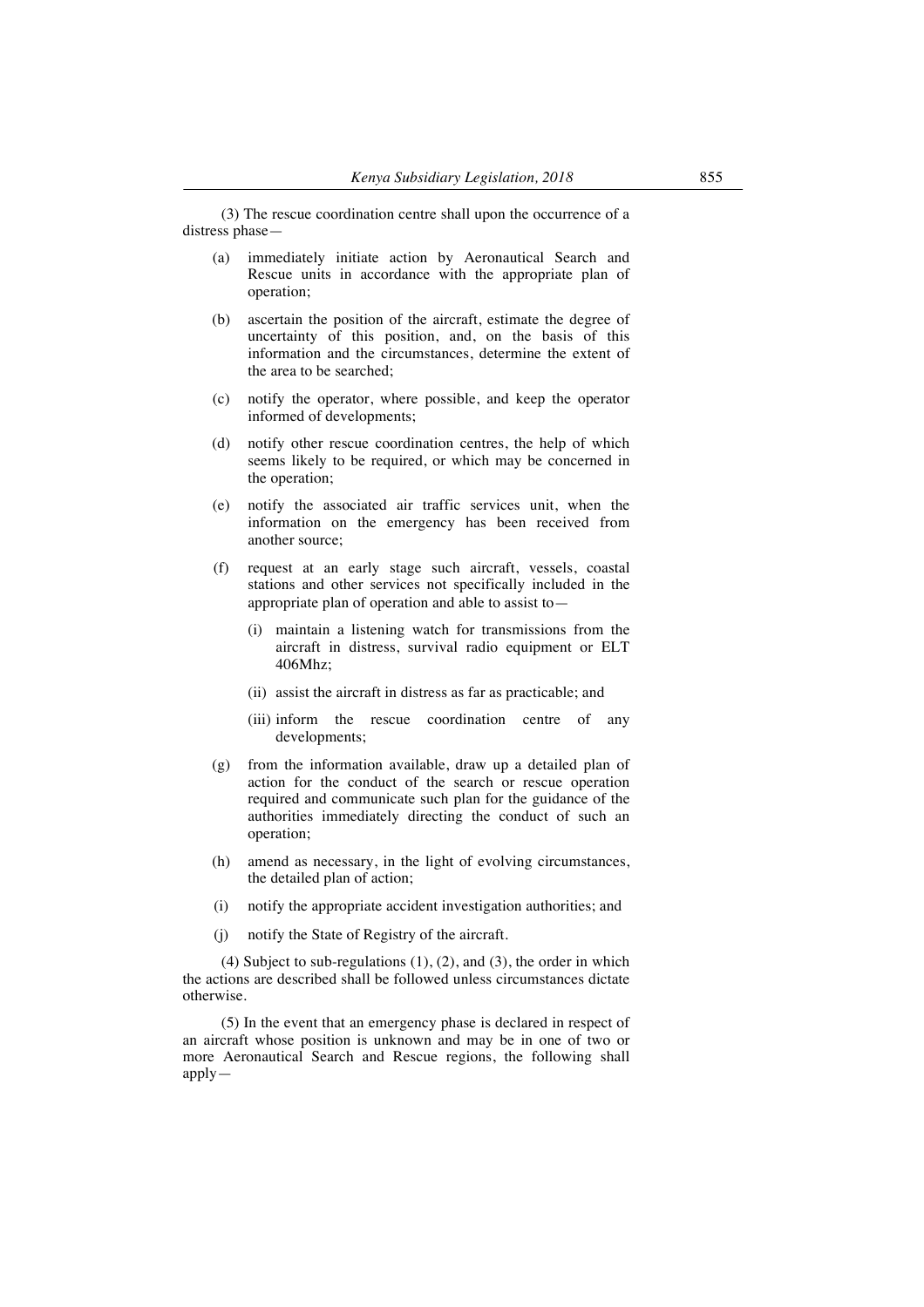(3) The rescue coordination centre shall upon the occurrence of a distress phase—

(a) immediately initiate action by Aeronautical Search and Rescue units in accordance with the appropriate plan of operation;

(b) ascertain the position of the aircraft, estimate the degree of uncertainty of this position, and, on the basis of this information and the circumstances, determine the extent of the area to be searched;

(c) notify the operator, where possible, and keep the operator informed of developments;

(d) notify other rescue coordination centres, the help of which seems likely to be required, or which may be concerned in the operation;

(e) notify the associated air traffic services unit, when the information on the emergency has been received from another source;

(f) request at an early stage such aircraft, vessels, coastal stations and other services not specifically included in the appropriate plan of operation and able to assist to—

  (i) maintain a listening watch for transmissions from the aircraft in distress, survival radio equipment or ELT 406Mhz;

  (ii) assist the aircraft in distress as far as practicable; and

  (iii) inform the rescue coordination centre of any developments;

(g) from the information available, draw up a detailed plan of action for the conduct of the search or rescue operation required and communicate such plan for the guidance of the authorities immediately directing the conduct of such an operation;

(h) amend as necessary, in the light of evolving circumstances, the detailed plan of action;

(i) notify the appropriate accident investigation authorities; and

(j) notify the State of Registry of the aircraft.

(4) Subject to sub-regulations (1), (2), and (3), the order in which the actions are described shall be followed unless circumstances dictate otherwise.

(5) In the event that an emergency phase is declared in respect of an aircraft whose position is unknown and may be in one of two or more Aeronautical Search and Rescue regions, the following shall apply—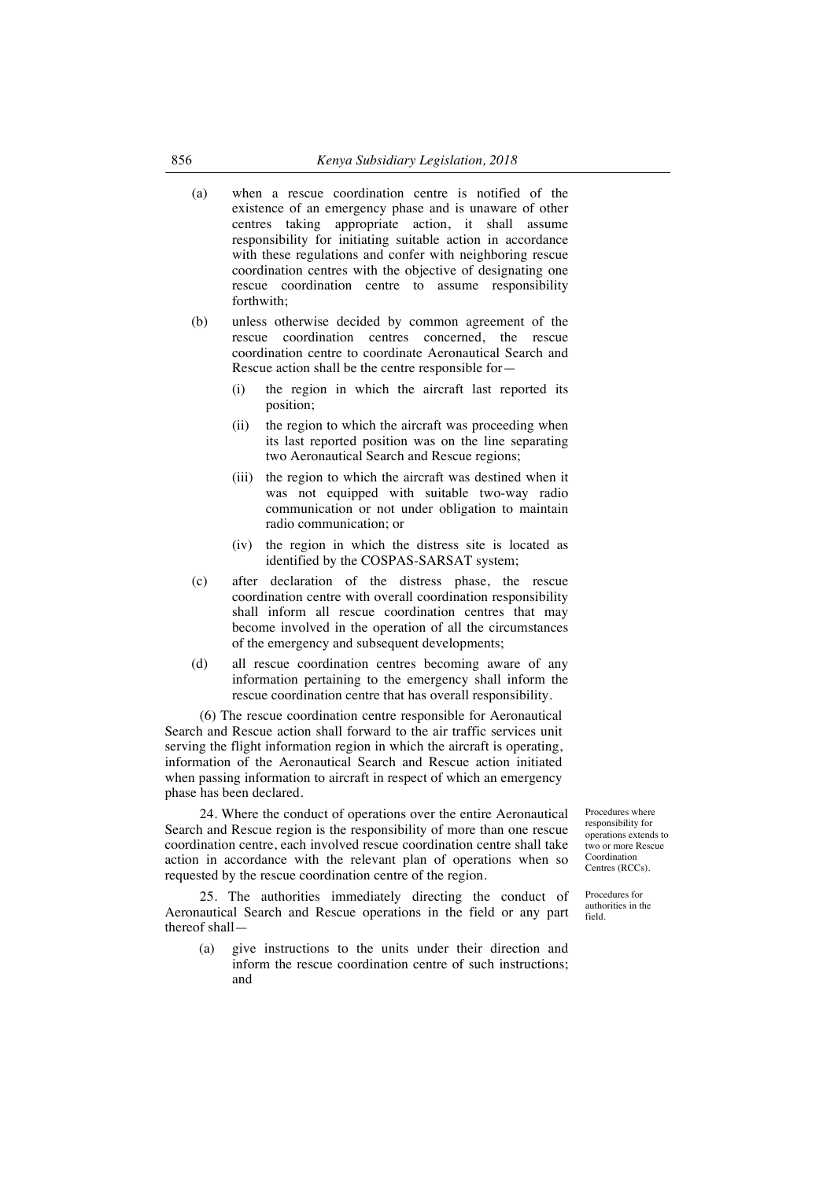(a) when a rescue coordination centre is notified of the existence of an emergency phase and is unaware of other centres taking appropriate action, it shall assume responsibility for initiating suitable action in accordance with these regulations and confer with neighboring rescue coordination centres with the objective of designating one rescue coordination centre to assume responsibility forthwith;

(b) unless otherwise decided by common agreement of the rescue coordination centres concerned, the rescue coordination centre to coordinate Aeronautical Search and Rescue action shall be the centre responsible for—

(i) the region in which the aircraft last reported its position;

(ii) the region to which the aircraft was proceeding when its last reported position was on the line separating two Aeronautical Search and Rescue regions;

(iii) the region to which the aircraft was destined when it was not equipped with suitable two-way radio communication or not under obligation to maintain radio communication; or

(iv) the region in which the distress site is located as identified by the COSPAS-SARSAT system;

(c) after declaration of the distress phase, the rescue coordination centre with overall coordination responsibility shall inform all rescue coordination centres that may become involved in the operation of all the circumstances of the emergency and subsequent developments;

(d) all rescue coordination centres becoming aware of any information pertaining to the emergency shall inform the rescue coordination centre that has overall responsibility.

(6) The rescue coordination centre responsible for Aeronautical Search and Rescue action shall forward to the air traffic services unit serving the flight information region in which the aircraft is operating, information of the Aeronautical Search and Rescue action initiated when passing information to aircraft in respect of which an emergency phase has been declared.

*Procedures where responsibility for operations extends to two or more Rescue Coordination Centres (RCCs).*

24. Where the conduct of operations over the entire Aeronautical Search and Rescue region is the responsibility of more than one rescue coordination centre, each involved rescue coordination centre shall take action in accordance with the relevant plan of operations when so requested by the rescue coordination centre of the region.

*Procedures for authorities in the field.*

25. The authorities immediately directing the conduct of Aeronautical Search and Rescue operations in the field or any part thereof shall—

(a) give instructions to the units under their direction and inform the rescue coordination centre of such instructions; and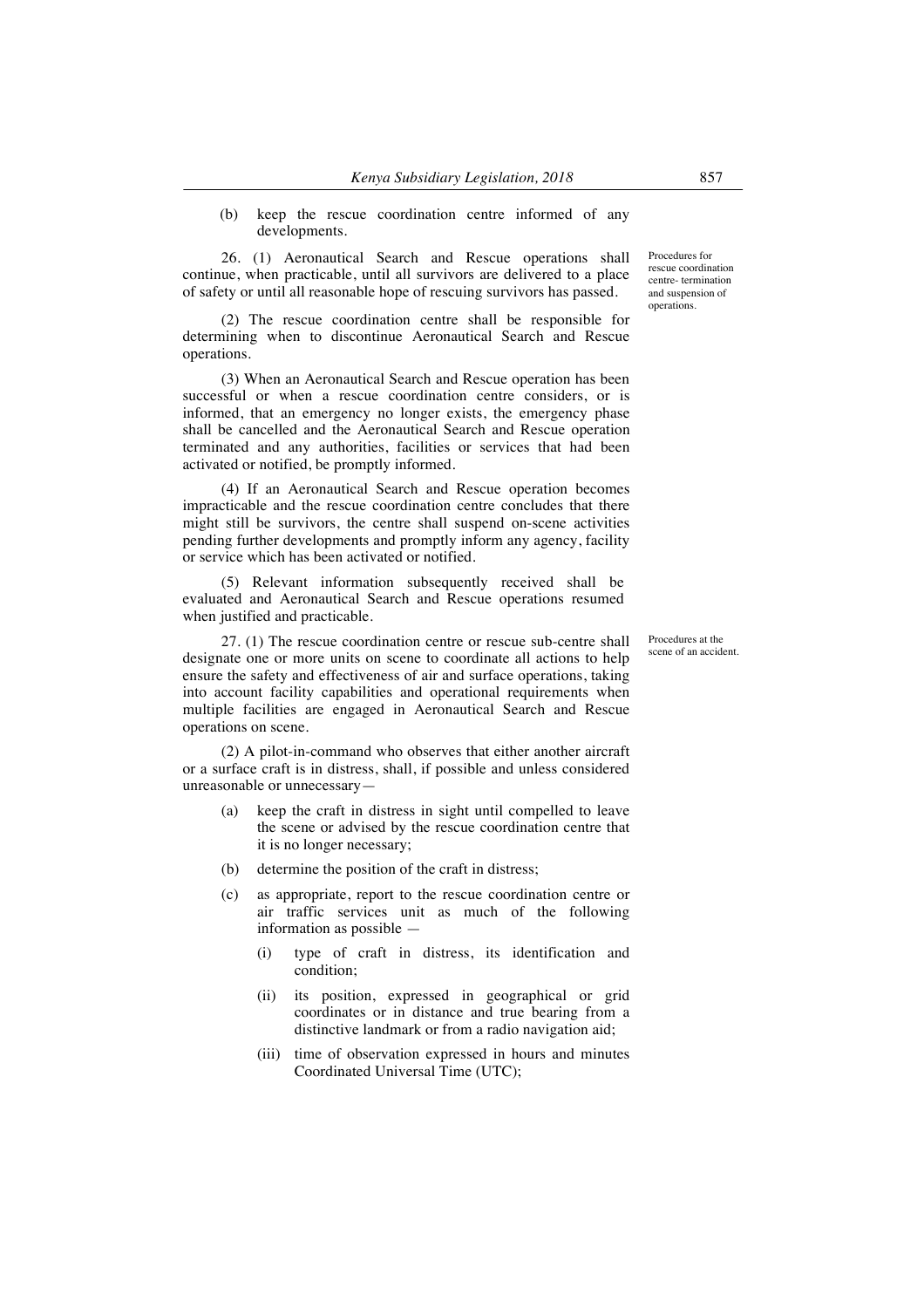(b) keep the rescue coordination centre informed of any developments.

Procedures for rescue coordination centre- termination and suspension of operations.

26. (1) Aeronautical Search and Rescue operations shall continue, when practicable, until all survivors are delivered to a place of safety or until all reasonable hope of rescuing survivors has passed.

(2) The rescue coordination centre shall be responsible for determining when to discontinue Aeronautical Search and Rescue operations.

(3) When an Aeronautical Search and Rescue operation has been successful or when a rescue coordination centre considers, or is informed, that an emergency no longer exists, the emergency phase shall be cancelled and the Aeronautical Search and Rescue operation terminated and any authorities, facilities or services that had been activated or notified, be promptly informed.

(4) If an Aeronautical Search and Rescue operation becomes impracticable and the rescue coordination centre concludes that there might still be survivors, the centre shall suspend on-scene activities pending further developments and promptly inform any agency, facility or service which has been activated or notified.

(5) Relevant information subsequently received shall be evaluated and Aeronautical Search and Rescue operations resumed when justified and practicable.

Procedures at the scene of an accident.

27. (1) The rescue coordination centre or rescue sub-centre shall designate one or more units on scene to coordinate all actions to help ensure the safety and effectiveness of air and surface operations, taking into account facility capabilities and operational requirements when multiple facilities are engaged in Aeronautical Search and Rescue operations on scene.

(2) A pilot-in-command who observes that either another aircraft or a surface craft is in distress, shall, if possible and unless considered unreasonable or unnecessary—

(a) keep the craft in distress in sight until compelled to leave the scene or advised by the rescue coordination centre that it is no longer necessary;

(b) determine the position of the craft in distress;

(c) as appropriate, report to the rescue coordination centre or air traffic services unit as much of the following information as possible —

(i) type of craft in distress, its identification and condition;

(ii) its position, expressed in geographical or grid coordinates or in distance and true bearing from a distinctive landmark or from a radio navigation aid;

(iii) time of observation expressed in hours and minutes Coordinated Universal Time (UTC);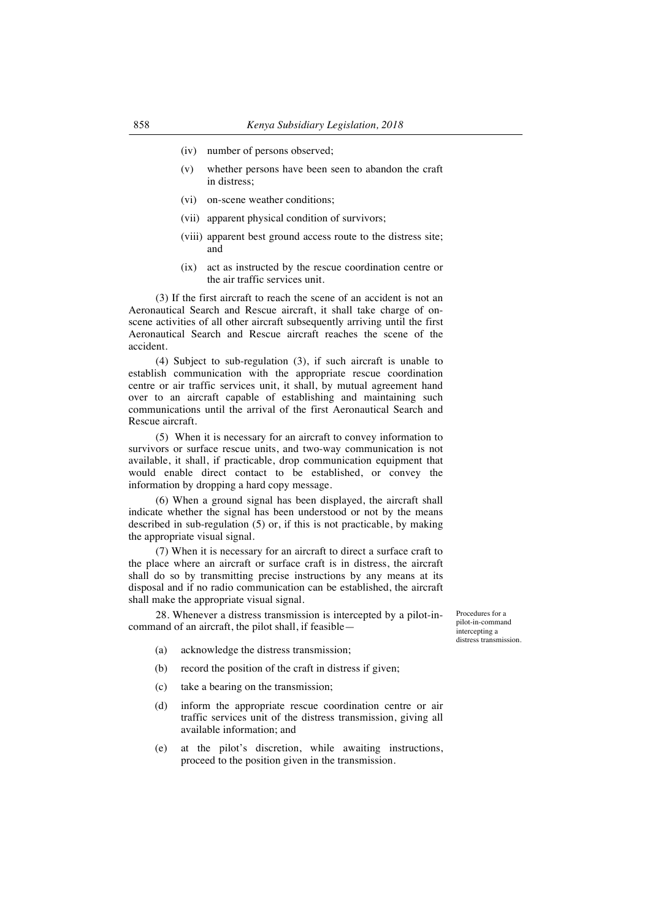- (iv) number of persons observed;
- (v) whether persons have been seen to abandon the craft in distress;
- (vi) on-scene weather conditions;
- (vii) apparent physical condition of survivors;
- (viii) apparent best ground access route to the distress site; and
- (ix) act as instructed by the rescue coordination centre or the air traffic services unit.

(3) If the first aircraft to reach the scene of an accident is not an Aeronautical Search and Rescue aircraft, it shall take charge of on-scene activities of all other aircraft subsequently arriving until the first Aeronautical Search and Rescue aircraft reaches the scene of the accident.

(4) Subject to sub-regulation (3), if such aircraft is unable to establish communication with the appropriate rescue coordination centre or air traffic services unit, it shall, by mutual agreement hand over to an aircraft capable of establishing and maintaining such communications until the arrival of the first Aeronautical Search and Rescue aircraft.

(5) When it is necessary for an aircraft to convey information to survivors or surface rescue units, and two-way communication is not available, it shall, if practicable, drop communication equipment that would enable direct contact to be established, or convey the information by dropping a hard copy message.

(6) When a ground signal has been displayed, the aircraft shall indicate whether the signal has been understood or not by the means described in sub-regulation (5) or, if this is not practicable, by making the appropriate visual signal.

(7) When it is necessary for an aircraft to direct a surface craft to the place where an aircraft or surface craft is in distress, the aircraft shall do so by transmitting precise instructions by any means at its disposal and if no radio communication can be established, the aircraft shall make the appropriate visual signal.

*Procedures for a pilot-in-command intercepting a distress transmission.*

28. Whenever a distress transmission is intercepted by a pilot-in-command of an aircraft, the pilot shall, if feasible—

- (a) acknowledge the distress transmission;
- (b) record the position of the craft in distress if given;
- (c) take a bearing on the transmission;
- (d) inform the appropriate rescue coordination centre or air traffic services unit of the distress transmission, giving all available information; and
- (e) at the pilot's discretion, while awaiting instructions, proceed to the position given in the transmission.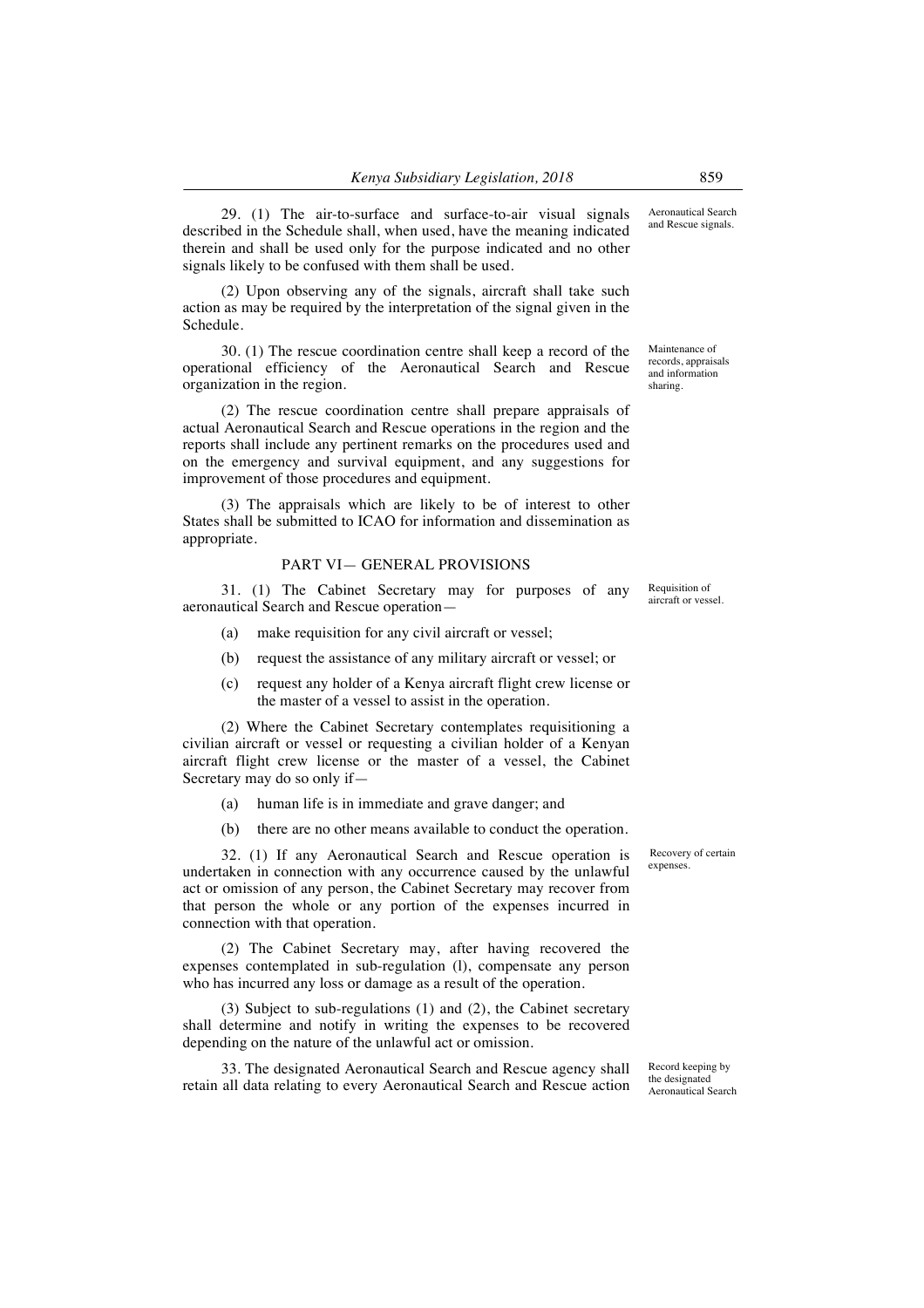29. (1) The air-to-surface and surface-to-air visual signals described in the Schedule shall, when used, have the meaning indicated therein and shall be used only for the purpose indicated and no other signals likely to be confused with them shall be used.

Aeronautical Search and Rescue signals.

(2) Upon observing any of the signals, aircraft shall take such action as may be required by the interpretation of the signal given in the Schedule.

30. (1) The rescue coordination centre shall keep a record of the operational efficiency of the Aeronautical Search and Rescue organization in the region.

Maintenance of records, appraisals and information sharing.

(2) The rescue coordination centre shall prepare appraisals of actual Aeronautical Search and Rescue operations in the region and the reports shall include any pertinent remarks on the procedures used and on the emergency and survival equipment, and any suggestions for improvement of those procedures and equipment.

(3) The appraisals which are likely to be of interest to other States shall be submitted to ICAO for information and dissemination as appropriate.

## PART VI— GENERAL PROVISIONS

31. (1) The Cabinet Secretary may for purposes of any aeronautical Search and Rescue operation—

Requisition of aircraft or vessel.

- (a) make requisition for any civil aircraft or vessel;
- (b) request the assistance of any military aircraft or vessel; or
- (c) request any holder of a Kenya aircraft flight crew license or the master of a vessel to assist in the operation.

(2) Where the Cabinet Secretary contemplates requisitioning a civilian aircraft or vessel or requesting a civilian holder of a Kenyan aircraft flight crew license or the master of a vessel, the Cabinet Secretary may do so only if—

- (a) human life is in immediate and grave danger; and
- (b) there are no other means available to conduct the operation.

32. (1) If any Aeronautical Search and Rescue operation is undertaken in connection with any occurrence caused by the unlawful act or omission of any person, the Cabinet Secretary may recover from that person the whole or any portion of the expenses incurred in connection with that operation.

Recovery of certain expenses.

(2) The Cabinet Secretary may, after having recovered the expenses contemplated in sub-regulation (l), compensate any person who has incurred any loss or damage as a result of the operation.

(3) Subject to sub-regulations (1) and (2), the Cabinet secretary shall determine and notify in writing the expenses to be recovered depending on the nature of the unlawful act or omission.

33. The designated Aeronautical Search and Rescue agency shall retain all data relating to every Aeronautical Search and Rescue action

Record keeping by the designated Aeronautical Search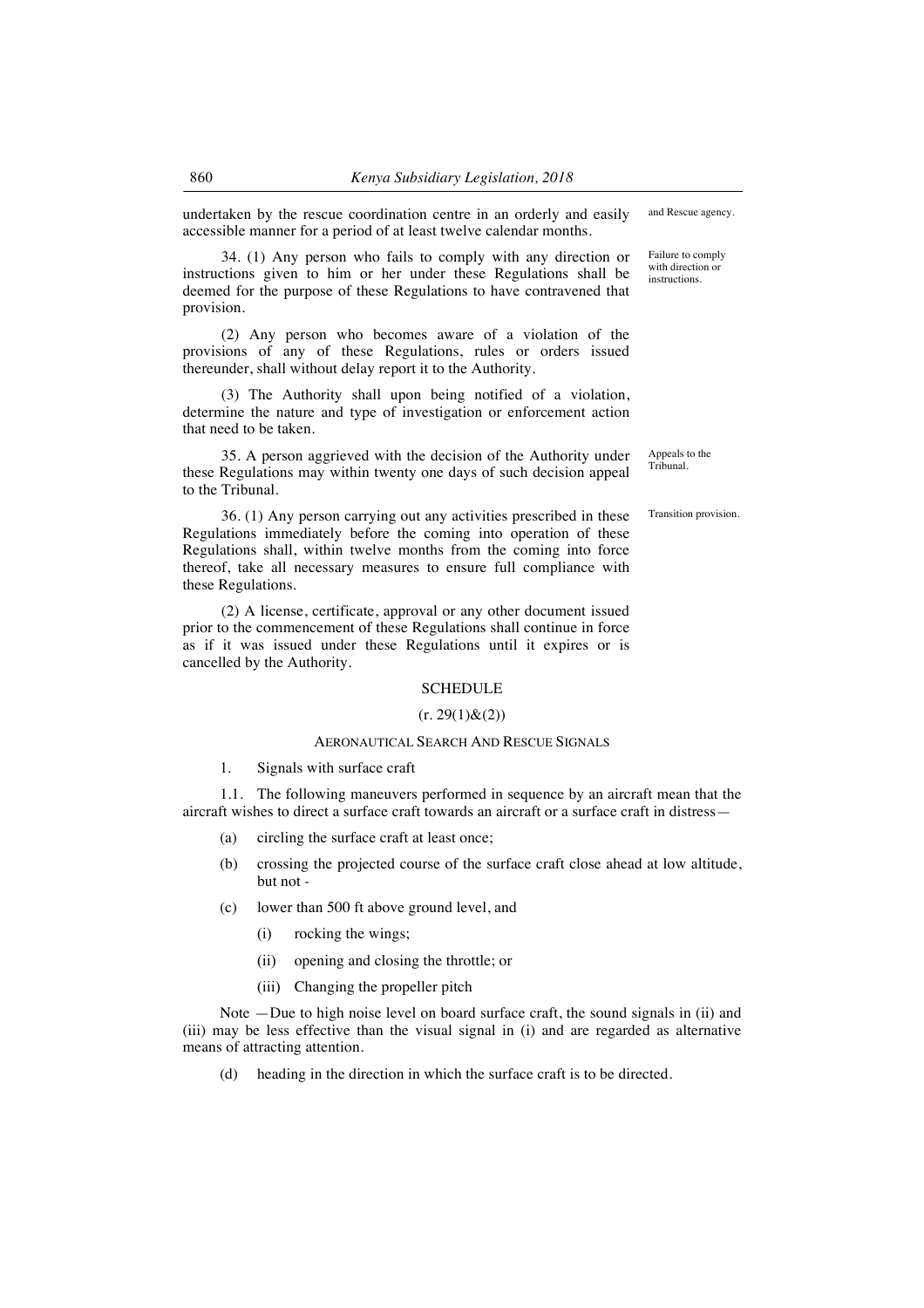undertaken by the rescue coordination centre in an orderly and easily accessible manner for a period of at least twelve calendar months.

and Rescue agency.

Failure to comply with direction or instructions.

34. (1) Any person who fails to comply with any direction or instructions given to him or her under these Regulations shall be deemed for the purpose of these Regulations to have contravened that provision.

(2) Any person who becomes aware of a violation of the provisions of any of these Regulations, rules or orders issued thereunder, shall without delay report it to the Authority.

(3) The Authority shall upon being notified of a violation, determine the nature and type of investigation or enforcement action that need to be taken.

Appeals to the Tribunal.

35. A person aggrieved with the decision of the Authority under these Regulations may within twenty one days of such decision appeal to the Tribunal.

Transition provision.

36. (1) Any person carrying out any activities prescribed in these Regulations immediately before the coming into operation of these Regulations shall, within twelve months from the coming into force thereof, take all necessary measures to ensure full compliance with these Regulations.

(2) A license, certificate, approval or any other document issued prior to the commencement of these Regulations shall continue in force as if it was issued under these Regulations until it expires or is cancelled by the Authority.

## SCHEDULE

(r. 29(1)&(2))

### AERONAUTICAL SEARCH AND RESCUE SIGNALS

1. Signals with surface craft

1.1. The following maneuvers performed in sequence by an aircraft mean that the aircraft wishes to direct a surface craft towards an aircraft or a surface craft in distress—

(a) circling the surface craft at least once;

(b) crossing the projected course of the surface craft close ahead at low altitude, but not -

(c) lower than 500 ft above ground level, and

(i) rocking the wings;

(ii) opening and closing the throttle; or

(iii) Changing the propeller pitch

Note —Due to high noise level on board surface craft, the sound signals in (ii) and (iii) may be less effective than the visual signal in (i) and are regarded as alternative means of attracting attention.

(d) heading in the direction in which the surface craft is to be directed.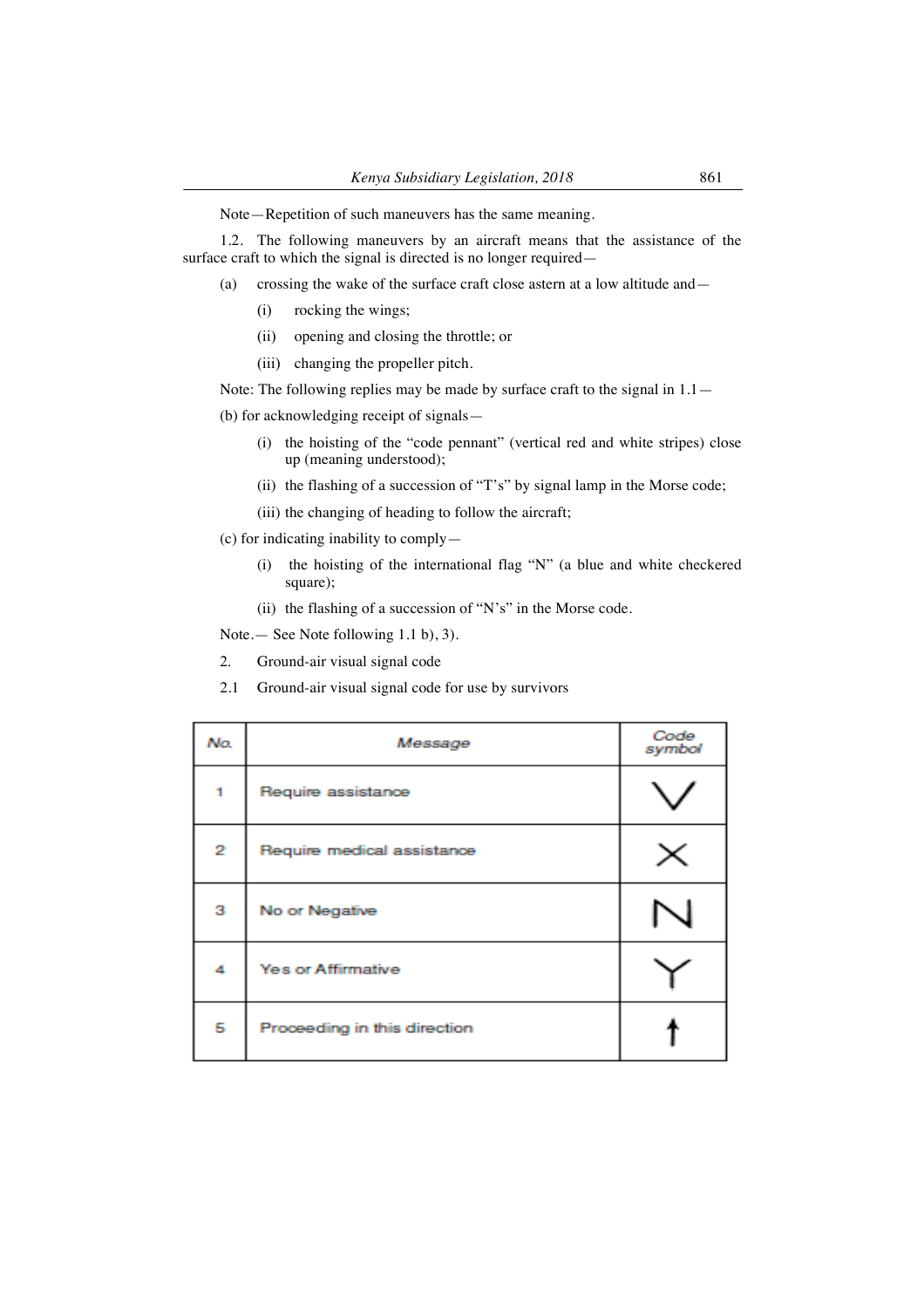Note—Repetition of such maneuvers has the same meaning.

1.2. The following maneuvers by an aircraft means that the assistance of the surface craft to which the signal is directed is no longer required—

(a) crossing the wake of the surface craft close astern at a low altitude and—

(i) rocking the wings;

(ii) opening and closing the throttle; or

(iii) changing the propeller pitch.

Note: The following replies may be made by surface craft to the signal in 1.1—

(b) for acknowledging receipt of signals—

(i) the hoisting of the "code pennant" (vertical red and white stripes) close up (meaning understood);

(ii) the flashing of a succession of "T's" by signal lamp in the Morse code;

(iii) the changing of heading to follow the aircraft;

(c) for indicating inability to comply—

(i) the hoisting of the international flag "N" (a blue and white checkered square);

(ii) the flashing of a succession of "N's" in the Morse code.

Note.— See Note following 1.1 b), 3).

2. Ground-air visual signal code

2.1 Ground-air visual signal code for use by survivors

| No. | Message | Code symbol |
|---|---|---|
| 1 | Require assistance | V |
| 2 | Require medical assistance | X |
| 3 | No or Negative | N |
| 4 | Yes or Affirmative | Y |
| 5 | Proceeding in this direction | ↑ |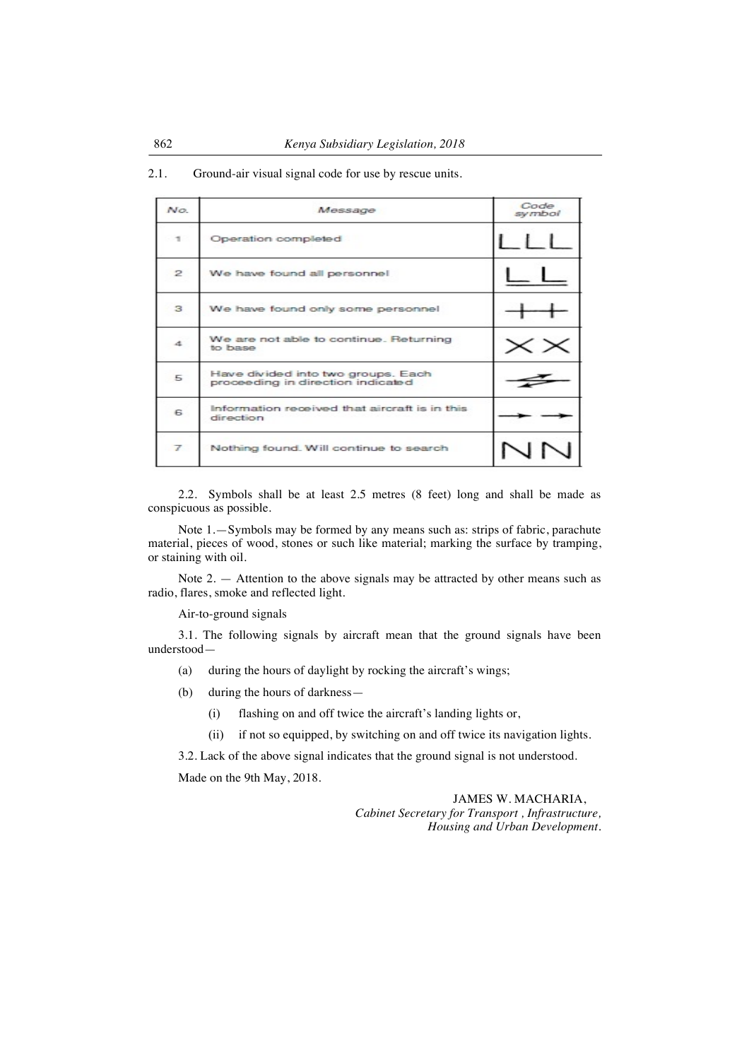2.1. Ground-air visual signal code for use by rescue units.

| No. | Message | Code symbol |
|---|---|---|
| 1 | Operation completed | LLL |
| 2 | We have found all personnel | LL |
| 3 | We have found only some personnel | ++ |
| 4 | We are not able to continue. Returning to base | XX |
| 5 | Have divided into two groups. Each proceeding in direction indicated | ⇄ |
| 6 | Information received that aircraft is in this direction | → → |
| 7 | Nothing found. Will continue to search | NN |

2.2. Symbols shall be at least 2.5 metres (8 feet) long and shall be made as conspicuous as possible.

Note 1.—Symbols may be formed by any means such as: strips of fabric, parachute material, pieces of wood, stones or such like material; marking the surface by tramping, or staining with oil.

Note 2. — Attention to the above signals may be attracted by other means such as radio, flares, smoke and reflected light.

Air-to-ground signals

3.1. The following signals by aircraft mean that the ground signals have been understood—

(a) during the hours of daylight by rocking the aircraft's wings;

(b) during the hours of darkness—

(i) flashing on and off twice the aircraft's landing lights or,

(ii) if not so equipped, by switching on and off twice its navigation lights.

3.2. Lack of the above signal indicates that the ground signal is not understood.

Made on the 9th May, 2018.

JAMES W. MACHARIA,
*Cabinet Secretary for Transport , Infrastructure, Housing and Urban Development.*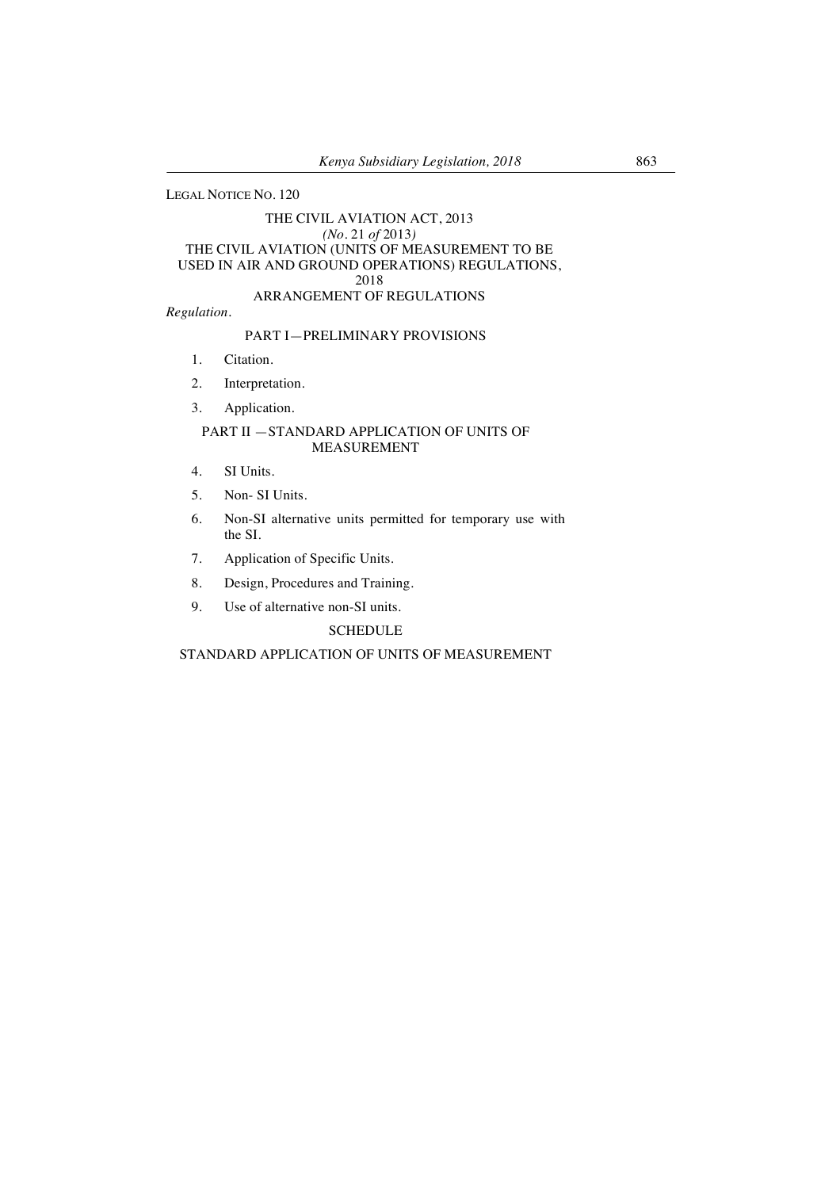LEGAL NOTICE NO. 120

THE CIVIL AVIATION ACT, 2013

*(No. 21 of 2013)*

THE CIVIL AVIATION (UNITS OF MEASUREMENT TO BE USED IN AIR AND GROUND OPERATIONS) REGULATIONS, 2018

ARRANGEMENT OF REGULATIONS

*Regulation.*

PART I—PRELIMINARY PROVISIONS

1. Citation.
2. Interpretation.
3. Application.

PART II —STANDARD APPLICATION OF UNITS OF MEASUREMENT

4. SI Units.
5. Non- SI Units.
6. Non-SI alternative units permitted for temporary use with the SI.
7. Application of Specific Units.
8. Design, Procedures and Training.
9. Use of alternative non-SI units.

SCHEDULE

STANDARD APPLICATION OF UNITS OF MEASUREMENT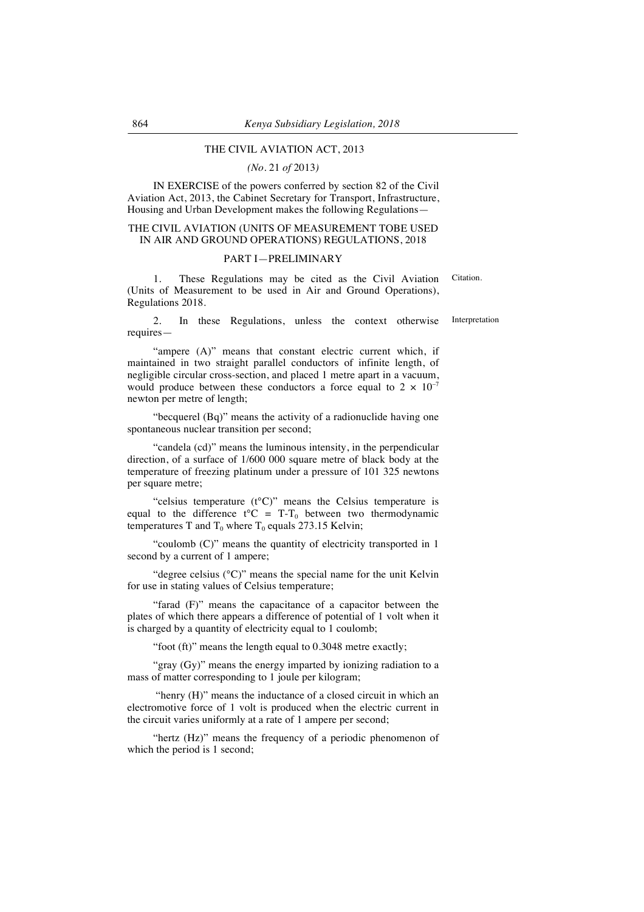THE CIVIL AVIATION ACT, 2013

*(No.* 21 *of* 2013*)*

IN EXERCISE of the powers conferred by section 82 of the Civil Aviation Act, 2013, the Cabinet Secretary for Transport, Infrastructure, Housing and Urban Development makes the following Regulations—

THE CIVIL AVIATION (UNITS OF MEASUREMENT TOBE USED IN AIR AND GROUND OPERATIONS) REGULATIONS, 2018

PART I—PRELIMINARY

Citation.

1. These Regulations may be cited as the Civil Aviation (Units of Measurement to be used in Air and Ground Operations), Regulations 2018.

Interpretation

2. In these Regulations, unless the context otherwise requires—

"ampere (A)" means that constant electric current which, if maintained in two straight parallel conductors of infinite length, of negligible circular cross-section, and placed 1 metre apart in a vacuum, would produce between these conductors a force equal to $2 \times 10^{-7}$ newton per metre of length;

"becquerel (Bq)" means the activity of a radionuclide having one spontaneous nuclear transition per second;

"candela (cd)" means the luminous intensity, in the perpendicular direction, of a surface of 1/600 000 square metre of black body at the temperature of freezing platinum under a pressure of 101 325 newtons per square metre;

"celsius temperature (t°C)" means the Celsius temperature is equal to the difference $t°C = T - T_0$ between two thermodynamic temperatures T and $T_0$ where $T_0$ equals 273.15 Kelvin;

"coulomb (C)" means the quantity of electricity transported in 1 second by a current of 1 ampere;

"degree celsius (°C)" means the special name for the unit Kelvin for use in stating values of Celsius temperature;

"farad (F)" means the capacitance of a capacitor between the plates of which there appears a difference of potential of 1 volt when it is charged by a quantity of electricity equal to 1 coulomb;

"foot (ft)" means the length equal to 0.3048 metre exactly;

"gray (Gy)" means the energy imparted by ionizing radiation to a mass of matter corresponding to 1 joule per kilogram;

"henry (H)" means the inductance of a closed circuit in which an electromotive force of 1 volt is produced when the electric current in the circuit varies uniformly at a rate of 1 ampere per second;

"hertz (Hz)" means the frequency of a periodic phenomenon of which the period is 1 second;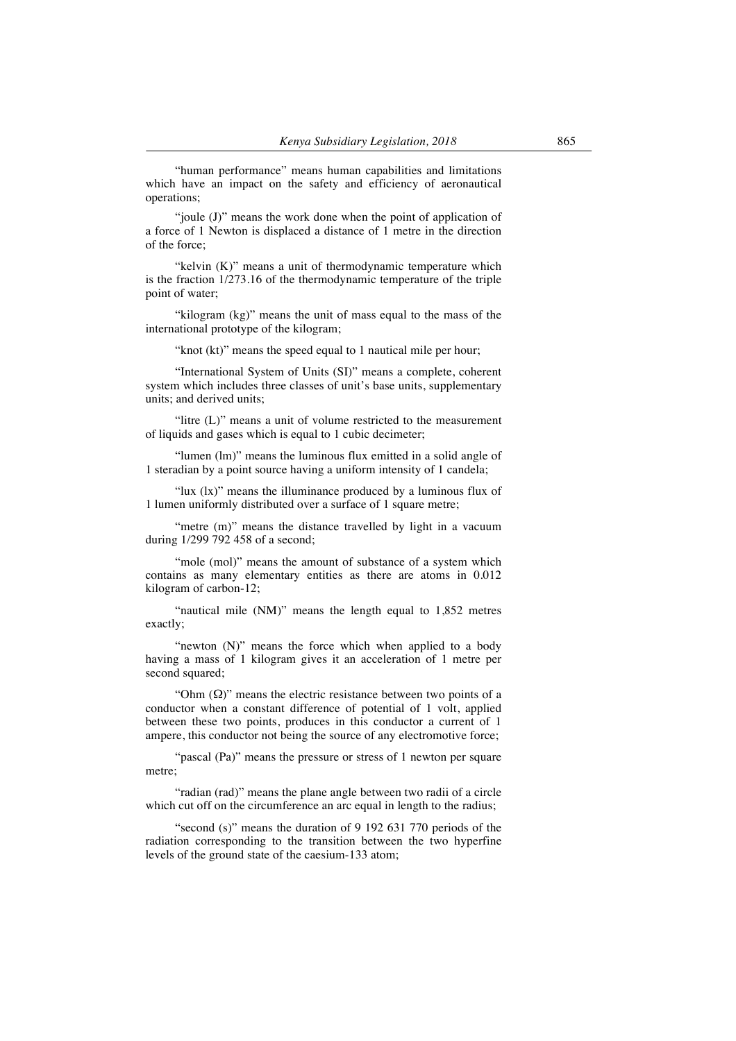"human performance" means human capabilities and limitations which have an impact on the safety and efficiency of aeronautical operations;

"joule (J)" means the work done when the point of application of a force of 1 Newton is displaced a distance of 1 metre in the direction of the force;

"kelvin (K)" means a unit of thermodynamic temperature which is the fraction 1/273.16 of the thermodynamic temperature of the triple point of water;

"kilogram (kg)" means the unit of mass equal to the mass of the international prototype of the kilogram;

"knot (kt)" means the speed equal to 1 nautical mile per hour;

"International System of Units (SI)" means a complete, coherent system which includes three classes of unit's base units, supplementary units; and derived units;

"litre (L)" means a unit of volume restricted to the measurement of liquids and gases which is equal to 1 cubic decimeter;

"lumen (lm)" means the luminous flux emitted in a solid angle of 1 steradian by a point source having a uniform intensity of 1 candela;

"lux (lx)" means the illuminance produced by a luminous flux of 1 lumen uniformly distributed over a surface of 1 square metre;

"metre (m)" means the distance travelled by light in a vacuum during 1/299 792 458 of a second;

"mole (mol)" means the amount of substance of a system which contains as many elementary entities as there are atoms in 0.012 kilogram of carbon-12;

"nautical mile (NM)" means the length equal to 1,852 metres exactly;

"newton (N)" means the force which when applied to a body having a mass of 1 kilogram gives it an acceleration of 1 metre per second squared;

"Ohm (Ω)" means the electric resistance between two points of a conductor when a constant difference of potential of 1 volt, applied between these two points, produces in this conductor a current of 1 ampere, this conductor not being the source of any electromotive force;

"pascal (Pa)" means the pressure or stress of 1 newton per square metre;

"radian (rad)" means the plane angle between two radii of a circle which cut off on the circumference an arc equal in length to the radius;

"second (s)" means the duration of 9 192 631 770 periods of the radiation corresponding to the transition between the two hyperfine levels of the ground state of the caesium-133 atom;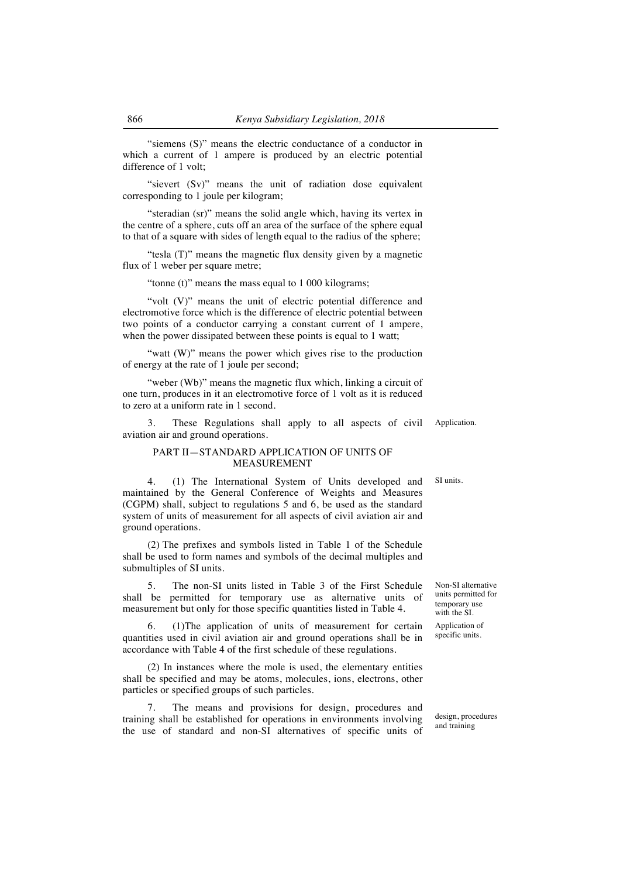"siemens (S)" means the electric conductance of a conductor in which a current of 1 ampere is produced by an electric potential difference of 1 volt;

"sievert (Sv)" means the unit of radiation dose equivalent corresponding to 1 joule per kilogram;

"steradian (sr)" means the solid angle which, having its vertex in the centre of a sphere, cuts off an area of the surface of the sphere equal to that of a square with sides of length equal to the radius of the sphere;

"tesla (T)" means the magnetic flux density given by a magnetic flux of 1 weber per square metre;

"tonne (t)" means the mass equal to 1 000 kilograms;

"volt (V)" means the unit of electric potential difference and electromotive force which is the difference of electric potential between two points of a conductor carrying a constant current of 1 ampere, when the power dissipated between these points is equal to 1 watt;

"watt (W)" means the power which gives rise to the production of energy at the rate of 1 joule per second;

"weber (Wb)" means the magnetic flux which, linking a circuit of one turn, produces in it an electromotive force of 1 volt as it is reduced to zero at a uniform rate in 1 second.

Application.

3. These Regulations shall apply to all aspects of civil aviation air and ground operations.

## PART II—STANDARD APPLICATION OF UNITS OF MEASUREMENT

SI units.

4. (1) The International System of Units developed and maintained by the General Conference of Weights and Measures (CGPM) shall, subject to regulations 5 and 6, be used as the standard system of units of measurement for all aspects of civil aviation air and ground operations.

(2) The prefixes and symbols listed in Table 1 of the Schedule shall be used to form names and symbols of the decimal multiples and submultiples of SI units.

Non-SI alternative units permitted for temporary use with the SI.

5. The non-SI units listed in Table 3 of the First Schedule shall be permitted for temporary use as alternative units of measurement but only for those specific quantities listed in Table 4.

Application of specific units.

6. (1)The application of units of measurement for certain quantities used in civil aviation air and ground operations shall be in accordance with Table 4 of the first schedule of these regulations.

(2) In instances where the mole is used, the elementary entities shall be specified and may be atoms, molecules, ions, electrons, other particles or specified groups of such particles.

design, procedures and training

7. The means and provisions for design, procedures and training shall be established for operations in environments involving the use of standard and non-SI alternatives of specific units of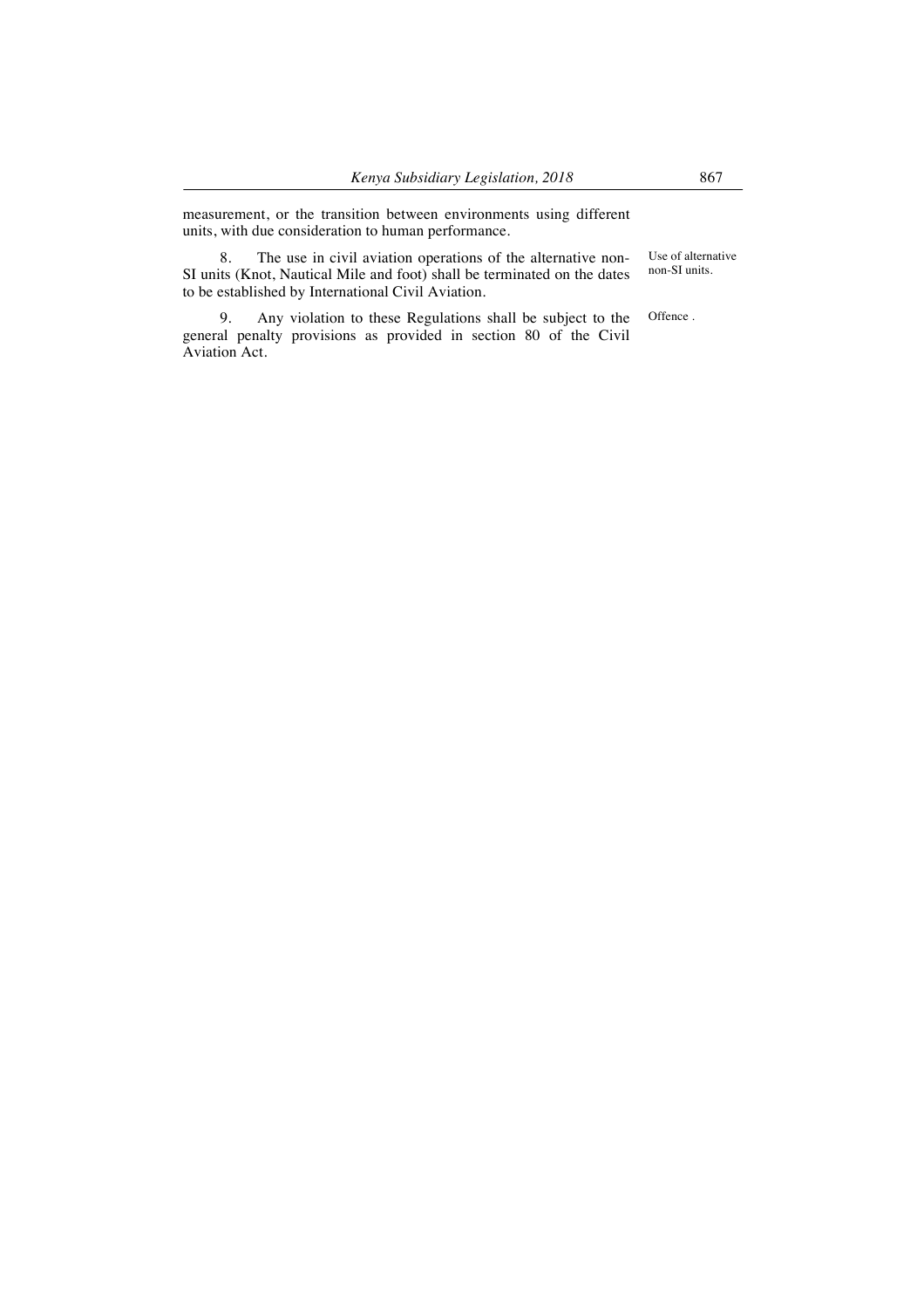measurement, or the transition between environments using different units, with due consideration to human performance.

8. The use in civil aviation operations of the alternative non-SI units (Knot, Nautical Mile and foot) shall be terminated on the dates to be established by International Civil Aviation.

Use of alternative non-SI units.

9. Any violation to these Regulations shall be subject to the general penalty provisions as provided in section 80 of the Civil Aviation Act.

Offence .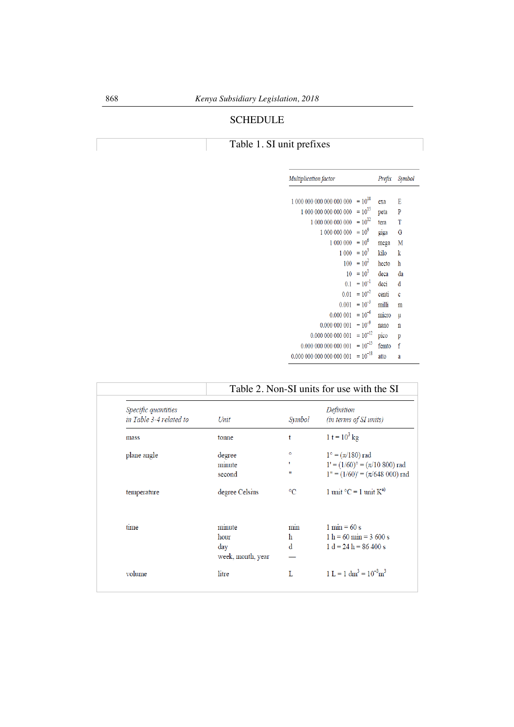SCHEDULE

## Table 1. SI unit prefixes

| Multiplication factor | | Prefix | Symbol |
|---|---|---|---|
| 1 000 000 000 000 000 000 | $= 10^{18}$ | exa | E |
| 1 000 000 000 000 000 | $= 10^{15}$ | peta | P |
| 1 000 000 000 000 | $= 10^{12}$ | tera | T |
| 1 000 000 000 | $= 10^{9}$ | giga | G |
| 1 000 000 | $= 10^{6}$ | mega | M |
| 1 000 | $= 10^{3}$ | kilo | k |
| 100 | $= 10^{2}$ | hecto | h |
| 10 | $= 10^{1}$ | deca | da |
| 0.1 | $= 10^{-1}$ | deci | d |
| 0.01 | $= 10^{-2}$ | centi | c |
| 0.001 | $= 10^{-3}$ | milli | m |
| 0.000 001 | $= 10^{-6}$ | micro | µ |
| 0.000 000 001 | $= 10^{-9}$ | nano | n |
| 0.000 000 000 001 | $= 10^{-12}$ | pico | p |
| 0.000 000 000 000 001 | $= 10^{-15}$ | femto | f |
| 0.000 000 000 000 000 001 | $= 10^{-18}$ | atto | a |

## Table 2. Non-SI units for use with the SI

| *Specific quantities in Table 3-4 related to* | *Unit* | *Symbol* | *Definition (in terms of SI units)* |
|---|---|---|---|
| mass | tonne | t | $1\ t = 10^3\ kg$ |
| plane angle | degree | ° | $1° = (\pi/180)$ rad |
| | minute | ' | $1' = (1/60)° = (\pi/10\ 800)$ rad |
| | second | " | $1'' = (1/60)' = (\pi/648\ 000)$ rad |
| temperature | degree Celsius | °C | 1 unit °C = 1 unit K[a)] |
| time | minute | min | 1 min = 60 s |
| | hour | h | 1 h = 60 min = 3 600 s |
| | day | d | 1 d = 24 h = 86 400 s |
| | week, month, year | — | |
| volume | litre | L | $1\ L = 1\ dm^3 = 10^{-3} m^3$ |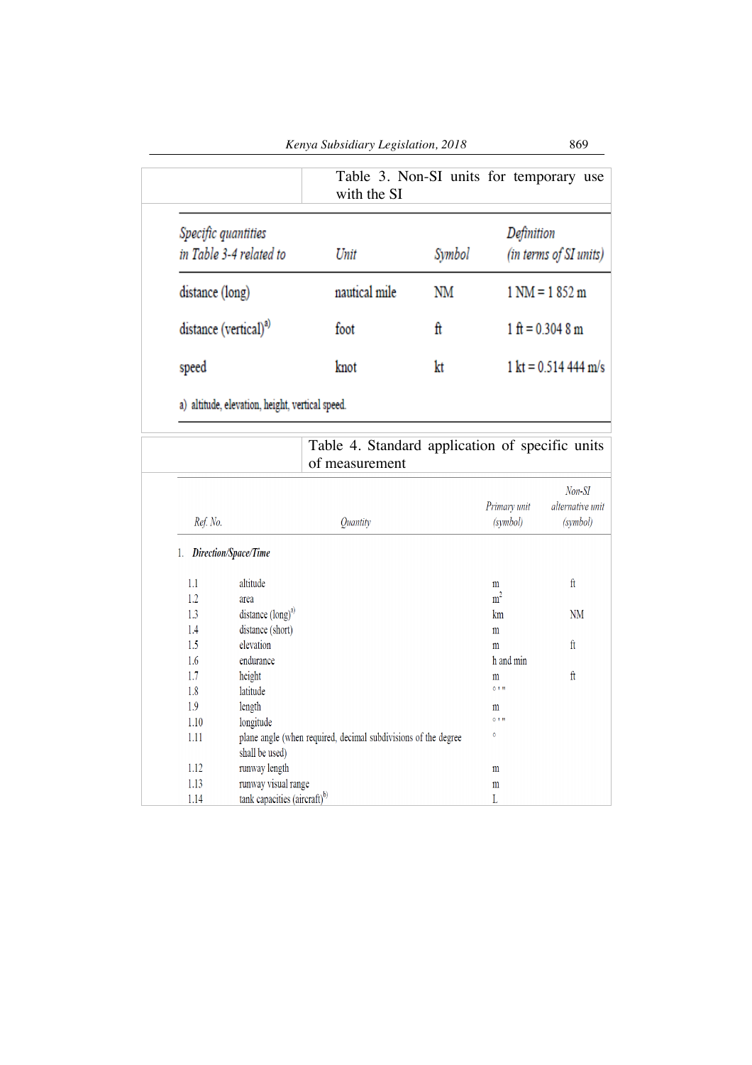## Table 3. Non-SI units for temporary use with the SI

| Specific quantities in Table 3-4 related to | Unit | Symbol | Definition (in terms of SI units) |
|---|---|---|---|
| distance (long) | nautical mile | NM | 1 NM = 1 852 m |
| distance (vertical)[a] | foot | ft | 1 ft = 0.304 8 m |
| speed | knot | kt | 1 kt = 0.514 444 m/s |

a) altitude, elevation, height, vertical speed.

## Table 4. Standard application of specific units of measurement

| Ref. No. | Quantity | Primary unit (symbol) | Non-SI alternative unit (symbol) |
|---|---|---|---|
| 1. | ***Direction/Space/Time*** | | |
| 1.1 | altitude | m | ft |
| 1.2 | area | $m^2$ | |
| 1.3 | distance (long)[a] | km | NM |
| 1.4 | distance (short) | m | |
| 1.5 | elevation | m | ft |
| 1.6 | endurance | h and min | |
| 1.7 | height | m | ft |
| 1.8 | latitude | ° ' " | |
| 1.9 | length | m | |
| 1.10 | longitude | ° ' " | |
| 1.11 | plane angle (when required, decimal subdivisions of the degree shall be used) | ° | |
| 1.12 | runway length | m | |
| 1.13 | runway visual range | m | |
| 1.14 | tank capacities (aircraft)[b] | L | |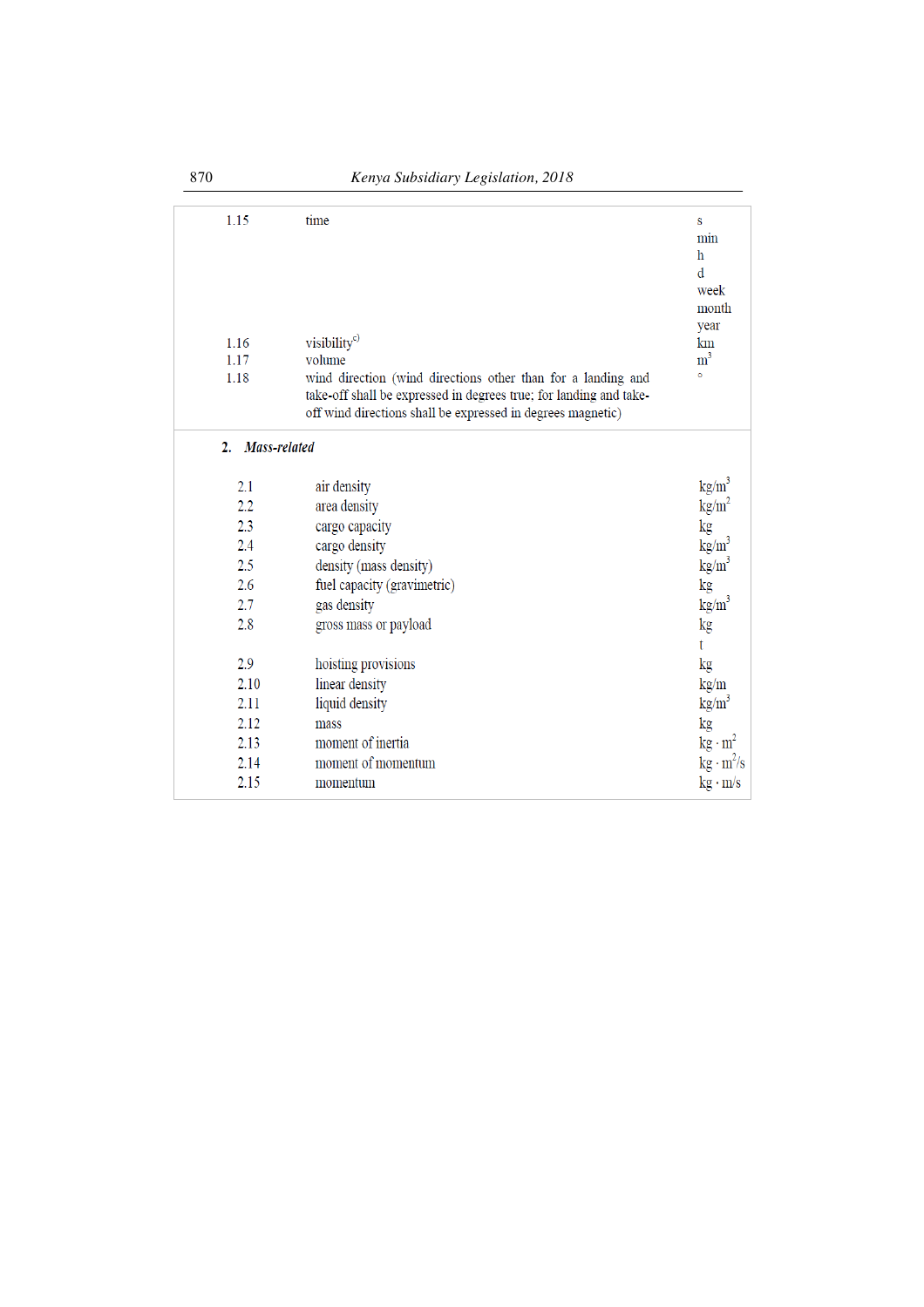| | | |
|---|---|---|
| 1.15 | time | s<br>min<br>h<br>d<br>week<br>month<br>year |
| 1.16 | visibility[c)] | km |
| 1.17 | volume | $m^3$ |
| 1.18 | wind direction (wind directions other than for a landing and take-off shall be expressed in degrees true; for landing and take-off wind directions shall be expressed in degrees magnetic) | ° |

**2. *Mass-related***

| | | |
|---|---|---|
| 2.1 | air density | $kg/m^3$ |
| 2.2 | area density | $kg/m^2$ |
| 2.3 | cargo capacity | kg |
| 2.4 | cargo density | $kg/m^3$ |
| 2.5 | density (mass density) | $kg/m^3$ |
| 2.6 | fuel capacity (gravimetric) | kg |
| 2.7 | gas density | $kg/m^3$ |
| 2.8 | gross mass or payload | kg<br>t |
| 2.9 | hoisting provisions | kg |
| 2.10 | linear density | kg/m |
| 2.11 | liquid density | $kg/m^3$ |
| 2.12 | mass | kg |
| 2.13 | moment of inertia | $kg \cdot m^2$ |
| 2.14 | moment of momentum | $kg \cdot m^2/s$ |
| 2.15 | momentum | $kg \cdot m/s$ |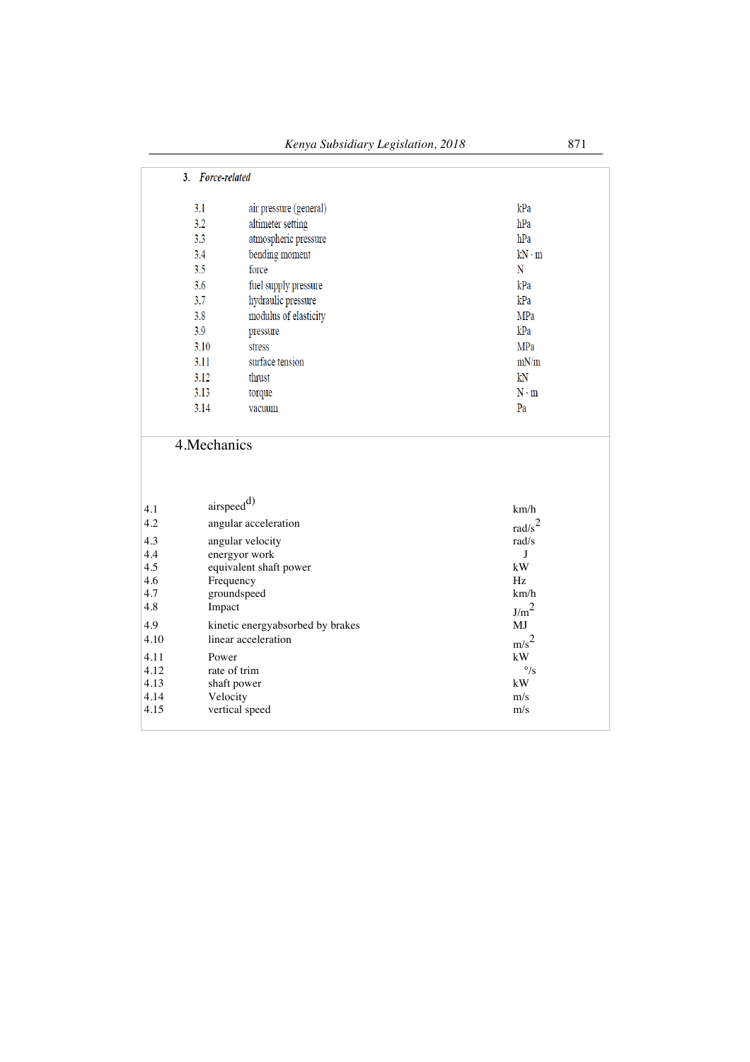**3. *Force-related***

| | | |
|---|---|---|
| 3.1 | air pressure (general) | kPa |
| 3.2 | altimeter setting | hPa |
| 3.3 | atmospheric pressure | hPa |
| 3.4 | bending moment | kN · m |
| 3.5 | force | N |
| 3.6 | fuel supply pressure | kPa |
| 3.7 | hydraulic pressure | kPa |
| 3.8 | modulus of elasticity | MPa |
| 3.9 | pressure | kPa |
| 3.10 | stress | MPa |
| 3.11 | surface tension | mN/m |
| 3.12 | thrust | kN |
| 3.13 | torque | N · m |
| 3.14 | vacuum | Pa |

**4.Mechanics**

| | | |
|---|---|---|
| 4.1 | airspeed[d)] | km/h |
| 4.2 | angular acceleration | $rad/s^2$ |
| 4.3 | angular velocity | rad/s |
| 4.4 | energyor work | J |
| 4.5 | equivalent shaft power | kW |
| 4.6 | Frequency | Hz |
| 4.7 | groundspeed | km/h |
| 4.8 | Impact | $J/m^2$ |
| 4.9 | kinetic energyabsorbed by brakes | MJ |
| 4.10 | linear acceleration | $m/s^2$ |
| 4.11 | Power | kW |
| 4.12 | rate of trim | °/s |
| 4.13 | shaft power | kW |
| 4.14 | Velocity | m/s |
| 4.15 | vertical speed | m/s |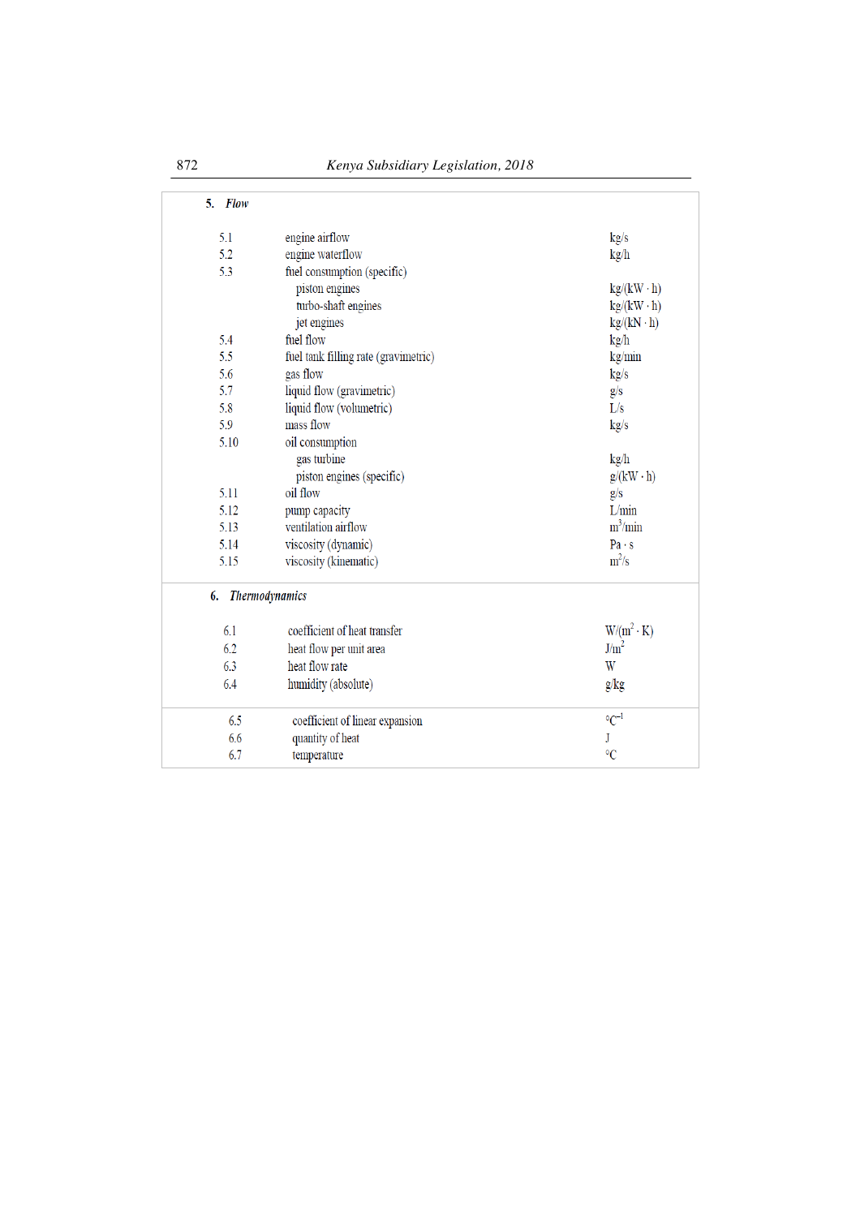**5. *Flow***

| | | |
|---|---|---|
| 5.1 | engine airflow | kg/s |
| 5.2 | engine waterflow | kg/h |
| 5.3 | fuel consumption (specific) | |
| | piston engines | kg/(kW · h) |
| | turbo-shaft engines | kg/(kW · h) |
| | jet engines | kg/(kN · h) |
| 5.4 | fuel flow | kg/h |
| 5.5 | fuel tank filling rate (gravimetric) | kg/min |
| 5.6 | gas flow | kg/s |
| 5.7 | liquid flow (gravimetric) | g/s |
| 5.8 | liquid flow (volumetric) | L/s |
| 5.9 | mass flow | kg/s |
| 5.10 | oil consumption | |
| | gas turbine | kg/h |
| | piston engines (specific) | g/(kW · h) |
| 5.11 | oil flow | g/s |
| 5.12 | pump capacity | L/min |
| 5.13 | ventilation airflow | $m^3$/min |
| 5.14 | viscosity (dynamic) | Pa · s |
| 5.15 | viscosity (kinematic) | $m^2$/s |

**6. *Thermodynamics***

| | | |
|---|---|---|
| 6.1 | coefficient of heat transfer | W/($m^2$ · K) |
| 6.2 | heat flow per unit area | J/$m^2$ |
| 6.3 | heat flow rate | W |
| 6.4 | humidity (absolute) | g/kg |
| 6.5 | coefficient of linear expansion | $°C^{-1}$ |
| 6.6 | quantity of heat | J |
| 6.7 | temperature | °C |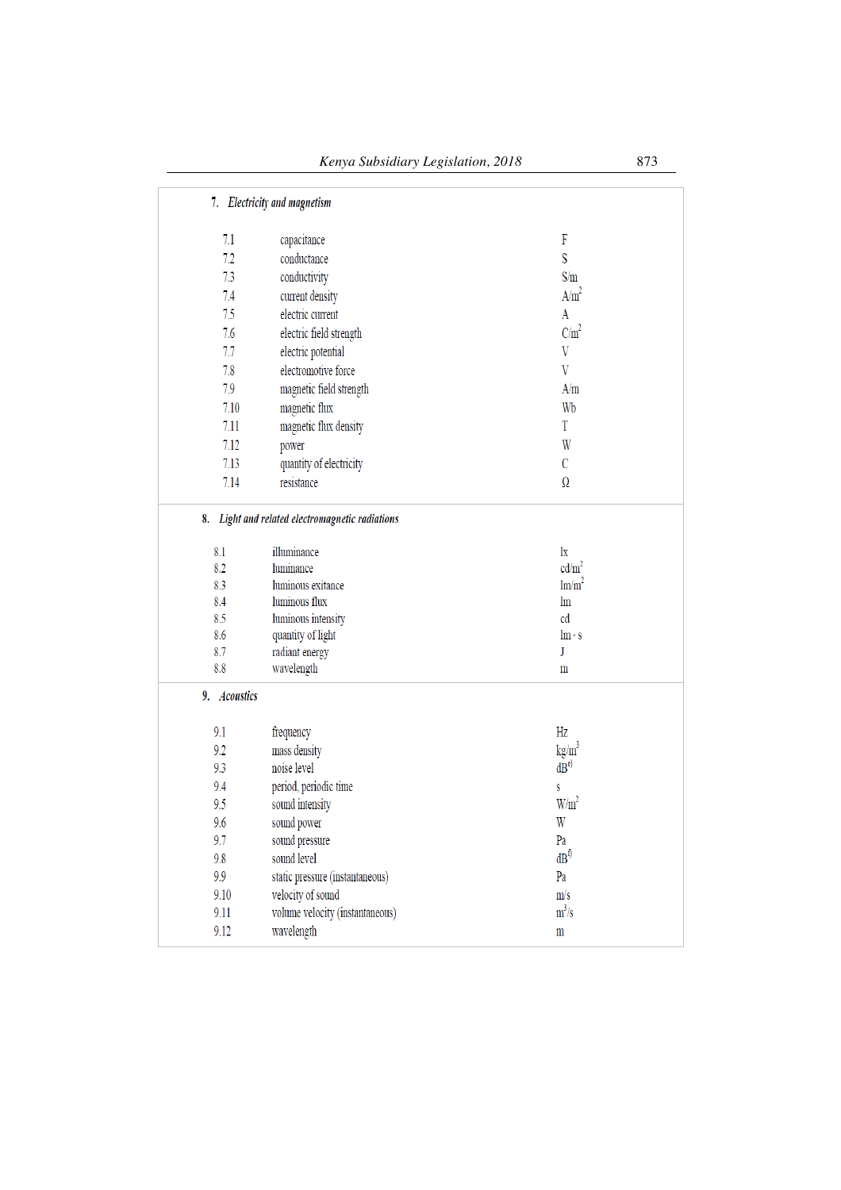## 7. *Electricity and magnetism*

| | | |
|---|---|---|
| 7.1 | capacitance | F |
| 7.2 | conductance | S |
| 7.3 | conductivity | S/m |
| 7.4 | current density | A/m$^2$ |
| 7.5 | electric current | A |
| 7.6 | electric field strength | C/m$^2$ |
| 7.7 | electric potential | V |
| 7.8 | electromotive force | V |
| 7.9 | magnetic field strength | A/m |
| 7.10 | magnetic flux | Wb |
| 7.11 | magnetic flux density | T |
| 7.12 | power | W |
| 7.13 | quantity of electricity | C |
| 7.14 | resistance | Ω |

## 8. *Light and related electromagnetic radiations*

| | | |
|---|---|---|
| 8.1 | illuminance | lx |
| 8.2 | luminance | cd/m$^2$ |
| 8.3 | luminous exitance | lm/m$^2$ |
| 8.4 | luminous flux | lm |
| 8.5 | luminous intensity | cd |
| 8.6 | quantity of light | lm · s |
| 8.7 | radiant energy | J |
| 8.8 | wavelength | m |

## 9. *Acoustics*

| | | |
|---|---|---|
| 9.1 | frequency | Hz |
| 9.2 | mass density | kg/m$^3$ |
| 9.3 | noise level | dB[e)] |
| 9.4 | period, periodic time | s |
| 9.5 | sound intensity | W/m$^2$ |
| 9.6 | sound power | W |
| 9.7 | sound pressure | Pa |
| 9.8 | sound level | dB[f)] |
| 9.9 | static pressure (instantaneous) | Pa |
| 9.10 | velocity of sound | m/s |
| 9.11 | volume velocity (instantaneous) | m$^3$/s |
| 9.12 | wavelength | m |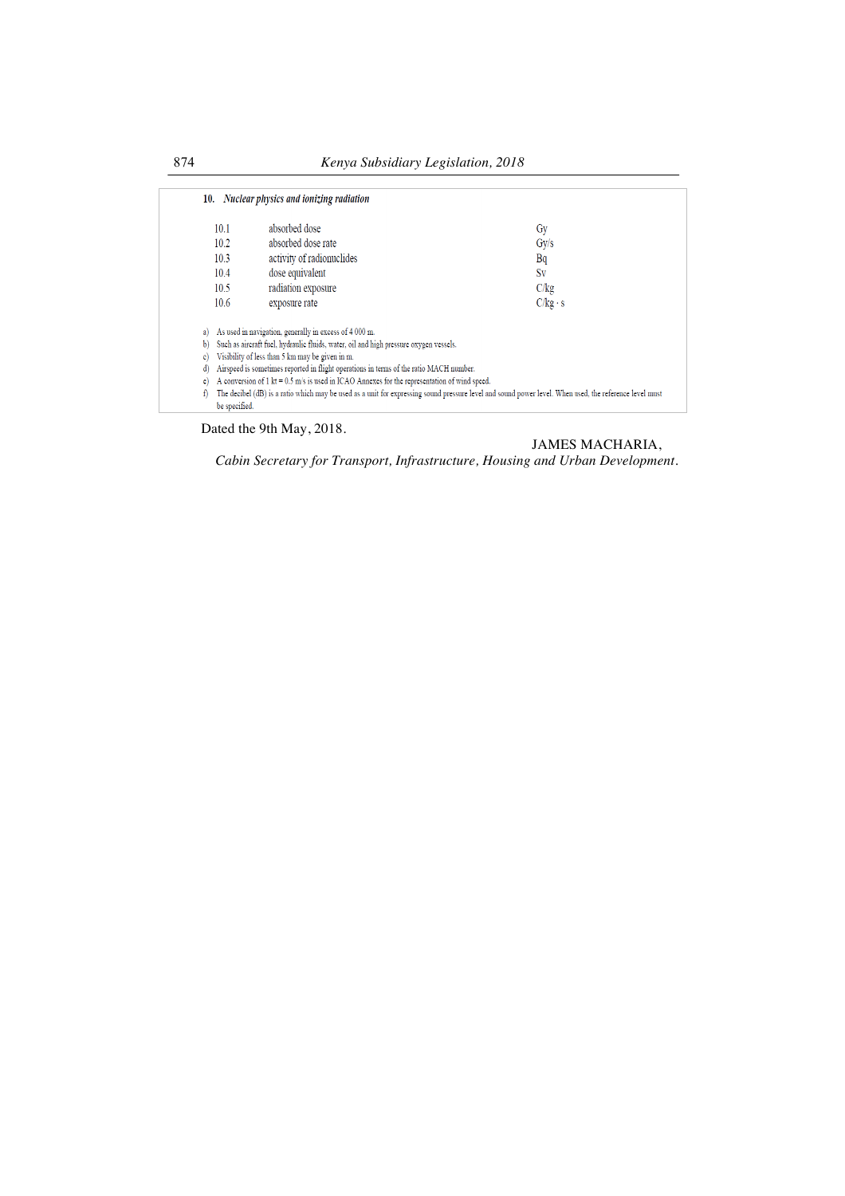**10. *Nuclear physics and ionizing radiation***

| | | |
|---|---|---|
| 10.1 | absorbed dose | Gy |
| 10.2 | absorbed dose rate | Gy/s |
| 10.3 | activity of radionuclides | Bq |
| 10.4 | dose equivalent | Sv |
| 10.5 | radiation exposure | C/kg |
| 10.6 | exposure rate | C/kg · s |

a) As used in navigation, generally in excess of 4 000 m.
b) Such as aircraft fuel, hydraulic fluids, water, oil and high pressure oxygen vessels.
c) Visibility of less than 5 km may be given in m.
d) Airspeed is sometimes reported in flight operations in terms of the ratio MACH number.
e) A conversion of 1 kt = 0.5 m/s is used in ICAO Annexes for the representation of wind speed.
f) The decibel (dB) is a ratio which may be used as a unit for expressing sound pressure level and sound power level. When used, the reference level must be specified.

Dated the 9th May, 2018.

JAMES MACHARIA,
*Cabin Secretary for Transport, Infrastructure, Housing and Urban Development.*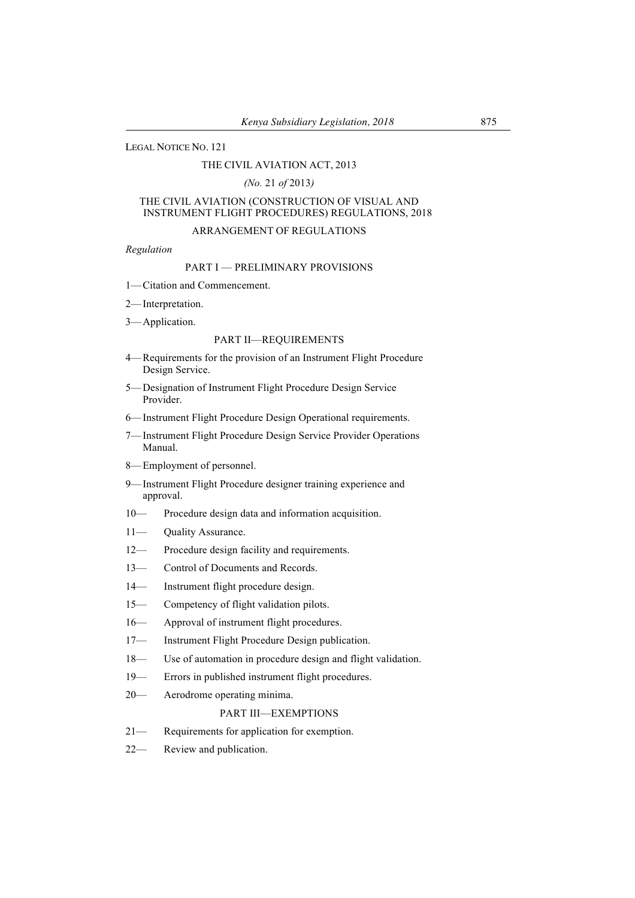LEGAL NOTICE NO. 121

THE CIVIL AVIATION ACT, 2013

*(No. 21 of 2013)*

THE CIVIL AVIATION (CONSTRUCTION OF VISUAL AND INSTRUMENT FLIGHT PROCEDURES) REGULATIONS, 2018

ARRANGEMENT OF REGULATIONS

*Regulation*

PART I — PRELIMINARY PROVISIONS

1— Citation and Commencement.

2— Interpretation.

3— Application.

PART II—REQUIREMENTS

4— Requirements for the provision of an Instrument Flight Procedure Design Service.

5— Designation of Instrument Flight Procedure Design Service Provider.

6— Instrument Flight Procedure Design Operational requirements.

7— Instrument Flight Procedure Design Service Provider Operations Manual.

8— Employment of personnel.

9— Instrument Flight Procedure designer training experience and approval.

10— Procedure design data and information acquisition.

11— Quality Assurance.

12— Procedure design facility and requirements.

13— Control of Documents and Records.

14— Instrument flight procedure design.

15— Competency of flight validation pilots.

16— Approval of instrument flight procedures.

17— Instrument Flight Procedure Design publication.

18— Use of automation in procedure design and flight validation.

19— Errors in published instrument flight procedures.

20— Aerodrome operating minima.

PART III—EXEMPTIONS

21— Requirements for application for exemption.

22— Review and publication.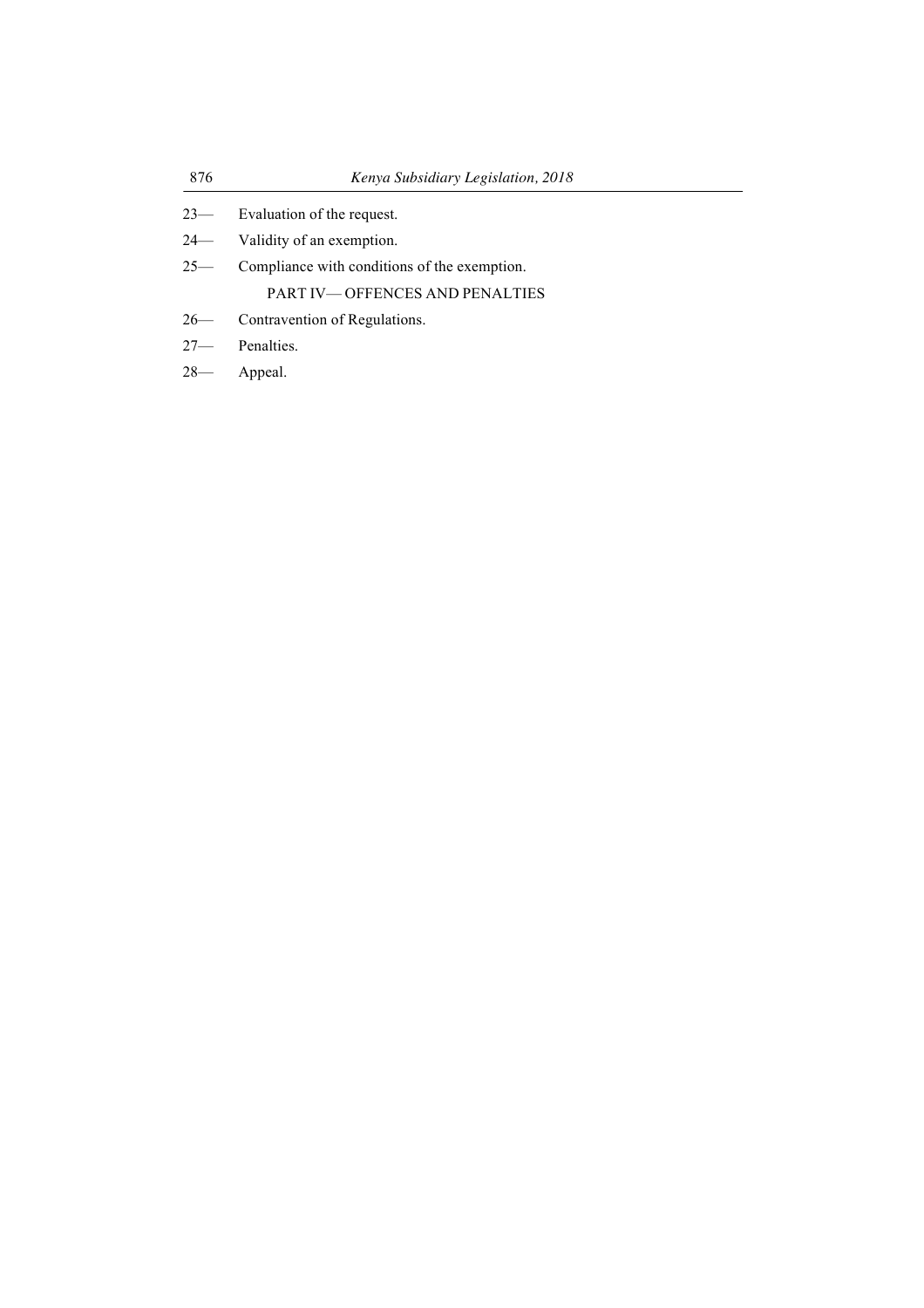23— Evaluation of the request.

24— Validity of an exemption.

25— Compliance with conditions of the exemption.

PART IV— OFFENCES AND PENALTIES

26— Contravention of Regulations.

27— Penalties.

28— Appeal.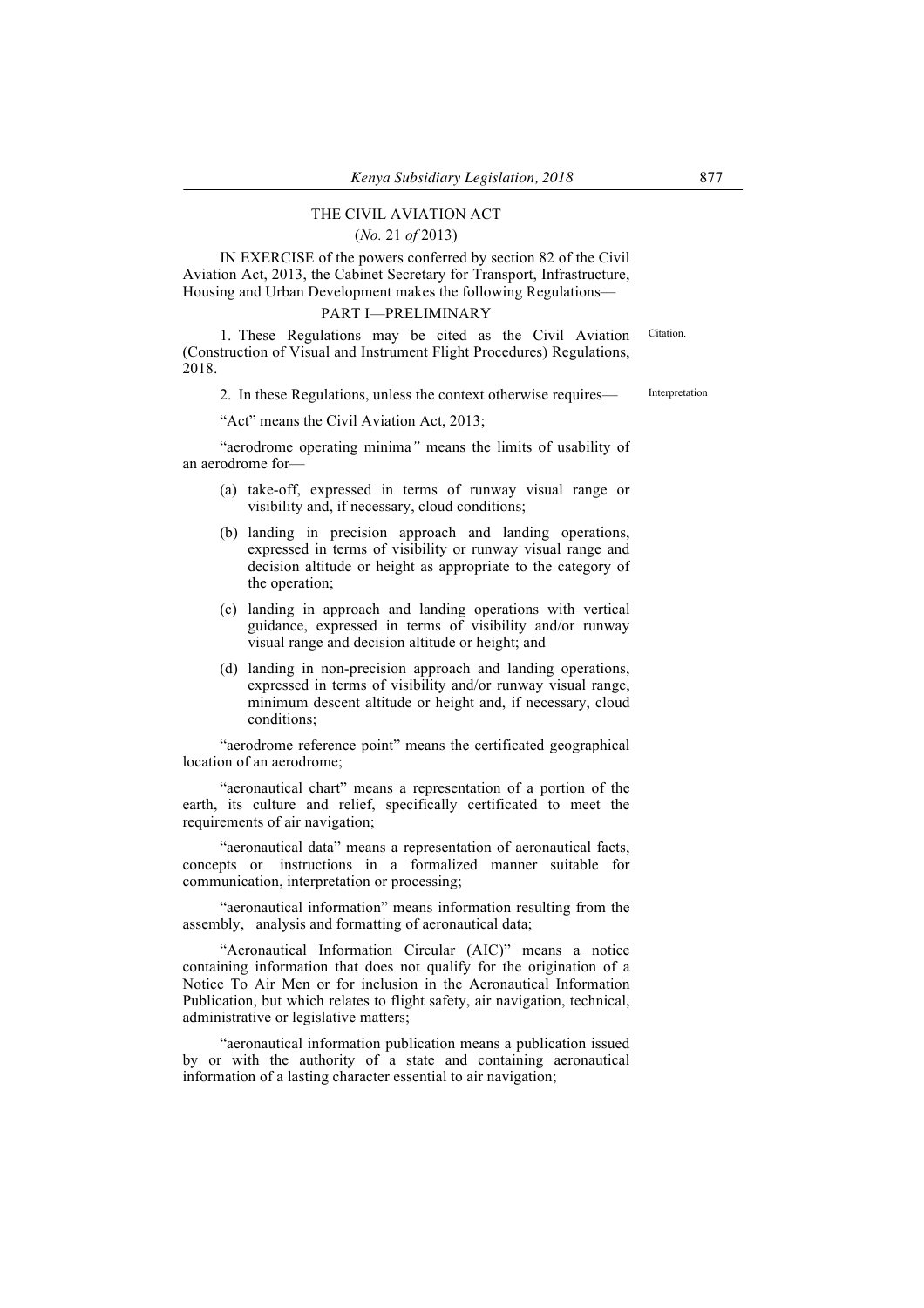# THE CIVIL AVIATION ACT

(*No.* 21 *of* 2013)

IN EXERCISE of the powers conferred by section 82 of the Civil Aviation Act, 2013, the Cabinet Secretary for Transport, Infrastructure, Housing and Urban Development makes the following Regulations—

## PART I—PRELIMINARY

Citation.

1. These Regulations may be cited as the Civil Aviation (Construction of Visual and Instrument Flight Procedures) Regulations, 2018.

Interpretation

2. In these Regulations, unless the context otherwise requires—

"Act" means the Civil Aviation Act, 2013;

"aerodrome operating minima*"* means the limits of usability of an aerodrome for—

(a) take-off, expressed in terms of runway visual range or visibility and, if necessary, cloud conditions;

(b) landing in precision approach and landing operations, expressed in terms of visibility or runway visual range and decision altitude or height as appropriate to the category of the operation;

(c) landing in approach and landing operations with vertical guidance, expressed in terms of visibility and/or runway visual range and decision altitude or height; and

(d) landing in non-precision approach and landing operations, expressed in terms of visibility and/or runway visual range, minimum descent altitude or height and, if necessary, cloud conditions;

"aerodrome reference point" means the certificated geographical location of an aerodrome;

"aeronautical chart" means a representation of a portion of the earth, its culture and relief, specifically certificated to meet the requirements of air navigation;

"aeronautical data" means a representation of aeronautical facts, concepts or instructions in a formalized manner suitable for communication, interpretation or processing;

"aeronautical information" means information resulting from the assembly, analysis and formatting of aeronautical data;

"Aeronautical Information Circular (AIC)" means a notice containing information that does not qualify for the origination of a Notice To Air Men or for inclusion in the Aeronautical Information Publication, but which relates to flight safety, air navigation, technical, administrative or legislative matters;

"aeronautical information publication means a publication issued by or with the authority of a state and containing aeronautical information of a lasting character essential to air navigation;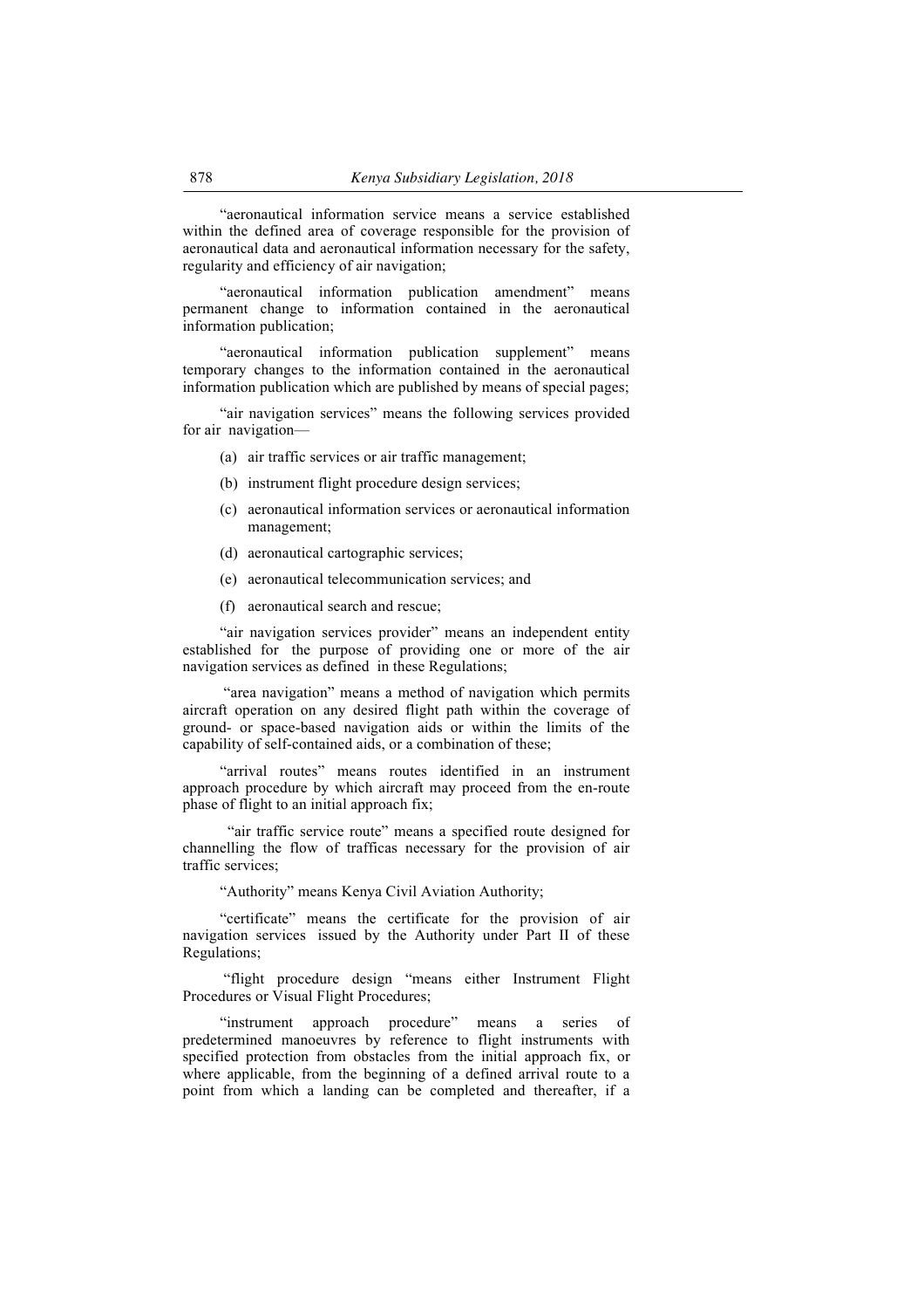"aeronautical information service means a service established within the defined area of coverage responsible for the provision of aeronautical data and aeronautical information necessary for the safety, regularity and efficiency of air navigation;

"aeronautical information publication amendment" means permanent change to information contained in the aeronautical information publication;

"aeronautical information publication supplement" means temporary changes to the information contained in the aeronautical information publication which are published by means of special pages;

"air navigation services" means the following services provided for air navigation—

(a) air traffic services or air traffic management;

(b) instrument flight procedure design services;

(c) aeronautical information services or aeronautical information management;

(d) aeronautical cartographic services;

(e) aeronautical telecommunication services; and

(f) aeronautical search and rescue;

"air navigation services provider" means an independent entity established for the purpose of providing one or more of the air navigation services as defined in these Regulations;

"area navigation" means a method of navigation which permits aircraft operation on any desired flight path within the coverage of ground- or space-based navigation aids or within the limits of the capability of self-contained aids, or a combination of these;

"arrival routes" means routes identified in an instrument approach procedure by which aircraft may proceed from the en-route phase of flight to an initial approach fix;

"air traffic service route" means a specified route designed for channelling the flow of trafficas necessary for the provision of air traffic services;

"Authority" means Kenya Civil Aviation Authority;

"certificate" means the certificate for the provision of air navigation services issued by the Authority under Part II of these Regulations;

"flight procedure design "means either Instrument Flight Procedures or Visual Flight Procedures;

"instrument approach procedure" means a series of predetermined manoeuvres by reference to flight instruments with specified protection from obstacles from the initial approach fix, or where applicable, from the beginning of a defined arrival route to a point from which a landing can be completed and thereafter, if a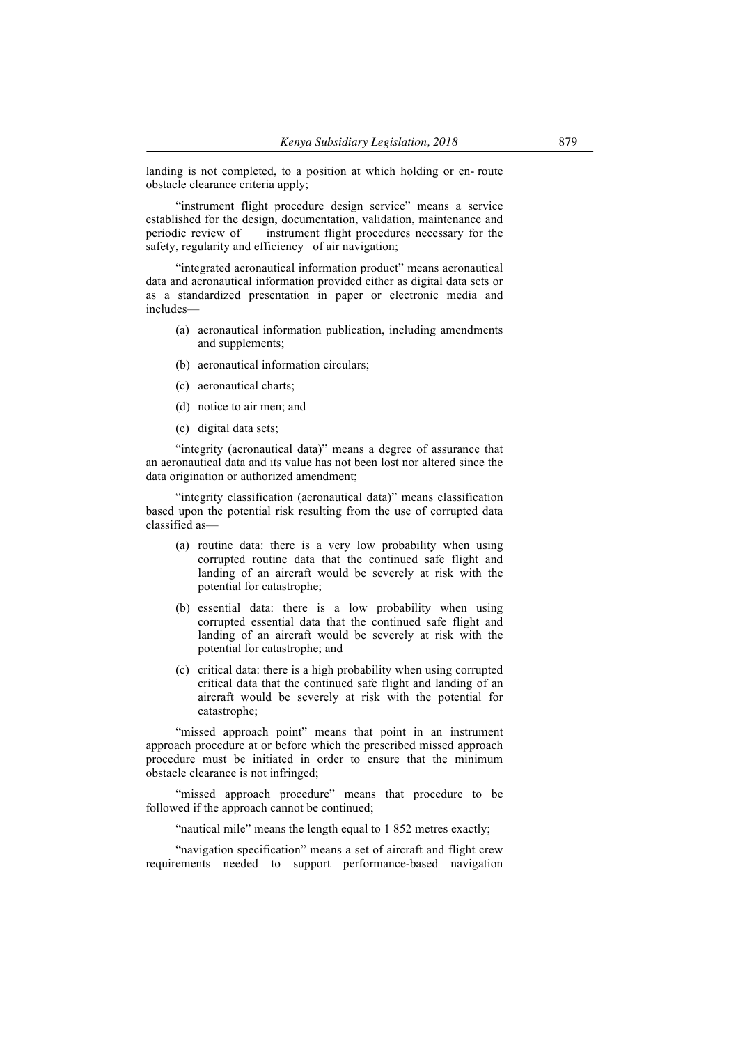landing is not completed, to a position at which holding or en- route obstacle clearance criteria apply;

"instrument flight procedure design service" means a service established for the design, documentation, validation, maintenance and periodic review of instrument flight procedures necessary for the safety, regularity and efficiency of air navigation;

"integrated aeronautical information product" means aeronautical data and aeronautical information provided either as digital data sets or as a standardized presentation in paper or electronic media and includes—

(a) aeronautical information publication, including amendments and supplements;

(b) aeronautical information circulars;

(c) aeronautical charts;

(d) notice to air men; and

(e) digital data sets;

"integrity (aeronautical data)" means a degree of assurance that an aeronautical data and its value has not been lost nor altered since the data origination or authorized amendment;

"integrity classification (aeronautical data)" means classification based upon the potential risk resulting from the use of corrupted data classified as—

(a) routine data: there is a very low probability when using corrupted routine data that the continued safe flight and landing of an aircraft would be severely at risk with the potential for catastrophe;

(b) essential data: there is a low probability when using corrupted essential data that the continued safe flight and landing of an aircraft would be severely at risk with the potential for catastrophe; and

(c) critical data: there is a high probability when using corrupted critical data that the continued safe flight and landing of an aircraft would be severely at risk with the potential for catastrophe;

"missed approach point" means that point in an instrument approach procedure at or before which the prescribed missed approach procedure must be initiated in order to ensure that the minimum obstacle clearance is not infringed;

"missed approach procedure" means that procedure to be followed if the approach cannot be continued;

"nautical mile" means the length equal to 1 852 metres exactly;

"navigation specification" means a set of aircraft and flight crew requirements needed to support performance-based navigation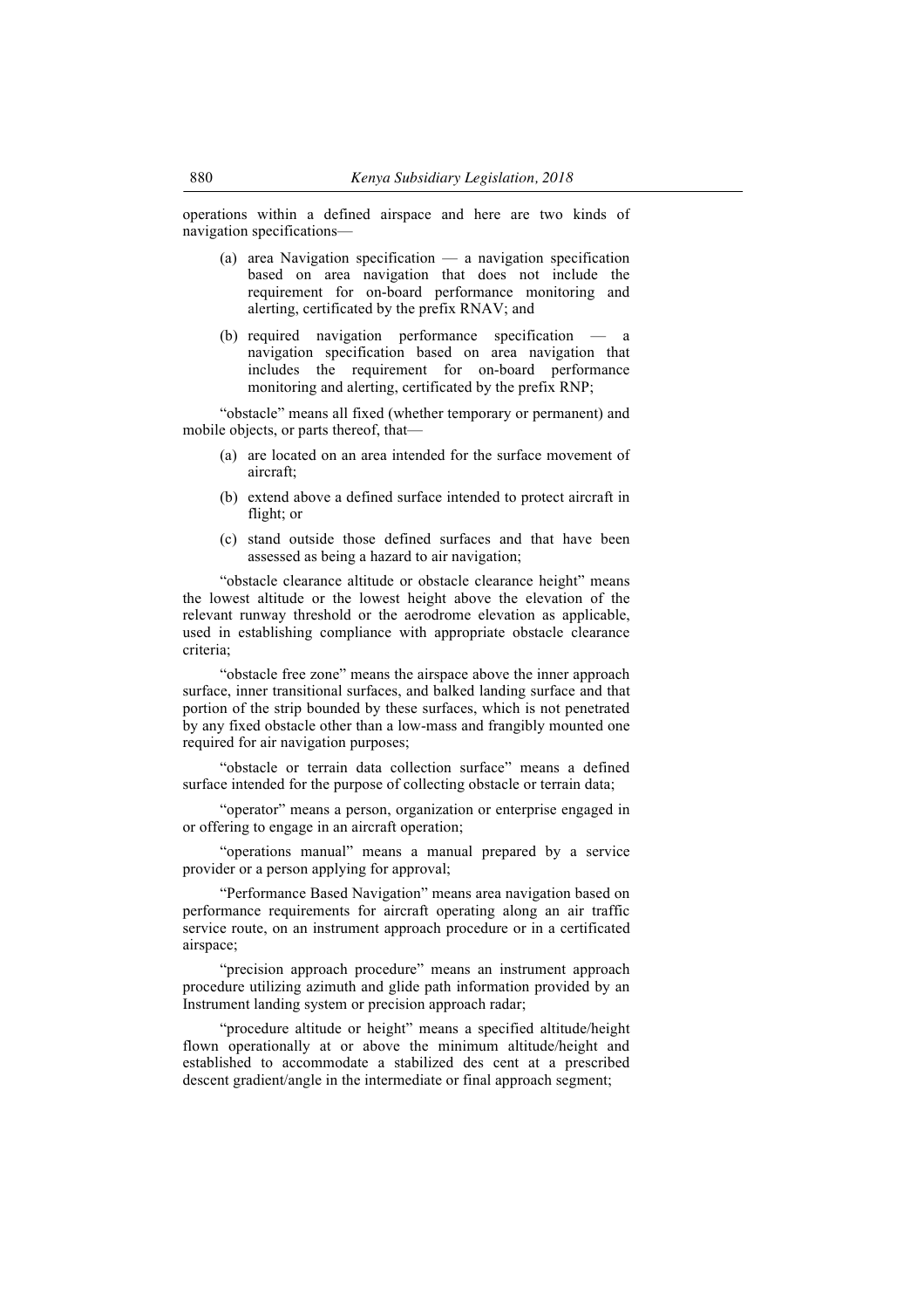operations within a defined airspace and here are two kinds of navigation specifications—

(a) area Navigation specification — a navigation specification based on area navigation that does not include the requirement for on-board performance monitoring and alerting, certificated by the prefix RNAV; and

(b) required navigation performance specification — a navigation specification based on area navigation that includes the requirement for on-board performance monitoring and alerting, certificated by the prefix RNP;

"obstacle" means all fixed (whether temporary or permanent) and mobile objects, or parts thereof, that—

(a) are located on an area intended for the surface movement of aircraft;

(b) extend above a defined surface intended to protect aircraft in flight; or

(c) stand outside those defined surfaces and that have been assessed as being a hazard to air navigation;

"obstacle clearance altitude or obstacle clearance height" means the lowest altitude or the lowest height above the elevation of the relevant runway threshold or the aerodrome elevation as applicable, used in establishing compliance with appropriate obstacle clearance criteria;

"obstacle free zone" means the airspace above the inner approach surface, inner transitional surfaces, and balked landing surface and that portion of the strip bounded by these surfaces, which is not penetrated by any fixed obstacle other than a low-mass and frangibly mounted one required for air navigation purposes;

"obstacle or terrain data collection surface" means a defined surface intended for the purpose of collecting obstacle or terrain data;

"operator" means a person, organization or enterprise engaged in or offering to engage in an aircraft operation;

"operations manual" means a manual prepared by a service provider or a person applying for approval;

"Performance Based Navigation" means area navigation based on performance requirements for aircraft operating along an air traffic service route, on an instrument approach procedure or in a certificated airspace;

"precision approach procedure" means an instrument approach procedure utilizing azimuth and glide path information provided by an Instrument landing system or precision approach radar;

"procedure altitude or height" means a specified altitude/height flown operationally at or above the minimum altitude/height and established to accommodate a stabilized des cent at a prescribed descent gradient/angle in the intermediate or final approach segment;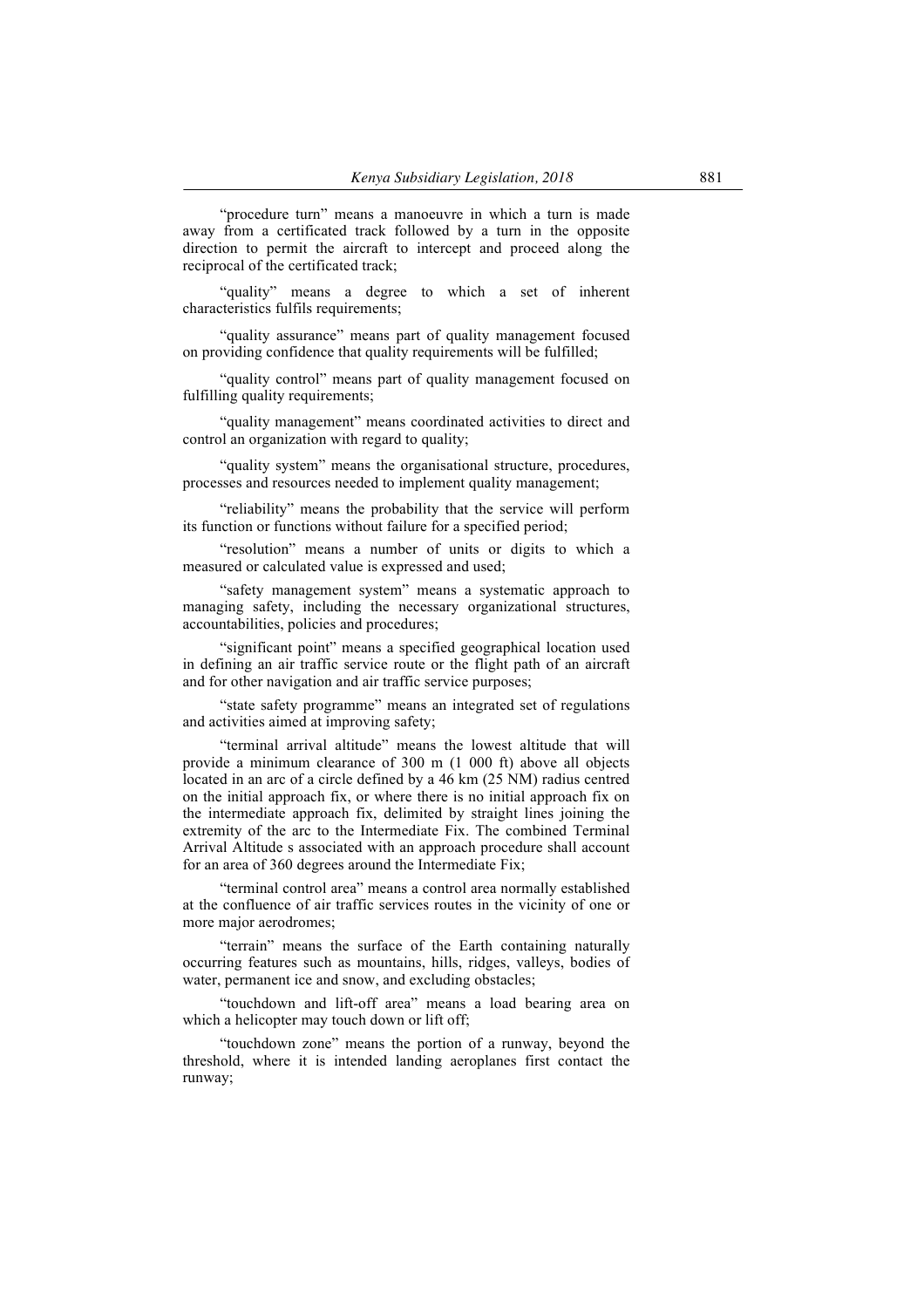"procedure turn" means a manoeuvre in which a turn is made away from a certificated track followed by a turn in the opposite direction to permit the aircraft to intercept and proceed along the reciprocal of the certificated track;

"quality" means a degree to which a set of inherent characteristics fulfils requirements;

"quality assurance" means part of quality management focused on providing confidence that quality requirements will be fulfilled;

"quality control" means part of quality management focused on fulfilling quality requirements;

"quality management" means coordinated activities to direct and control an organization with regard to quality;

"quality system" means the organisational structure, procedures, processes and resources needed to implement quality management;

"reliability" means the probability that the service will perform its function or functions without failure for a specified period;

"resolution" means a number of units or digits to which a measured or calculated value is expressed and used;

"safety management system" means a systematic approach to managing safety, including the necessary organizational structures, accountabilities, policies and procedures;

"significant point" means a specified geographical location used in defining an air traffic service route or the flight path of an aircraft and for other navigation and air traffic service purposes;

"state safety programme" means an integrated set of regulations and activities aimed at improving safety;

"terminal arrival altitude" means the lowest altitude that will provide a minimum clearance of 300 m (1 000 ft) above all objects located in an arc of a circle defined by a 46 km (25 NM) radius centred on the initial approach fix, or where there is no initial approach fix on the intermediate approach fix, delimited by straight lines joining the extremity of the arc to the Intermediate Fix. The combined Terminal Arrival Altitude s associated with an approach procedure shall account for an area of 360 degrees around the Intermediate Fix;

"terminal control area" means a control area normally established at the confluence of air traffic services routes in the vicinity of one or more major aerodromes;

"terrain" means the surface of the Earth containing naturally occurring features such as mountains, hills, ridges, valleys, bodies of water, permanent ice and snow, and excluding obstacles;

"touchdown and lift-off area" means a load bearing area on which a helicopter may touch down or lift off;

"touchdown zone" means the portion of a runway, beyond the threshold, where it is intended landing aeroplanes first contact the runway;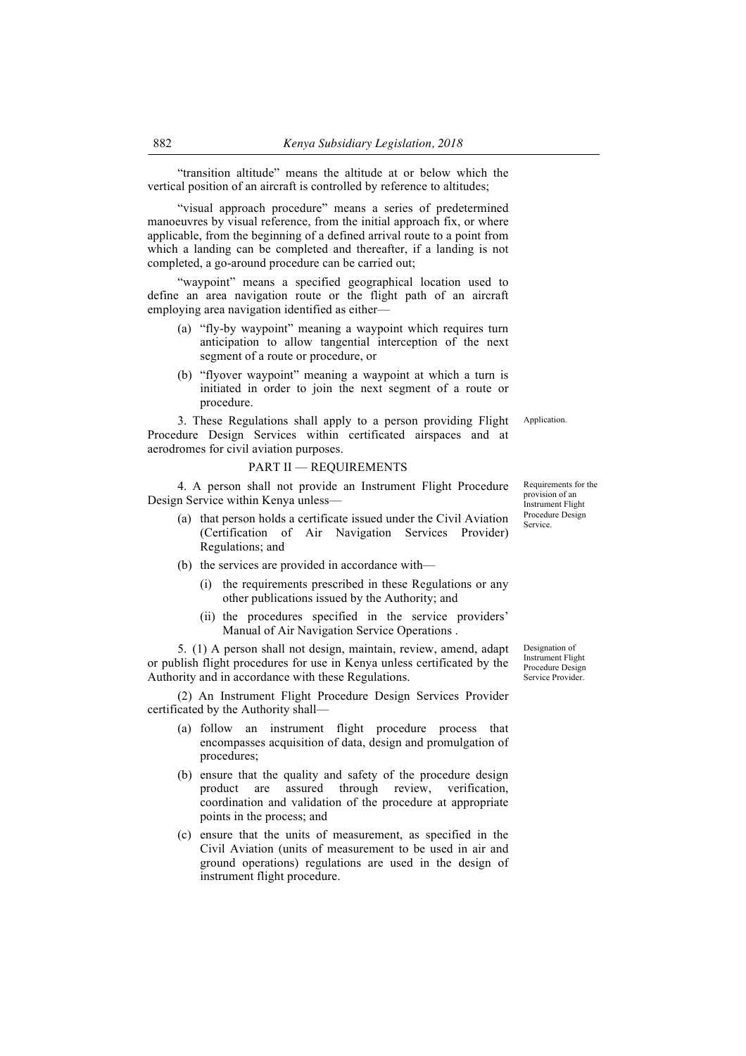"transition altitude" means the altitude at or below which the vertical position of an aircraft is controlled by reference to altitudes;

"visual approach procedure" means a series of predetermined manoeuvres by visual reference, from the initial approach fix, or where applicable, from the beginning of a defined arrival route to a point from which a landing can be completed and thereafter, if a landing is not completed, a go-around procedure can be carried out;

"waypoint" means a specified geographical location used to define an area navigation route or the flight path of an aircraft employing area navigation identified as either—

(a) "fly-by waypoint" meaning a waypoint which requires turn anticipation to allow tangential interception of the next segment of a route or procedure, or

(b) "flyover waypoint" meaning a waypoint at which a turn is initiated in order to join the next segment of a route or procedure.

Application.

3. These Regulations shall apply to a person providing Flight Procedure Design Services within certificated airspaces and at aerodromes for civil aviation purposes.

## PART II — REQUIREMENTS

Requirements for the provision of an Instrument Flight Procedure Design Service.

4. A person shall not provide an Instrument Flight Procedure Design Service within Kenya unless—

(a) that person holds a certificate issued under the Civil Aviation (Certification of Air Navigation Services Provider) Regulations; and

(b) the services are provided in accordance with—

(i) the requirements prescribed in these Regulations or any other publications issued by the Authority; and

(ii) the procedures specified in the service providers' Manual of Air Navigation Service Operations .

Designation of Instrument Flight Procedure Design Service Provider.

5. (1) A person shall not design, maintain, review, amend, adapt or publish flight procedures for use in Kenya unless certificated by the Authority and in accordance with these Regulations.

(2) An Instrument Flight Procedure Design Services Provider certificated by the Authority shall—

(a) follow an instrument flight procedure process that encompasses acquisition of data, design and promulgation of procedures;

(b) ensure that the quality and safety of the procedure design product are assured through review, verification, coordination and validation of the procedure at appropriate points in the process; and

(c) ensure that the units of measurement, as specified in the Civil Aviation (units of measurement to be used in air and ground operations) regulations are used in the design of instrument flight procedure.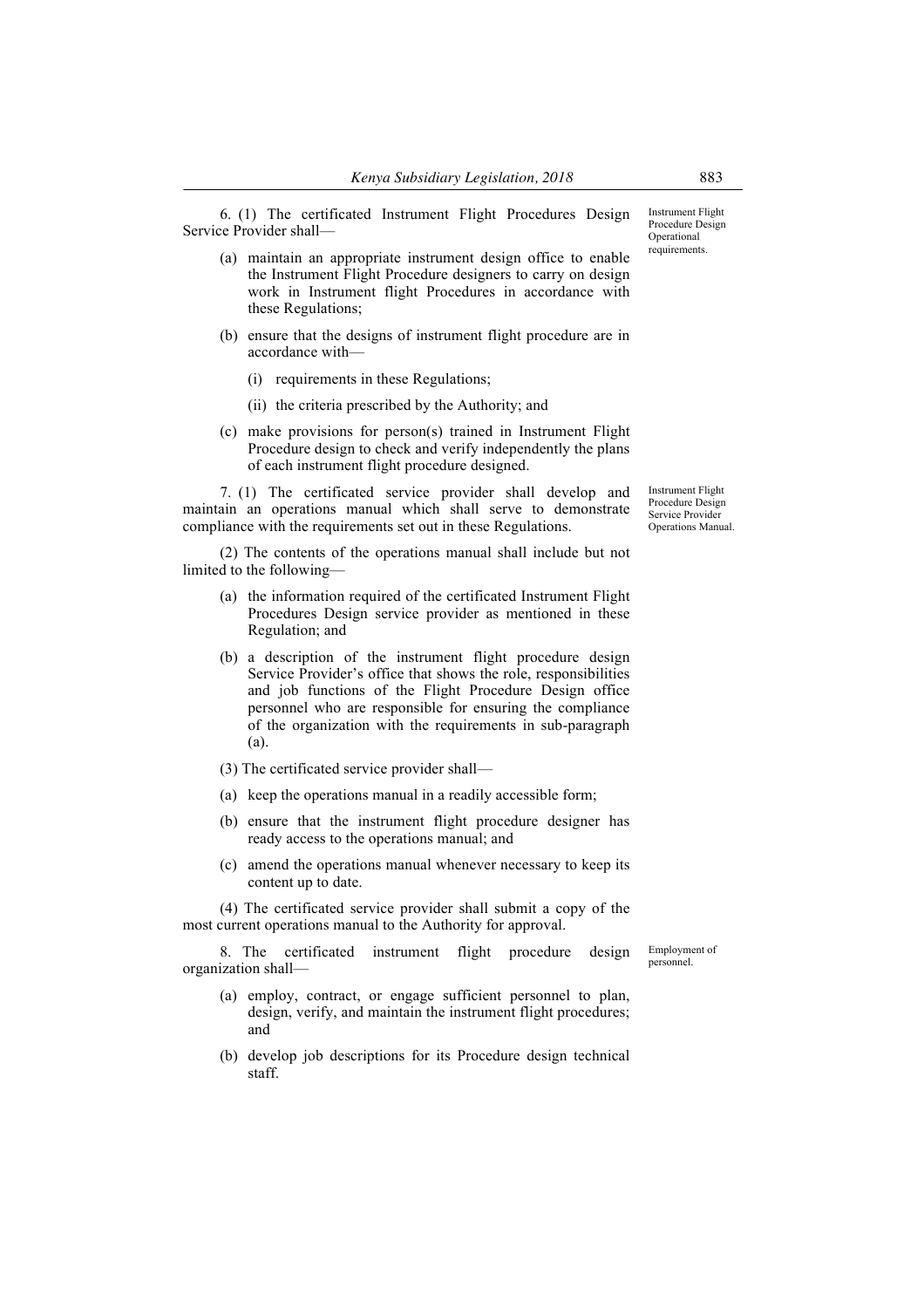**Instrument Flight Procedure Design Operational requirements.**

6. (1) The certificated Instrument Flight Procedures Design Service Provider shall—

(a) maintain an appropriate instrument design office to enable the Instrument Flight Procedure designers to carry on design work in Instrument flight Procedures in accordance with these Regulations;

(b) ensure that the designs of instrument flight procedure are in accordance with—

(i) requirements in these Regulations;

(ii) the criteria prescribed by the Authority; and

(c) make provisions for person(s) trained in Instrument Flight Procedure design to check and verify independently the plans of each instrument flight procedure designed.

**Instrument Flight Procedure Design Service Provider Operations Manual.**

7. (1) The certificated service provider shall develop and maintain an operations manual which shall serve to demonstrate compliance with the requirements set out in these Regulations.

(2) The contents of the operations manual shall include but not limited to the following—

(a) the information required of the certificated Instrument Flight Procedures Design service provider as mentioned in these Regulation; and

(b) a description of the instrument flight procedure design Service Provider's office that shows the role, responsibilities and job functions of the Flight Procedure Design office personnel who are responsible for ensuring the compliance of the organization with the requirements in sub-paragraph (a).

(3) The certificated service provider shall—

(a) keep the operations manual in a readily accessible form;

(b) ensure that the instrument flight procedure designer has ready access to the operations manual; and

(c) amend the operations manual whenever necessary to keep its content up to date.

(4) The certificated service provider shall submit a copy of the most current operations manual to the Authority for approval.

**Employment of personnel.**

8. The certificated instrument flight procedure design organization shall—

(a) employ, contract, or engage sufficient personnel to plan, design, verify, and maintain the instrument flight procedures; and

(b) develop job descriptions for its Procedure design technical staff.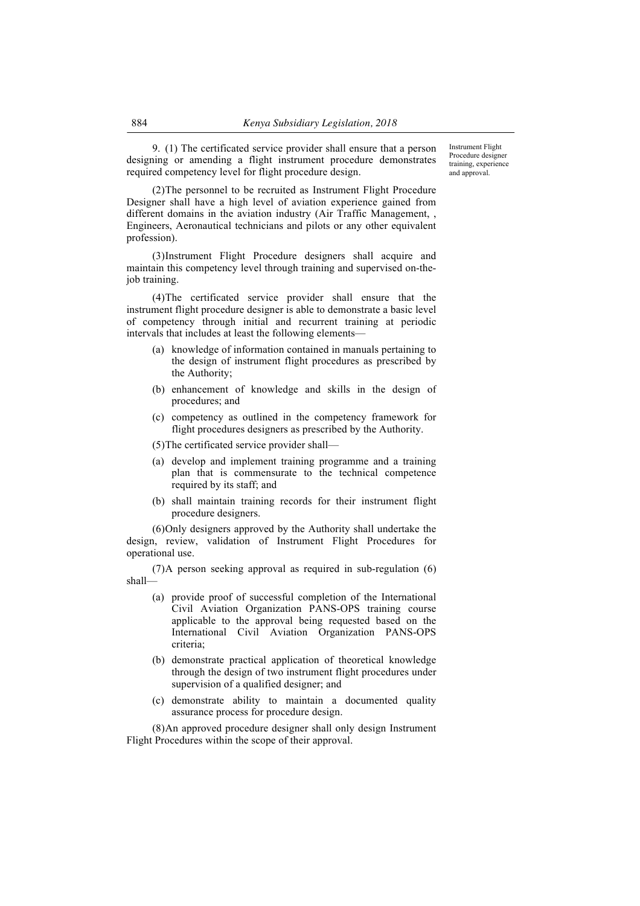Instrument Flight Procedure designer training, experience and approval.

9. (1) The certificated service provider shall ensure that a person designing or amending a flight instrument procedure demonstrates required competency level for flight procedure design.

(2)The personnel to be recruited as Instrument Flight Procedure Designer shall have a high level of aviation experience gained from different domains in the aviation industry (Air Traffic Management, , Engineers, Aeronautical technicians and pilots or any other equivalent profession).

(3)Instrument Flight Procedure designers shall acquire and maintain this competency level through training and supervised on-the-job training.

(4)The certificated service provider shall ensure that the instrument flight procedure designer is able to demonstrate a basic level of competency through initial and recurrent training at periodic intervals that includes at least the following elements—

- (a) knowledge of information contained in manuals pertaining to the design of instrument flight procedures as prescribed by the Authority;
- (b) enhancement of knowledge and skills in the design of procedures; and
- (c) competency as outlined in the competency framework for flight procedures designers as prescribed by the Authority.

(5)The certificated service provider shall—

- (a) develop and implement training programme and a training plan that is commensurate to the technical competence required by its staff; and
- (b) shall maintain training records for their instrument flight procedure designers.

(6)Only designers approved by the Authority shall undertake the design, review, validation of Instrument Flight Procedures for operational use.

(7)A person seeking approval as required in sub-regulation (6) shall—

- (a) provide proof of successful completion of the International Civil Aviation Organization PANS-OPS training course applicable to the approval being requested based on the International Civil Aviation Organization PANS-OPS criteria;
- (b) demonstrate practical application of theoretical knowledge through the design of two instrument flight procedures under supervision of a qualified designer; and
- (c) demonstrate ability to maintain a documented quality assurance process for procedure design.

(8)An approved procedure designer shall only design Instrument Flight Procedures within the scope of their approval.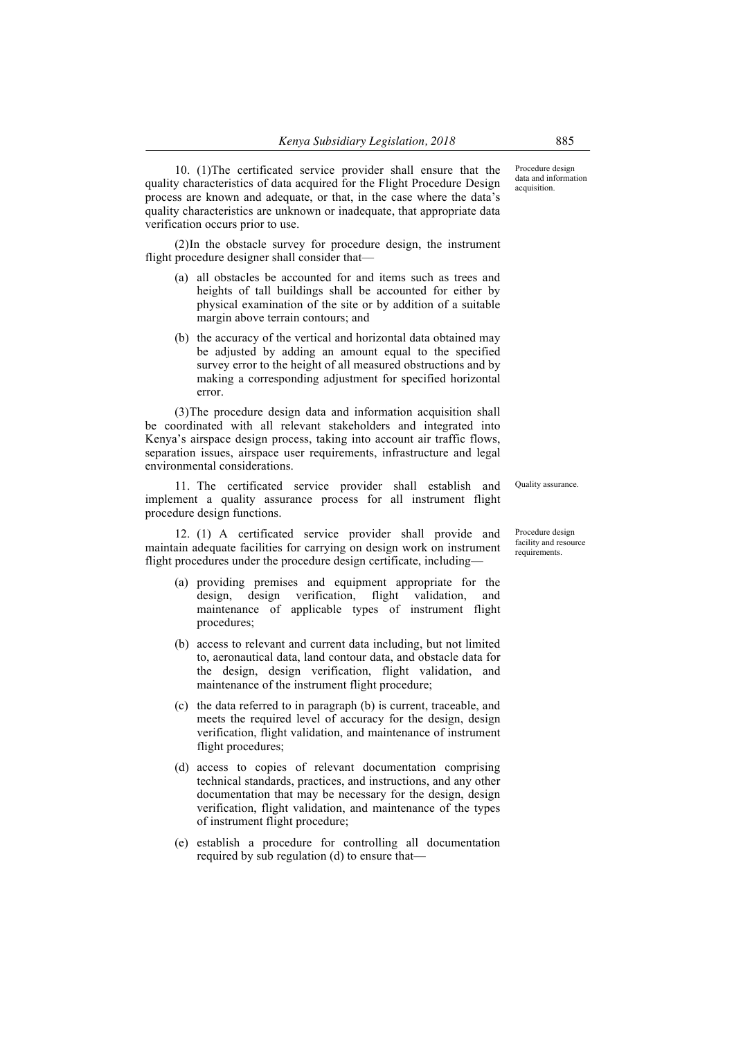10. (1)The certificated service provider shall ensure that the quality characteristics of data acquired for the Flight Procedure Design process are known and adequate, or that, in the case where the data's quality characteristics are unknown or inadequate, that appropriate data verification occurs prior to use.

Procedure design data and information acquisition.

(2)In the obstacle survey for procedure design, the instrument flight procedure designer shall consider that—

(a) all obstacles be accounted for and items such as trees and heights of tall buildings shall be accounted for either by physical examination of the site or by addition of a suitable margin above terrain contours; and

(b) the accuracy of the vertical and horizontal data obtained may be adjusted by adding an amount equal to the specified survey error to the height of all measured obstructions and by making a corresponding adjustment for specified horizontal error.

(3)The procedure design data and information acquisition shall be coordinated with all relevant stakeholders and integrated into Kenya's airspace design process, taking into account air traffic flows, separation issues, airspace user requirements, infrastructure and legal environmental considerations.

11. The certificated service provider shall establish and implement a quality assurance process for all instrument flight procedure design functions.

Quality assurance.

12. (1) A certificated service provider shall provide and maintain adequate facilities for carrying on design work on instrument flight procedures under the procedure design certificate, including—

Procedure design facility and resource requirements.

(a) providing premises and equipment appropriate for the design, design verification, flight validation, and maintenance of applicable types of instrument flight procedures;

(b) access to relevant and current data including, but not limited to, aeronautical data, land contour data, and obstacle data for the design, design verification, flight validation, and maintenance of the instrument flight procedure;

(c) the data referred to in paragraph (b) is current, traceable, and meets the required level of accuracy for the design, design verification, flight validation, and maintenance of instrument flight procedures;

(d) access to copies of relevant documentation comprising technical standards, practices, and instructions, and any other documentation that may be necessary for the design, design verification, flight validation, and maintenance of the types of instrument flight procedure;

(e) establish a procedure for controlling all documentation required by sub regulation (d) to ensure that—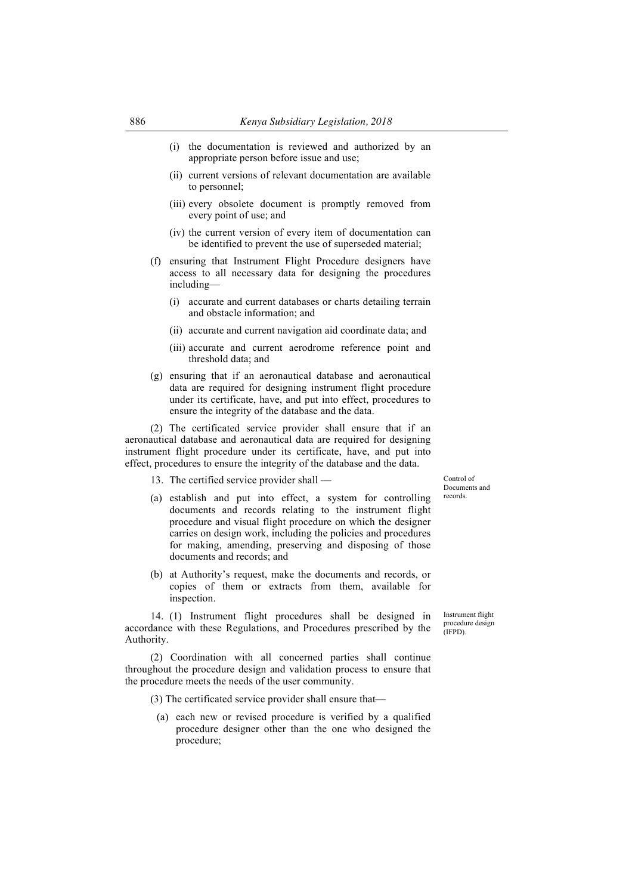(i) the documentation is reviewed and authorized by an appropriate person before issue and use;

(ii) current versions of relevant documentation are available to personnel;

(iii) every obsolete document is promptly removed from every point of use; and

(iv) the current version of every item of documentation can be identified to prevent the use of superseded material;

(f) ensuring that Instrument Flight Procedure designers have access to all necessary data for designing the procedures including—

(i) accurate and current databases or charts detailing terrain and obstacle information; and

(ii) accurate and current navigation aid coordinate data; and

(iii) accurate and current aerodrome reference point and threshold data; and

(g) ensuring that if an aeronautical database and aeronautical data are required for designing instrument flight procedure under its certificate, have, and put into effect, procedures to ensure the integrity of the database and the data.

(2) The certificated service provider shall ensure that if an aeronautical database and aeronautical data are required for designing instrument flight procedure under its certificate, have, and put into effect, procedures to ensure the integrity of the database and the data.

*Control of Documents and records.*

13. The certified service provider shall —

(a) establish and put into effect, a system for controlling documents and records relating to the instrument flight procedure and visual flight procedure on which the designer carries on design work, including the policies and procedures for making, amending, preserving and disposing of those documents and records; and

(b) at Authority's request, make the documents and records, or copies of them or extracts from them, available for inspection.

*Instrument flight procedure design (IFPD).*

14. (1) Instrument flight procedures shall be designed in accordance with these Regulations, and Procedures prescribed by the Authority.

(2) Coordination with all concerned parties shall continue throughout the procedure design and validation process to ensure that the procedure meets the needs of the user community.

(3) The certificated service provider shall ensure that—

(a) each new or revised procedure is verified by a qualified procedure designer other than the one who designed the procedure;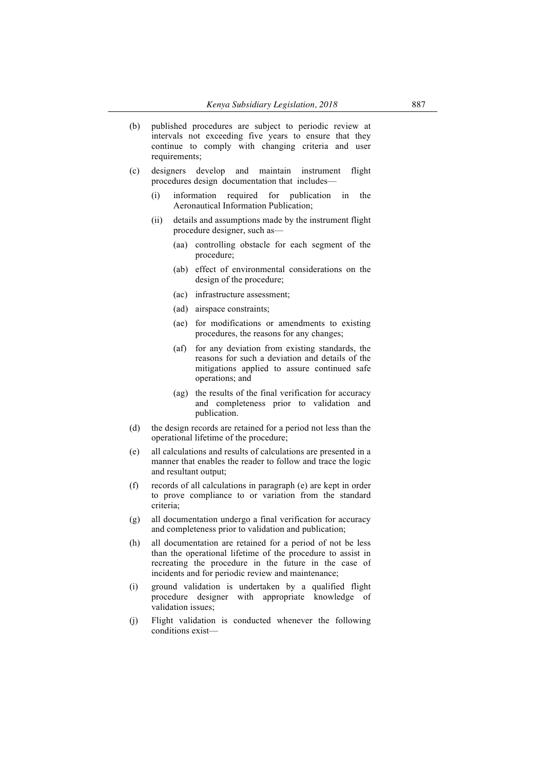(b) published procedures are subject to periodic review at intervals not exceeding five years to ensure that they continue to comply with changing criteria and user requirements;

(c) designers develop and maintain instrument flight procedures design documentation that includes—

   (i) information required for publication in the Aeronautical Information Publication;

   (ii) details and assumptions made by the instrument flight procedure designer, such as—

      (aa) controlling obstacle for each segment of the procedure;

      (ab) effect of environmental considerations on the design of the procedure;

      (ac) infrastructure assessment;

      (ad) airspace constraints;

      (ae) for modifications or amendments to existing procedures, the reasons for any changes;

      (af) for any deviation from existing standards, the reasons for such a deviation and details of the mitigations applied to assure continued safe operations; and

      (ag) the results of the final verification for accuracy and completeness prior to validation and publication.

(d) the design records are retained for a period not less than the operational lifetime of the procedure;

(e) all calculations and results of calculations are presented in a manner that enables the reader to follow and trace the logic and resultant output;

(f) records of all calculations in paragraph (e) are kept in order to prove compliance to or variation from the standard criteria;

(g) all documentation undergo a final verification for accuracy and completeness prior to validation and publication;

(h) all documentation are retained for a period of not be less than the operational lifetime of the procedure to assist in recreating the procedure in the future in the case of incidents and for periodic review and maintenance;

(i) ground validation is undertaken by a qualified flight procedure designer with appropriate knowledge of validation issues;

(j) Flight validation is conducted whenever the following conditions exist—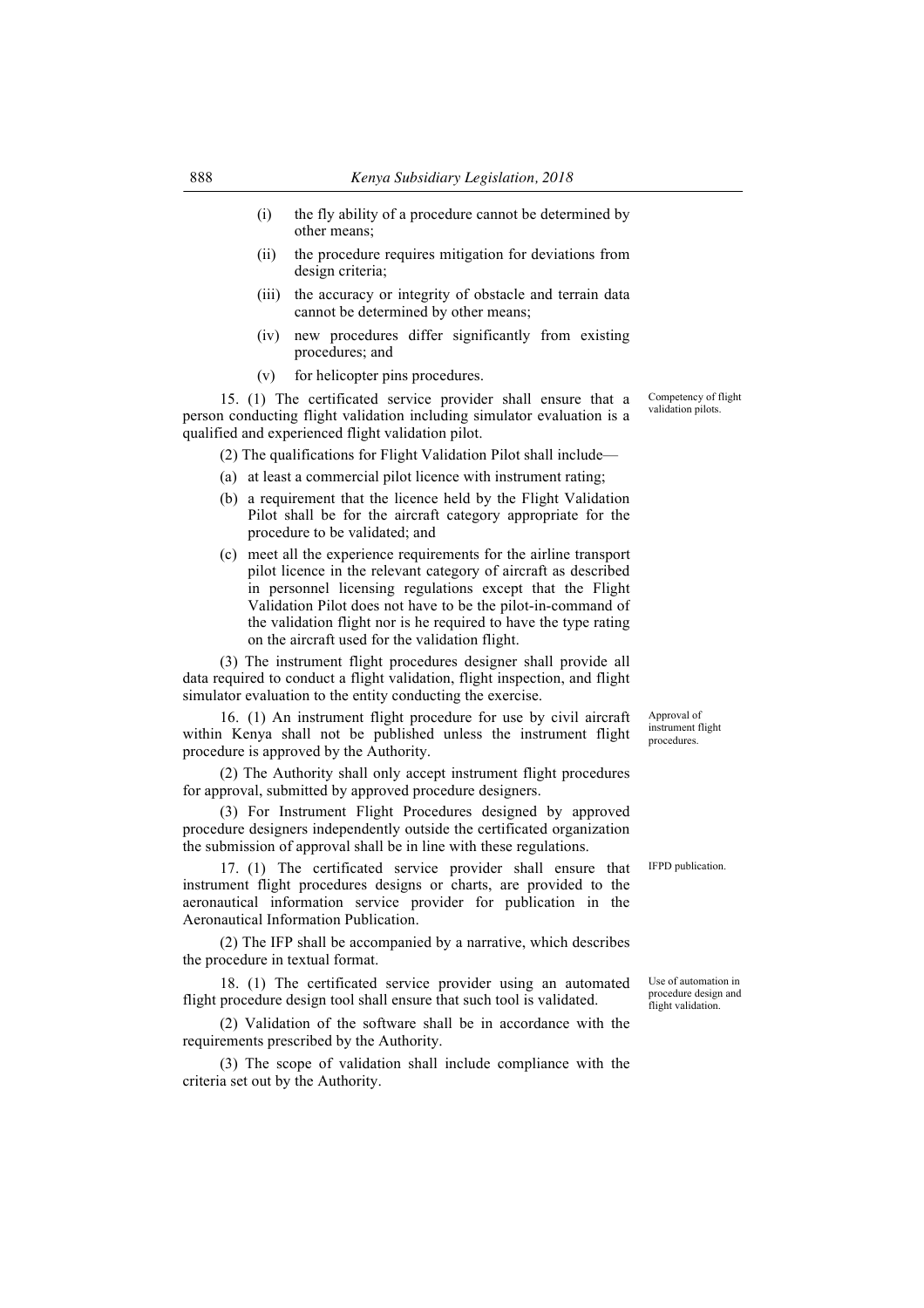(i) the fly ability of a procedure cannot be determined by other means;

(ii) the procedure requires mitigation for deviations from design criteria;

(iii) the accuracy or integrity of obstacle and terrain data cannot be determined by other means;

(iv) new procedures differ significantly from existing procedures; and

(v) for helicopter pins procedures.

*Competency of flight validation pilots.*

15. (1) The certificated service provider shall ensure that a person conducting flight validation including simulator evaluation is a qualified and experienced flight validation pilot.

(2) The qualifications for Flight Validation Pilot shall include—

(a) at least a commercial pilot licence with instrument rating;

(b) a requirement that the licence held by the Flight Validation Pilot shall be for the aircraft category appropriate for the procedure to be validated; and

(c) meet all the experience requirements for the airline transport pilot licence in the relevant category of aircraft as described in personnel licensing regulations except that the Flight Validation Pilot does not have to be the pilot-in-command of the validation flight nor is he required to have the type rating on the aircraft used for the validation flight.

(3) The instrument flight procedures designer shall provide all data required to conduct a flight validation, flight inspection, and flight simulator evaluation to the entity conducting the exercise.

*Approval of instrument flight procedures.*

16. (1) An instrument flight procedure for use by civil aircraft within Kenya shall not be published unless the instrument flight procedure is approved by the Authority.

(2) The Authority shall only accept instrument flight procedures for approval, submitted by approved procedure designers.

(3) For Instrument Flight Procedures designed by approved procedure designers independently outside the certificated organization the submission of approval shall be in line with these regulations.

*IFPD publication.*

17. (1) The certificated service provider shall ensure that instrument flight procedures designs or charts, are provided to the aeronautical information service provider for publication in the Aeronautical Information Publication.

(2) The IFP shall be accompanied by a narrative, which describes the procedure in textual format.

*Use of automation in procedure design and flight validation.*

18. (1) The certificated service provider using an automated flight procedure design tool shall ensure that such tool is validated.

(2) Validation of the software shall be in accordance with the requirements prescribed by the Authority.

(3) The scope of validation shall include compliance with the criteria set out by the Authority.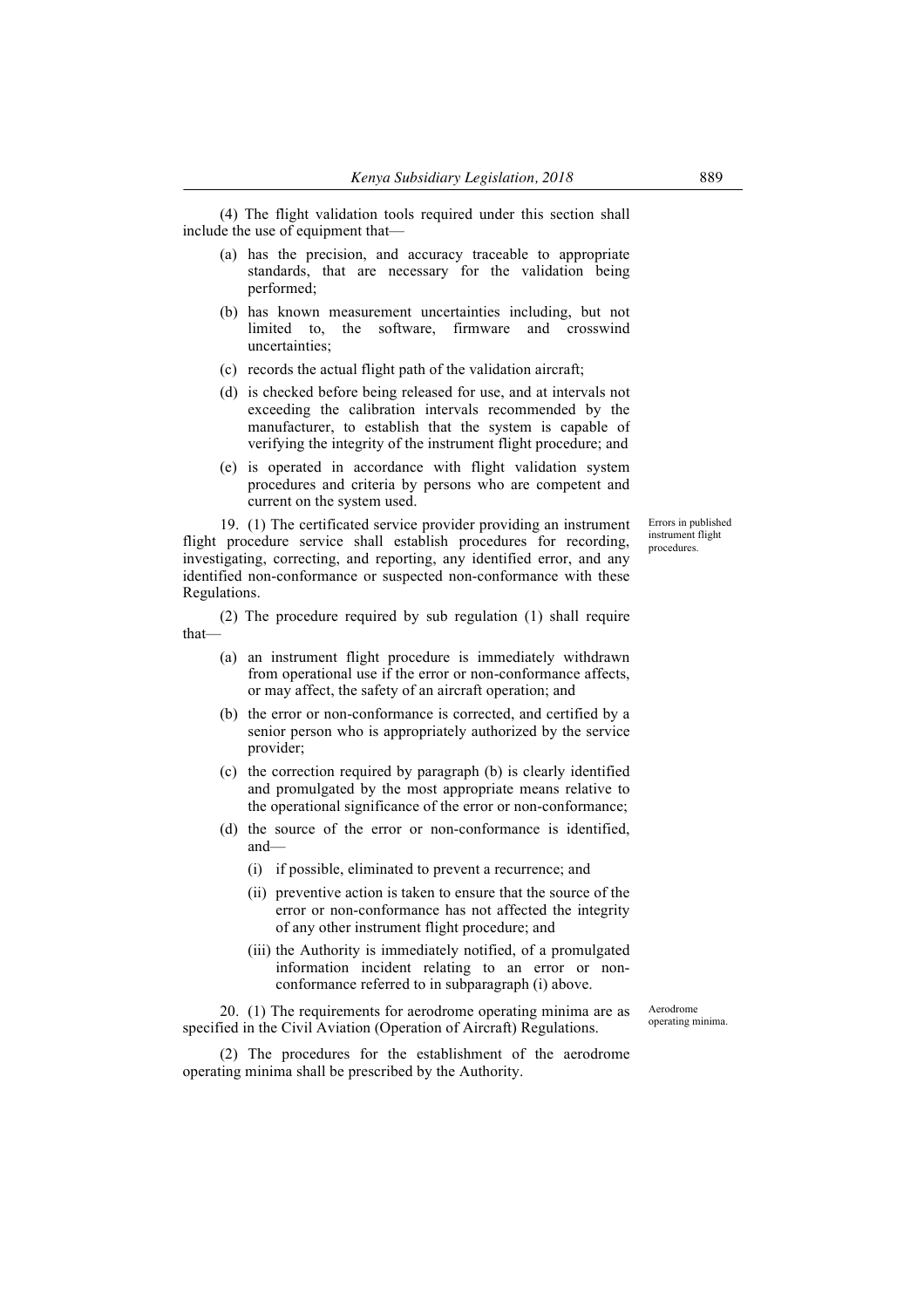(4) The flight validation tools required under this section shall include the use of equipment that—

(a) has the precision, and accuracy traceable to appropriate standards, that are necessary for the validation being performed;

(b) has known measurement uncertainties including, but not limited to, the software, firmware and crosswind uncertainties;

(c) records the actual flight path of the validation aircraft;

(d) is checked before being released for use, and at intervals not exceeding the calibration intervals recommended by the manufacturer, to establish that the system is capable of verifying the integrity of the instrument flight procedure; and

(e) is operated in accordance with flight validation system procedures and criteria by persons who are competent and current on the system used.

Errors in published instrument flight procedures.

19. (1) The certificated service provider providing an instrument flight procedure service shall establish procedures for recording, investigating, correcting, and reporting, any identified error, and any identified non-conformance or suspected non-conformance with these Regulations.

(2) The procedure required by sub regulation (1) shall require that—

(a) an instrument flight procedure is immediately withdrawn from operational use if the error or non-conformance affects, or may affect, the safety of an aircraft operation; and

(b) the error or non-conformance is corrected, and certified by a senior person who is appropriately authorized by the service provider;

(c) the correction required by paragraph (b) is clearly identified and promulgated by the most appropriate means relative to the operational significance of the error or non-conformance;

(d) the source of the error or non-conformance is identified, and—

(i) if possible, eliminated to prevent a recurrence; and

(ii) preventive action is taken to ensure that the source of the error or non-conformance has not affected the integrity of any other instrument flight procedure; and

(iii) the Authority is immediately notified, of a promulgated information incident relating to an error or non-conformance referred to in subparagraph (i) above.

Aerodrome operating minima.

20. (1) The requirements for aerodrome operating minima are as specified in the Civil Aviation (Operation of Aircraft) Regulations.

(2) The procedures for the establishment of the aerodrome operating minima shall be prescribed by the Authority.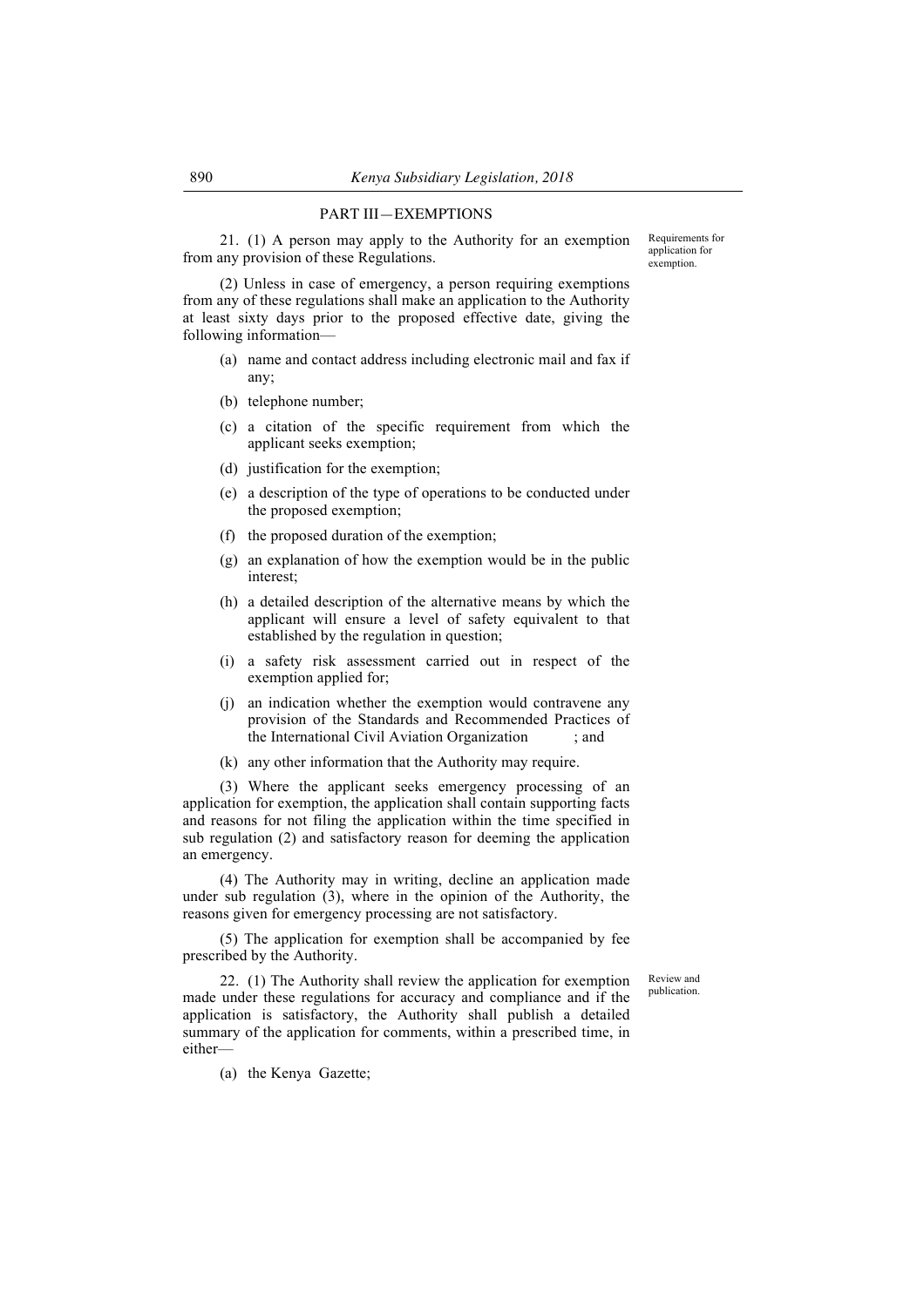## PART III—EXEMPTIONS

*Requirements for application for exemption.*

21. (1) A person may apply to the Authority for an exemption from any provision of these Regulations.

(2) Unless in case of emergency, a person requiring exemptions from any of these regulations shall make an application to the Authority at least sixty days prior to the proposed effective date, giving the following information—

(a) name and contact address including electronic mail and fax if any;

(b) telephone number;

(c) a citation of the specific requirement from which the applicant seeks exemption;

(d) justification for the exemption;

(e) a description of the type of operations to be conducted under the proposed exemption;

(f) the proposed duration of the exemption;

(g) an explanation of how the exemption would be in the public interest;

(h) a detailed description of the alternative means by which the applicant will ensure a level of safety equivalent to that established by the regulation in question;

(i) a safety risk assessment carried out in respect of the exemption applied for;

(j) an indication whether the exemption would contravene any provision of the Standards and Recommended Practices of the International Civil Aviation Organization ; and

(k) any other information that the Authority may require.

(3) Where the applicant seeks emergency processing of an application for exemption, the application shall contain supporting facts and reasons for not filing the application within the time specified in sub regulation (2) and satisfactory reason for deeming the application an emergency.

(4) The Authority may in writing, decline an application made under sub regulation (3), where in the opinion of the Authority, the reasons given for emergency processing are not satisfactory.

(5) The application for exemption shall be accompanied by fee prescribed by the Authority.

*Review and publication.*

22. (1) The Authority shall review the application for exemption made under these regulations for accuracy and compliance and if the application is satisfactory, the Authority shall publish a detailed summary of the application for comments, within a prescribed time, in either—

(a) the Kenya Gazette;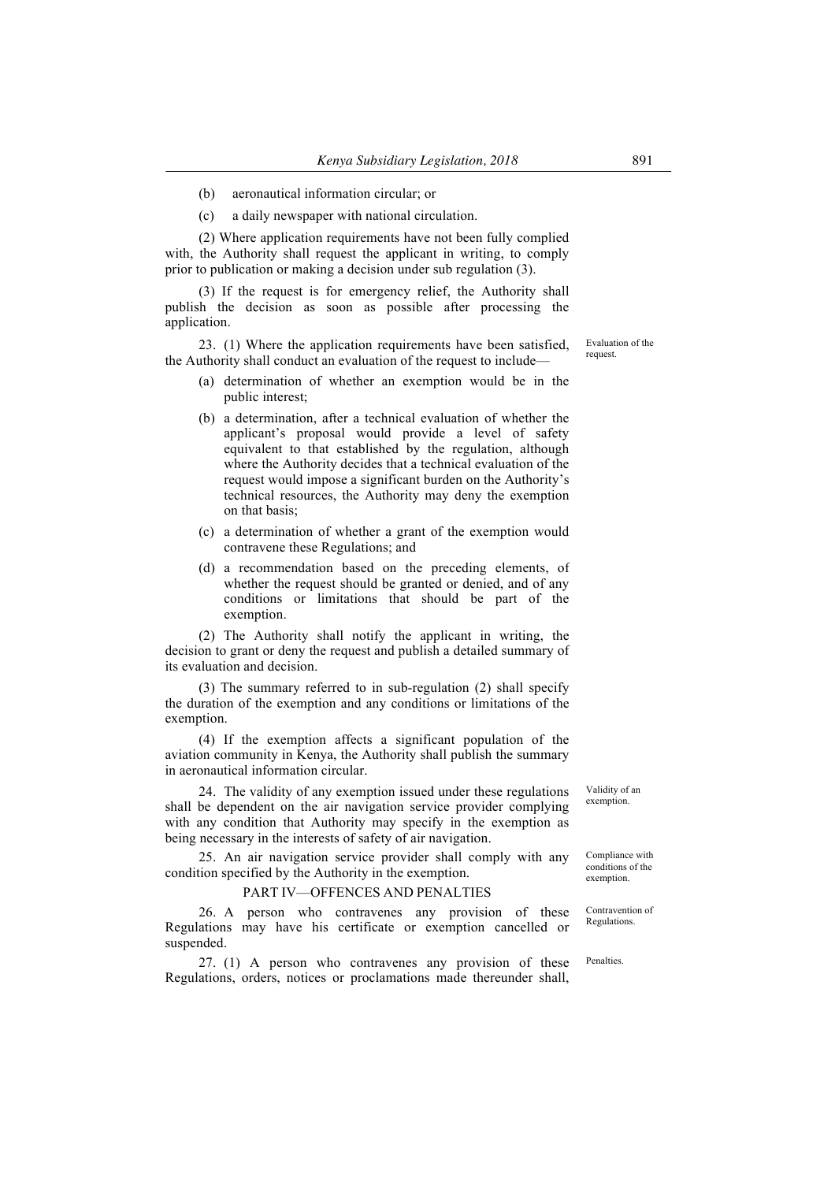(b) aeronautical information circular; or

(c) a daily newspaper with national circulation.

(2) Where application requirements have not been fully complied with, the Authority shall request the applicant in writing, to comply prior to publication or making a decision under sub regulation (3).

(3) If the request is for emergency relief, the Authority shall publish the decision as soon as possible after processing the application.

Evaluation of the request.

23. (1) Where the application requirements have been satisfied, the Authority shall conduct an evaluation of the request to include—

(a) determination of whether an exemption would be in the public interest;

(b) a determination, after a technical evaluation of whether the applicant's proposal would provide a level of safety equivalent to that established by the regulation, although where the Authority decides that a technical evaluation of the request would impose a significant burden on the Authority's technical resources, the Authority may deny the exemption on that basis;

(c) a determination of whether a grant of the exemption would contravene these Regulations; and

(d) a recommendation based on the preceding elements, of whether the request should be granted or denied, and of any conditions or limitations that should be part of the exemption.

(2) The Authority shall notify the applicant in writing, the decision to grant or deny the request and publish a detailed summary of its evaluation and decision.

(3) The summary referred to in sub-regulation (2) shall specify the duration of the exemption and any conditions or limitations of the exemption.

(4) If the exemption affects a significant population of the aviation community in Kenya, the Authority shall publish the summary in aeronautical information circular.

Validity of an exemption.

24. The validity of any exemption issued under these regulations shall be dependent on the air navigation service provider complying with any condition that Authority may specify in the exemption as being necessary in the interests of safety of air navigation.

Compliance with conditions of the exemption.

25. An air navigation service provider shall comply with any condition specified by the Authority in the exemption.

## PART IV—OFFENCES AND PENALTIES

Contravention of Regulations.

26. A person who contravenes any provision of these Regulations may have his certificate or exemption cancelled or suspended.

Penalties.

27. (1) A person who contravenes any provision of these Regulations, orders, notices or proclamations made thereunder shall,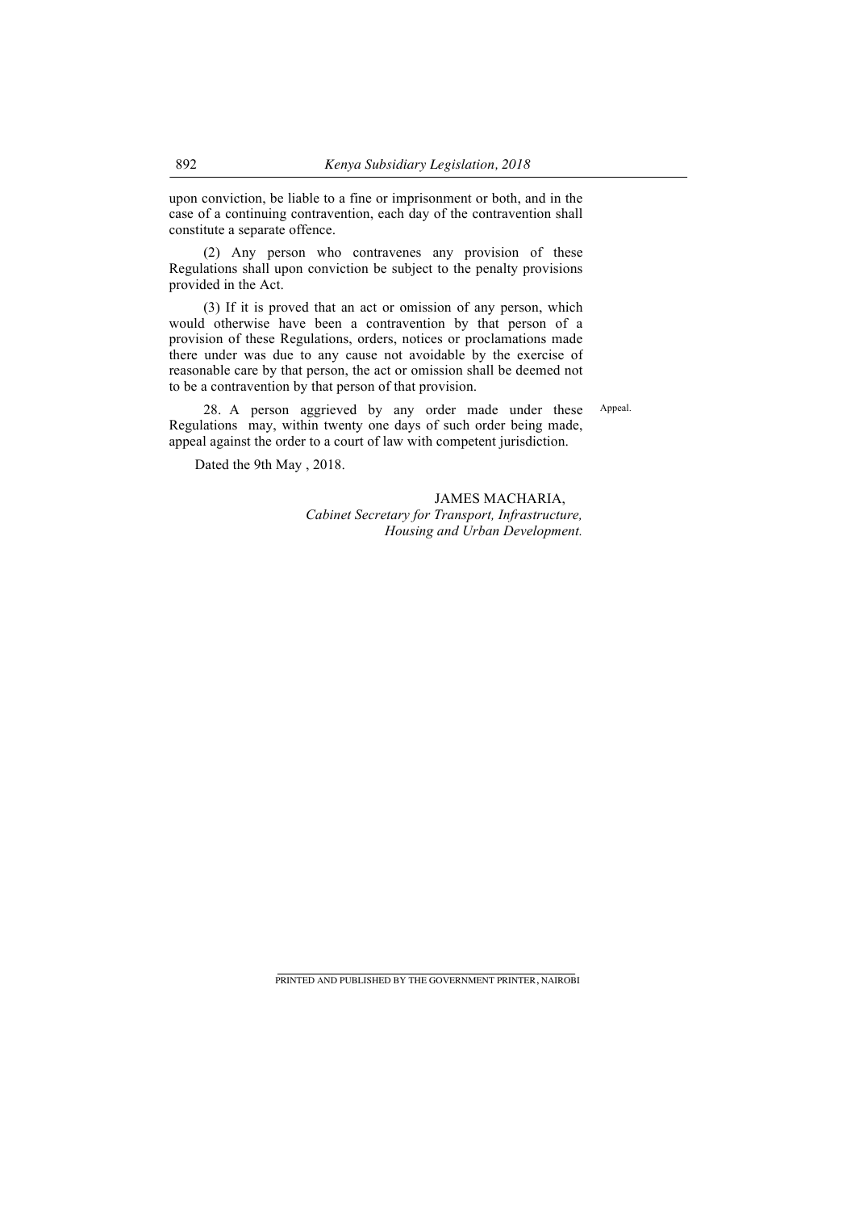upon conviction, be liable to a fine or imprisonment or both, and in the case of a continuing contravention, each day of the contravention shall constitute a separate offence.

(2) Any person who contravenes any provision of these Regulations shall upon conviction be subject to the penalty provisions provided in the Act.

(3) If it is proved that an act or omission of any person, which would otherwise have been a contravention by that person of a provision of these Regulations, orders, notices or proclamations made there under was due to any cause not avoidable by the exercise of reasonable care by that person, the act or omission shall be deemed not to be a contravention by that person of that provision.

Appeal.

28. A person aggrieved by any order made under these Regulations may, within twenty one days of such order being made, appeal against the order to a court of law with competent jurisdiction.

Dated the 9th May , 2018.

JAMES MACHARIA,
*Cabinet Secretary for Transport, Infrastructure, Housing and Urban Development.*

PRINTED AND PUBLISHED BY THE GOVERNMENT PRINTER, NAIROBI